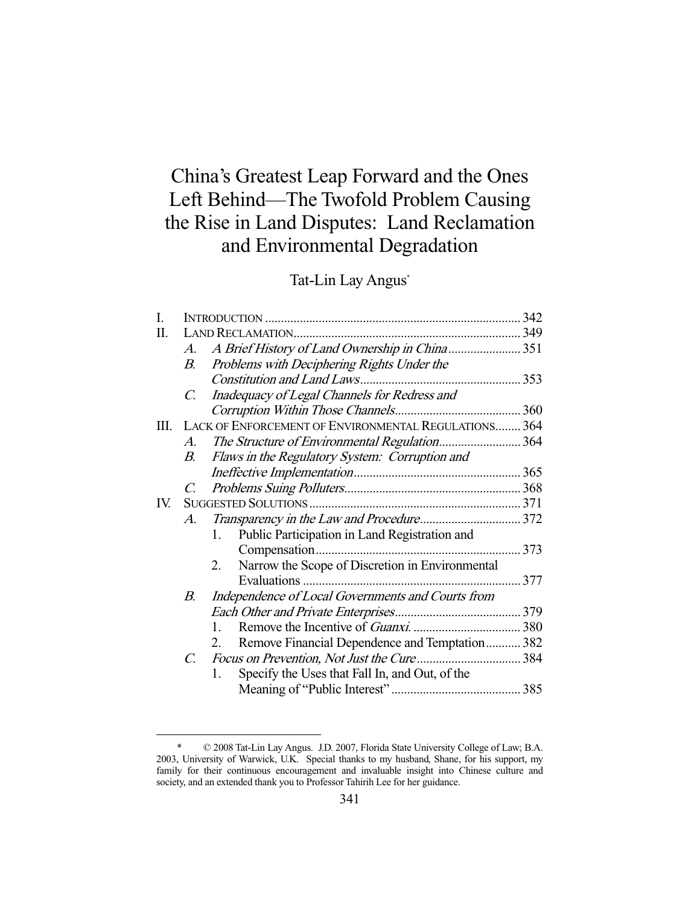# China's Greatest Leap Forward and the Ones Left Behind—The Twofold Problem Causing the Rise in Land Disputes: Land Reclamation and Environmental Degradation

Tat-Lin Lay Angus*

| | | | | |
|---|---|---|---|---|
| I. | INTRODUCTION | | | 342 |
| II. | LAND RECLAMATION | | | 349 |
| | *A.* | *A Brief History of Land Ownership in China* | | 351 |
| | *B.* | *Problems with Deciphering Rights Under the Constitution and Land Laws* | | 353 |
| | *C.* | *Inadequacy of Legal Channels for Redress and Corruption Within Those Channels* | | 360 |
| III. | LACK OF ENFORCEMENT OF ENVIRONMENTAL REGULATIONS | | | 364 |
| | *A.* | *The Structure of Environmental Regulation* | | 364 |
| | *B.* | *Flaws in the Regulatory System: Corruption and Ineffective Implementation* | | 365 |
| | *C.* | *Problems Suing Polluters* | | 368 |
| IV. | SUGGESTED SOLUTIONS | | | 371 |
| | *A.* | *Transparency in the Law and Procedure* | | 372 |
| | | 1. | Public Participation in Land Registration and Compensation | 373 |
| | | 2. | Narrow the Scope of Discretion in Environmental Evaluations | 377 |
| | *B.* | *Independence of Local Governments and Courts from Each Other and Private Enterprises* | | 379 |
| | | 1. | Remove the Incentive of *Guanxi*. | 380 |
| | | 2. | Remove Financial Dependence and Temptation | 382 |
| | *C.* | *Focus on Prevention, Not Just the Cure* | | 384 |
| | | 1. | Specify the Uses that Fall In, and Out, of the Meaning of "Public Interest" | 385 |

\* © 2008 Tat-Lin Lay Angus. J.D. 2007, Florida State University College of Law; B.A. 2003, University of Warwick, U.K. Special thanks to my husband, Shane, for his support, my family for their continuous encouragement and invaluable insight into Chinese culture and society, and an extended thank you to Professor Tahirih Lee for her guidance.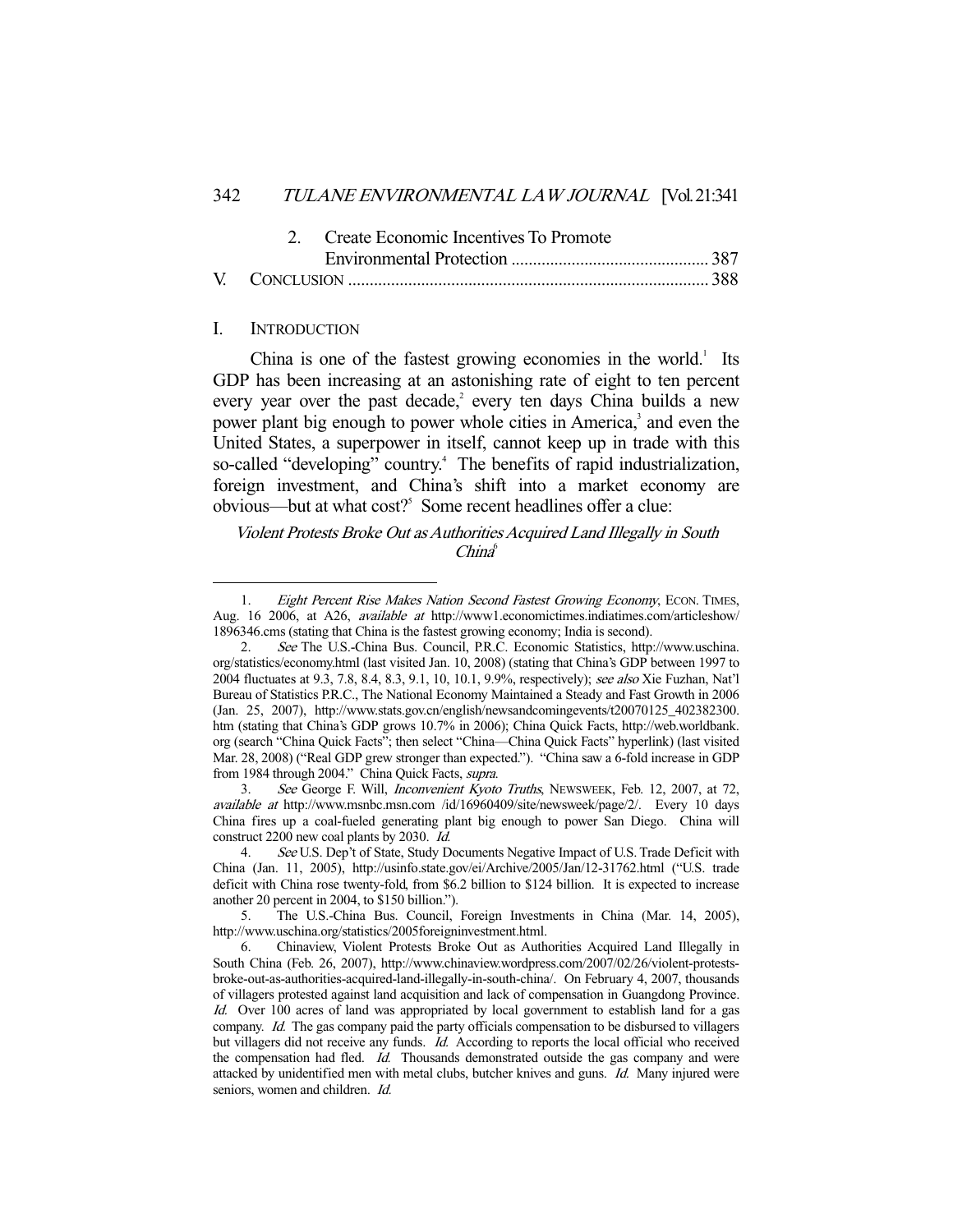2. Create Economic Incentives To Promote Environmental Protection ............................................. 387

V. CONCLUSION ................................................................................. 388

## I. INTRODUCTION

China is one of the fastest growing economies in the world.[1] Its GDP has been increasing at an astonishing rate of eight to ten percent every year over the past decade,[2] every ten days China builds a new power plant big enough to power whole cities in America,[3] and even the United States, a superpower in itself, cannot keep up in trade with this so-called "developing" country.[4] The benefits of rapid industrialization, foreign investment, and China's shift into a market economy are obvious—but at what cost?[5] Some recent headlines offer a clue:

*Violent Protests Broke Out as Authorities Acquired Land Illegally in South China*[6]

---

1. *Eight Percent Rise Makes Nation Second Fastest Growing Economy*, ECON. TIMES, Aug. 16 2006, at A26, *available at* http://www1.economictimes.indiatimes.com/articleshow/1896346.cms (stating that China is the fastest growing economy; India is second).

2. *See* The U.S.-China Bus. Council, P.R.C. Economic Statistics, http://www.uschina.org/statistics/economy.html (last visited Jan. 10, 2008) (stating that China's GDP between 1997 to 2004 fluctuates at 9.3, 7.8, 8.4, 8.3, 9.1, 10, 10.1, 9.9%, respectively); *see also* Xie Fuzhan, Nat'l Bureau of Statistics P.R.C., The National Economy Maintained a Steady and Fast Growth in 2006 (Jan. 25, 2007), http://www.stats.gov.cn/english/newsandcomingevents/t20070125_402382300.htm (stating that China's GDP grows 10.7% in 2006); China Quick Facts, http://web.worldbank.org (search "China Quick Facts"; then select "China—China Quick Facts" hyperlink) (last visited Mar. 28, 2008) ("Real GDP grew stronger than expected."). "China saw a 6-fold increase in GDP from 1984 through 2004." China Quick Facts, *supra*.

3. *See* George F. Will, *Inconvenient Kyoto Truths*, NEWSWEEK, Feb. 12, 2007, at 72, *available at* http://www.msnbc.msn.com /id/16960409/site/newsweek/page/2/. Every 10 days China fires up a coal-fueled generating plant big enough to power San Diego. China will construct 2200 new coal plants by 2030. *Id.*

4. *See* U.S. Dep't of State, Study Documents Negative Impact of U.S. Trade Deficit with China (Jan. 11, 2005), http://usinfo.state.gov/ei/Archive/2005/Jan/12-31762.html ("U.S. trade deficit with China rose twenty-fold, from $6.2 billion to $124 billion. It is expected to increase another 20 percent in 2004, to $150 billion.").

5. The U.S.-China Bus. Council, Foreign Investments in China (Mar. 14, 2005), http://www.uschina.org/statistics/2005foreigninvestment.html.

6. Chinaview, Violent Protests Broke Out as Authorities Acquired Land Illegally in South China (Feb. 26, 2007), http://www.chinaview.wordpress.com/2007/02/26/violent-protests-broke-out-as-authorities-acquired-land-illegally-in-south-china/. On February 4, 2007, thousands of villagers protested against land acquisition and lack of compensation in Guangdong Province. *Id.* Over 100 acres of land was appropriated by local government to establish land for a gas company. *Id.* The gas company paid the party officials compensation to be disbursed to villagers but villagers did not receive any funds. *Id.* According to reports the local official who received the compensation had fled. *Id.* Thousands demonstrated outside the gas company and were attacked by unidentified men with metal clubs, butcher knives and guns. *Id.* Many injured were seniors, women and children. *Id.*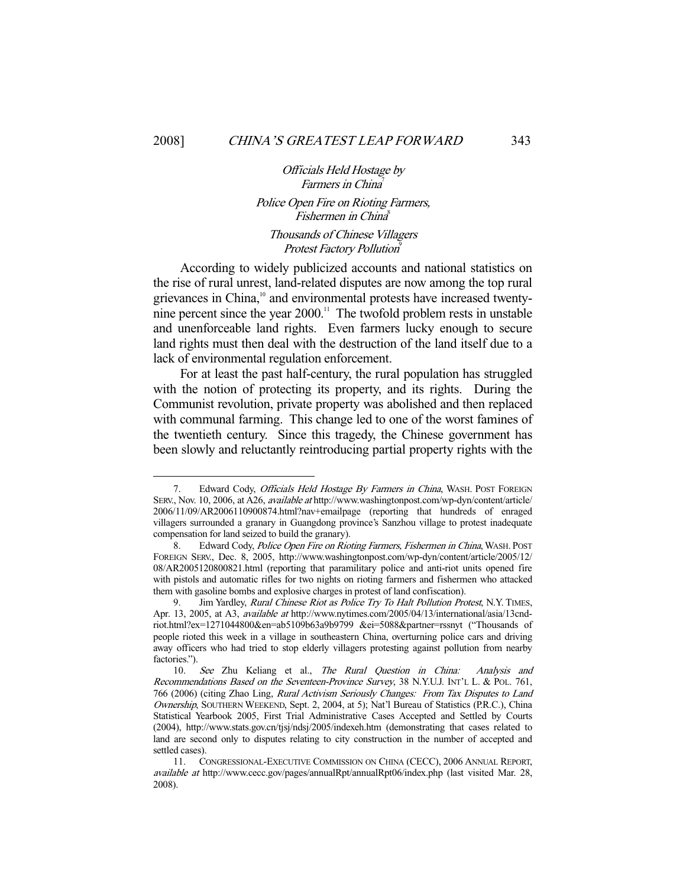*Officials Held Hostage by Farmers in China*[7]

*Police Open Fire on Rioting Farmers, Fishermen in China*[8]

*Thousands of Chinese Villagers Protest Factory Pollution*[9]

According to widely publicized accounts and national statistics on the rise of rural unrest, land-related disputes are now among the top rural grievances in China,[10] and environmental protests have increased twenty-nine percent since the year 2000.[11] The twofold problem rests in unstable and unenforceable land rights. Even farmers lucky enough to secure land rights must then deal with the destruction of the land itself due to a lack of environmental regulation enforcement.

For at least the past half-century, the rural population has struggled with the notion of protecting its property, and its rights. During the Communist revolution, private property was abolished and then replaced with communal farming. This change led to one of the worst famines of the twentieth century. Since this tragedy, the Chinese government has been slowly and reluctantly reintroducing partial property rights with the

---

7. Edward Cody, *Officials Held Hostage By Farmers in China*, WASH. POST FOREIGN SERV., Nov. 10, 2006, at A26, *available at* http://www.washingtonpost.com/wp-dyn/content/article/2006/11/09/AR2006110900874.html?nav+emailpage (reporting that hundreds of enraged villagers surrounded a granary in Guangdong province's Sanzhou village to protest inadequate compensation for land seized to build the granary).

8. Edward Cody, *Police Open Fire on Rioting Farmers, Fishermen in China*, WASH. POST FOREIGN SERV., Dec. 8, 2005, http://www.washingtonpost.com/wp-dyn/content/article/2005/12/08/AR2005120800821.html (reporting that paramilitary police and anti-riot units opened fire with pistols and automatic rifles for two nights on rioting farmers and fishermen who attacked them with gasoline bombs and explosive charges in protest of land confiscation).

9. Jim Yardley, *Rural Chinese Riot as Police Try To Halt Pollution Protest*, N.Y. TIMES, Apr. 13, 2005, at A3, *available at* http://www.nytimes.com/2005/04/13/international/asia/13cnd-riot.html?ex=1271044800&en=ab5109b63a9b9799 &ei=5088&partner=rssnyt ("Thousands of people rioted this week in a village in southeastern China, overturning police cars and driving away officers who had tried to stop elderly villagers protesting against pollution from nearby factories.").

10. *See* Zhu Keliang et al., *The Rural Question in China: Analysis and Recommendations Based on the Seventeen-Province Survey*, 38 N.Y.U.J. INT'L L. & POL. 761, 766 (2006) (citing Zhao Ling, *Rural Activism Seriously Changes: From Tax Disputes to Land Ownership*, SOUTHERN WEEKEND, Sept. 2, 2004, at 5); Nat'l Bureau of Statistics (P.R.C.), China Statistical Yearbook 2005, First Trial Administrative Cases Accepted and Settled by Courts (2004), http://www.stats.gov.cn/tjsj/ndsj/2005/indexeh.htm (demonstrating that cases related to land are second only to disputes relating to city construction in the number of accepted and settled cases).

11. CONGRESSIONAL-EXECUTIVE COMMISSION ON CHINA (CECC), 2006 ANNUAL REPORT, *available at* http://www.cecc.gov/pages/annualRpt/annualRpt06/index.php (last visited Mar. 28, 2008).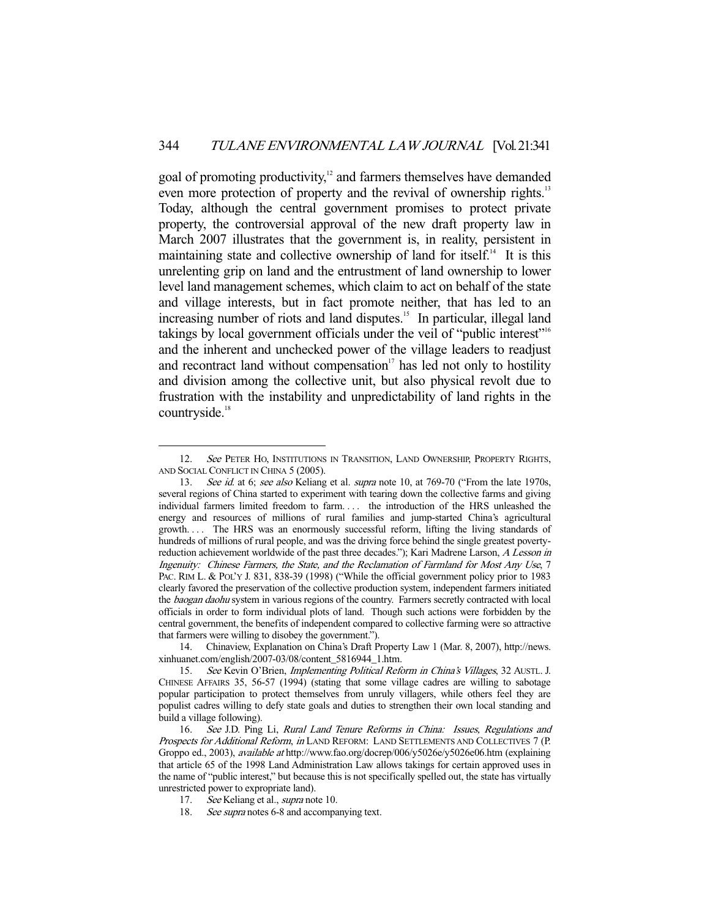goal of promoting productivity,[12] and farmers themselves have demanded even more protection of property and the revival of ownership rights.[13] Today, although the central government promises to protect private property, the controversial approval of the new draft property law in March 2007 illustrates that the government is, in reality, persistent in maintaining state and collective ownership of land for itself.[14] It is this unrelenting grip on land and the entrustment of land ownership to lower level land management schemes, which claim to act on behalf of the state and village interests, but in fact promote neither, that has led to an increasing number of riots and land disputes.[15] In particular, illegal land takings by local government officials under the veil of "public interest"[16] and the inherent and unchecked power of the village leaders to readjust and recontract land without compensation[17] has led not only to hostility and division among the collective unit, but also physical revolt due to frustration with the instability and unpredictability of land rights in the countryside.[18]

---

12. *See* PETER HO, INSTITUTIONS IN TRANSITION, LAND OWNERSHIP, PROPERTY RIGHTS, AND SOCIAL CONFLICT IN CHINA 5 (2005).

13. *See id.* at 6; *see also* Keliang et al. *supra* note 10, at 769-70 ("From the late 1970s, several regions of China started to experiment with tearing down the collective farms and giving individual farmers limited freedom to farm. . . . the introduction of the HRS unleashed the energy and resources of millions of rural families and jump-started China's agricultural growth. . . . The HRS was an enormously successful reform, lifting the living standards of hundreds of millions of rural people, and was the driving force behind the single greatest poverty-reduction achievement worldwide of the past three decades."); Kari Madrene Larson, *A Lesson in Ingenuity: Chinese Farmers, the State, and the Reclamation of Farmland for Most Any Use*, 7 PAC. RIM L. & POL'Y J. 831, 838-39 (1998) ("While the official government policy prior to 1983 clearly favored the preservation of the collective production system, independent farmers initiated the *baogan daohu* system in various regions of the country. Farmers secretly contracted with local officials in order to form individual plots of land. Though such actions were forbidden by the central government, the benefits of independent compared to collective farming were so attractive that farmers were willing to disobey the government.").

14. Chinaview, Explanation on China's Draft Property Law 1 (Mar. 8, 2007), http://news.xinhuanet.com/english/2007-03/08/content_5816944_1.htm.

15. *See* Kevin O'Brien, *Implementing Political Reform in China's Villages*, 32 AUSTL. J. CHINESE AFFAIRS 35, 56-57 (1994) (stating that some village cadres are willing to sabotage popular participation to protect themselves from unruly villagers, while others feel they are populist cadres willing to defy state goals and duties to strengthen their own local standing and build a village following).

16. *See* J.D. Ping Li, *Rural Land Tenure Reforms in China: Issues, Regulations and Prospects for Additional Reform*, *in* LAND REFORM: LAND SETTLEMENTS AND COLLECTIVES 7 (P. Groppo ed., 2003), *available at* http://www.fao.org/docrep/006/y5026e/y5026e06.htm (explaining that article 65 of the 1998 Land Administration Law allows takings for certain approved uses in the name of "public interest," but because this is not specifically spelled out, the state has virtually unrestricted power to expropriate land).

17. *See* Keliang et al., *supra* note 10.

18. *See supra* notes 6-8 and accompanying text.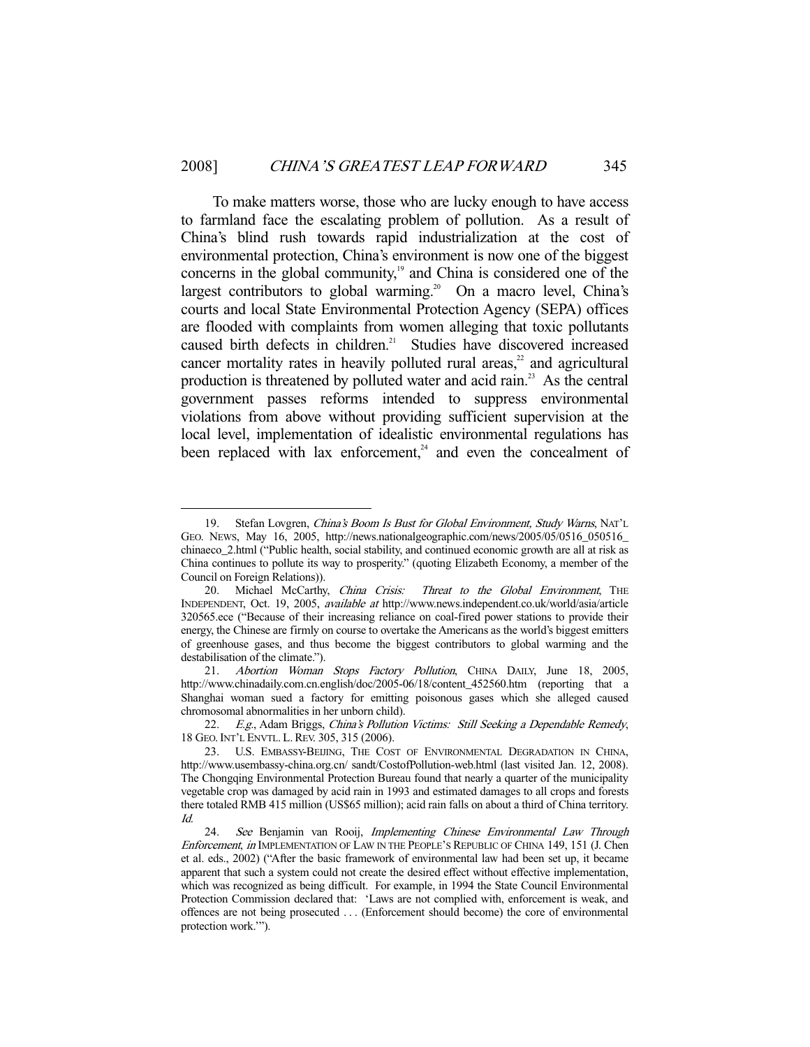To make matters worse, those who are lucky enough to have access to farmland face the escalating problem of pollution. As a result of China's blind rush towards rapid industrialization at the cost of environmental protection, China's environment is now one of the biggest concerns in the global community,[19] and China is considered one of the largest contributors to global warming.[20] On a macro level, China's courts and local State Environmental Protection Agency (SEPA) offices are flooded with complaints from women alleging that toxic pollutants caused birth defects in children.[21] Studies have discovered increased cancer mortality rates in heavily polluted rural areas,[22] and agricultural production is threatened by polluted water and acid rain.[23] As the central government passes reforms intended to suppress environmental violations from above without providing sufficient supervision at the local level, implementation of idealistic environmental regulations has been replaced with lax enforcement,[24] and even the concealment of

---

19. Stefan Lovgren, *China's Boom Is Bust for Global Environment, Study Warns*, NAT'L GEO. NEWS, May 16, 2005, http://news.nationalgeographic.com/news/2005/05/0516_050516_chinaeco_2.html ("Public health, social stability, and continued economic growth are all at risk as China continues to pollute its way to prosperity." (quoting Elizabeth Economy, a member of the Council on Foreign Relations)).

20. Michael McCarthy, *China Crisis: Threat to the Global Environment*, THE INDEPENDENT, Oct. 19, 2005, *available at* http://www.news.independent.co.uk/world/asia/article320565.ece ("Because of their increasing reliance on coal-fired power stations to provide their energy, the Chinese are firmly on course to overtake the Americans as the world's biggest emitters of greenhouse gases, and thus become the biggest contributors to global warming and the destabilisation of the climate.").

21. *Abortion Woman Stops Factory Pollution*, CHINA DAILY, June 18, 2005, http://www.chinadaily.com.cn.english/doc/2005-06/18/content_452560.htm (reporting that a Shanghai woman sued a factory for emitting poisonous gases which she alleged caused chromosomal abnormalities in her unborn child).

22. *E.g.*, Adam Briggs, *China's Pollution Victims: Still Seeking a Dependable Remedy*, 18 GEO. INT'L ENVTL. L. REV. 305, 315 (2006).

23. U.S. EMBASSY-BEIJING, THE COST OF ENVIRONMENTAL DEGRADATION IN CHINA, http://www.usembassy-china.org.cn/ sandt/CostofPollution-web.html (last visited Jan. 12, 2008). The Chongqing Environmental Protection Bureau found that nearly a quarter of the municipality vegetable crop was damaged by acid rain in 1993 and estimated damages to all crops and forests there totaled RMB 415 million (US$65 million); acid rain falls on about a third of China territory. *Id.*

24. *See* Benjamin van Rooij, *Implementing Chinese Environmental Law Through Enforcement*, *in* IMPLEMENTATION OF LAW IN THE PEOPLE'S REPUBLIC OF CHINA 149, 151 (J. Chen et al. eds., 2002) ("After the basic framework of environmental law had been set up, it became apparent that such a system could not create the desired effect without effective implementation, which was recognized as being difficult. For example, in 1994 the State Council Environmental Protection Commission declared that: 'Laws are not complied with, enforcement is weak, and offences are not being prosecuted . . . (Enforcement should become) the core of environmental protection work.'").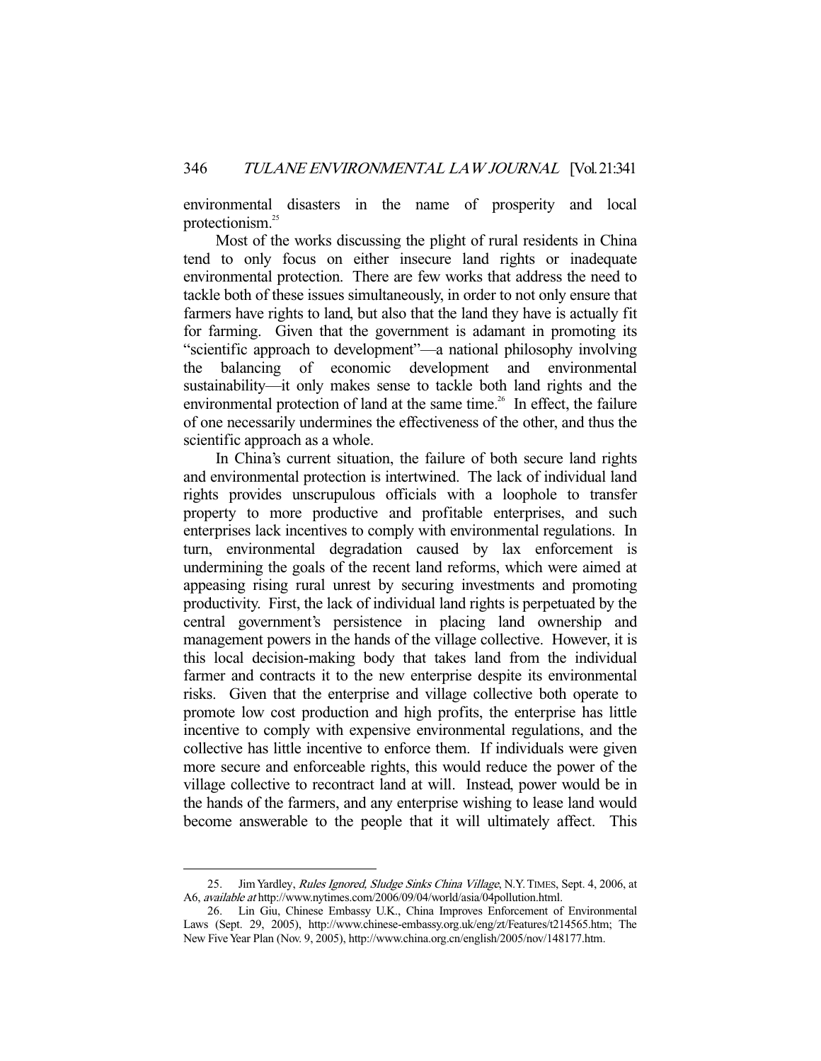environmental disasters in the name of prosperity and local protectionism.[25]

Most of the works discussing the plight of rural residents in China tend to only focus on either insecure land rights or inadequate environmental protection. There are few works that address the need to tackle both of these issues simultaneously, in order to not only ensure that farmers have rights to land, but also that the land they have is actually fit for farming. Given that the government is adamant in promoting its "scientific approach to development"—a national philosophy involving the balancing of economic development and environmental sustainability—it only makes sense to tackle both land rights and the environmental protection of land at the same time.[26] In effect, the failure of one necessarily undermines the effectiveness of the other, and thus the scientific approach as a whole.

In China's current situation, the failure of both secure land rights and environmental protection is intertwined. The lack of individual land rights provides unscrupulous officials with a loophole to transfer property to more productive and profitable enterprises, and such enterprises lack incentives to comply with environmental regulations. In turn, environmental degradation caused by lax enforcement is undermining the goals of the recent land reforms, which were aimed at appeasing rising rural unrest by securing investments and promoting productivity. First, the lack of individual land rights is perpetuated by the central government's persistence in placing land ownership and management powers in the hands of the village collective. However, it is this local decision-making body that takes land from the individual farmer and contracts it to the new enterprise despite its environmental risks. Given that the enterprise and village collective both operate to promote low cost production and high profits, the enterprise has little incentive to comply with expensive environmental regulations, and the collective has little incentive to enforce them. If individuals were given more secure and enforceable rights, this would reduce the power of the village collective to recontract land at will. Instead, power would be in the hands of the farmers, and any enterprise wishing to lease land would become answerable to the people that it will ultimately affect. This

---

25. Jim Yardley, *Rules Ignored, Sludge Sinks China Village*, N.Y. TIMES, Sept. 4, 2006, at A6, *available at* http://www.nytimes.com/2006/09/04/world/asia/04pollution.html.

26. Lin Giu, Chinese Embassy U.K., China Improves Enforcement of Environmental Laws (Sept. 29, 2005), http://www.chinese-embassy.org.uk/eng/zt/Features/t214565.htm; The New Five Year Plan (Nov. 9, 2005), http://www.china.org.cn/english/2005/nov/148177.htm.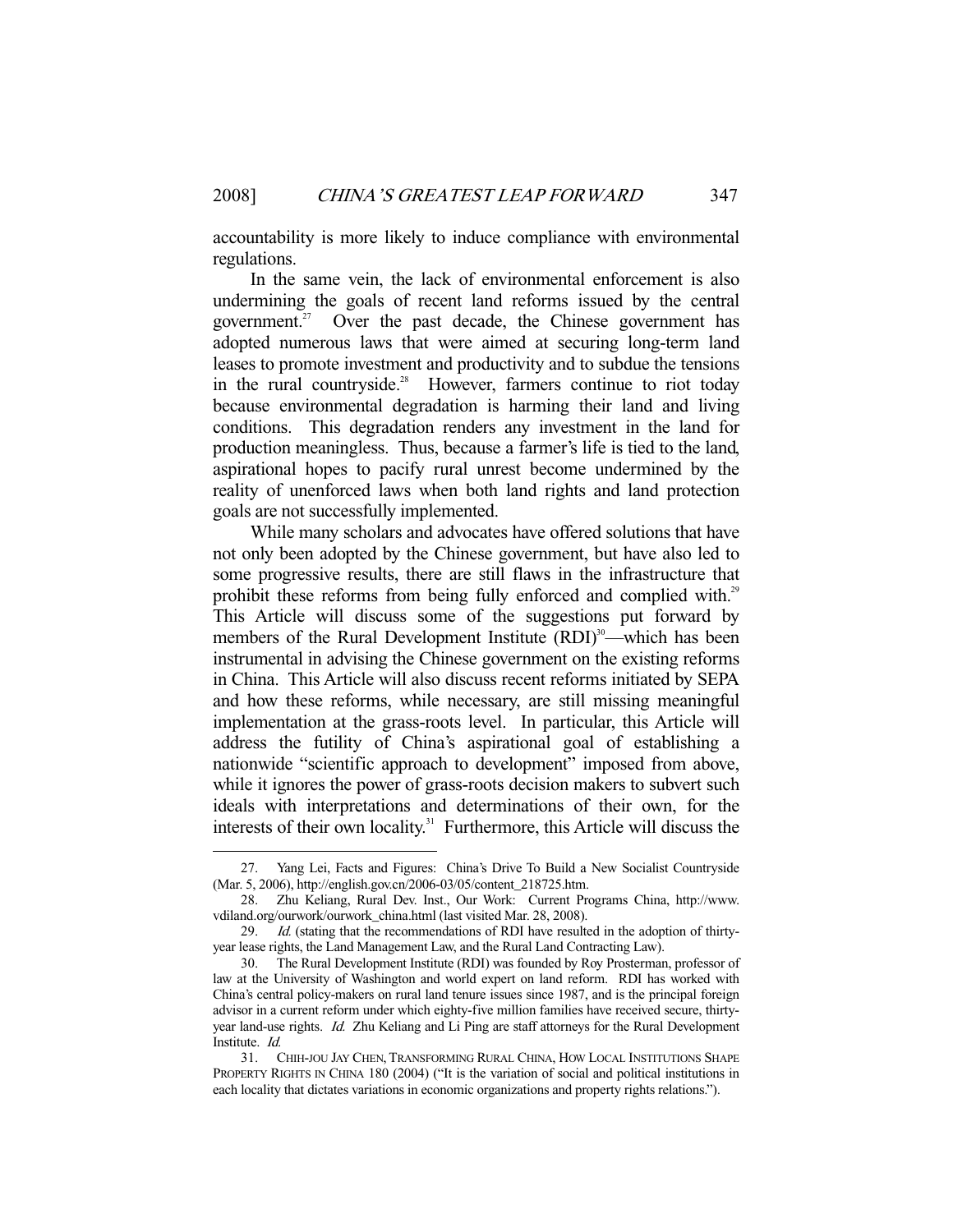accountability is more likely to induce compliance with environmental regulations.

In the same vein, the lack of environmental enforcement is also undermining the goals of recent land reforms issued by the central government.[27] Over the past decade, the Chinese government has adopted numerous laws that were aimed at securing long-term land leases to promote investment and productivity and to subdue the tensions in the rural countryside.[28] However, farmers continue to riot today because environmental degradation is harming their land and living conditions. This degradation renders any investment in the land for production meaningless. Thus, because a farmer's life is tied to the land, aspirational hopes to pacify rural unrest become undermined by the reality of unenforced laws when both land rights and land protection goals are not successfully implemented.

While many scholars and advocates have offered solutions that have not only been adopted by the Chinese government, but have also led to some progressive results, there are still flaws in the infrastructure that prohibit these reforms from being fully enforced and complied with.[29] This Article will discuss some of the suggestions put forward by members of the Rural Development Institute (RDI)[30]—which has been instrumental in advising the Chinese government on the existing reforms in China. This Article will also discuss recent reforms initiated by SEPA and how these reforms, while necessary, are still missing meaningful implementation at the grass-roots level. In particular, this Article will address the futility of China's aspirational goal of establishing a nationwide "scientific approach to development" imposed from above, while it ignores the power of grass-roots decision makers to subvert such ideals with interpretations and determinations of their own, for the interests of their own locality.[31] Furthermore, this Article will discuss the

---

27. Yang Lei, Facts and Figures: China's Drive To Build a New Socialist Countryside (Mar. 5, 2006), http://english.gov.cn/2006-03/05/content_218725.htm.

28. Zhu Keliang, Rural Dev. Inst., Our Work: Current Programs China, http://www.vdiland.org/ourwork/ourwork_china.html (last visited Mar. 28, 2008).

29. *Id.* (stating that the recommendations of RDI have resulted in the adoption of thirty-year lease rights, the Land Management Law, and the Rural Land Contracting Law).

30. The Rural Development Institute (RDI) was founded by Roy Prosterman, professor of law at the University of Washington and world expert on land reform. RDI has worked with China's central policy-makers on rural land tenure issues since 1987, and is the principal foreign advisor in a current reform under which eighty-five million families have received secure, thirty-year land-use rights. *Id.* Zhu Keliang and Li Ping are staff attorneys for the Rural Development Institute. *Id.*

31. CHIH-JOU JAY CHEN, TRANSFORMING RURAL CHINA, HOW LOCAL INSTITUTIONS SHAPE PROPERTY RIGHTS IN CHINA 180 (2004) ("It is the variation of social and political institutions in each locality that dictates variations in economic organizations and property rights relations.").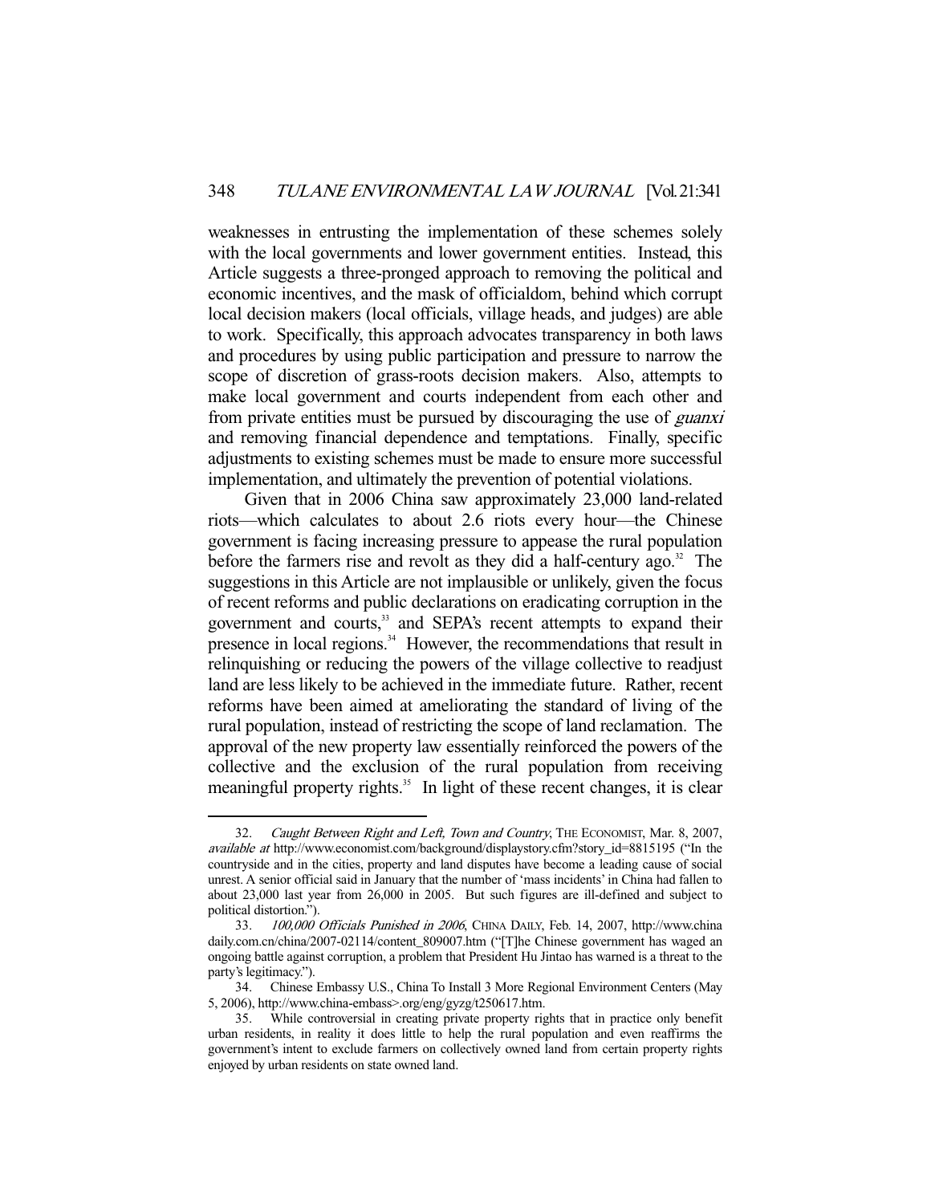weaknesses in entrusting the implementation of these schemes solely with the local governments and lower government entities. Instead, this Article suggests a three-pronged approach to removing the political and economic incentives, and the mask of officialdom, behind which corrupt local decision makers (local officials, village heads, and judges) are able to work. Specifically, this approach advocates transparency in both laws and procedures by using public participation and pressure to narrow the scope of discretion of grass-roots decision makers. Also, attempts to make local government and courts independent from each other and from private entities must be pursued by discouraging the use of *guanxi* and removing financial dependence and temptations. Finally, specific adjustments to existing schemes must be made to ensure more successful implementation, and ultimately the prevention of potential violations.

Given that in 2006 China saw approximately 23,000 land-related riots—which calculates to about 2.6 riots every hour—the Chinese government is facing increasing pressure to appease the rural population before the farmers rise and revolt as they did a half-century ago.[32] The suggestions in this Article are not implausible or unlikely, given the focus of recent reforms and public declarations on eradicating corruption in the government and courts,[33] and SEPA's recent attempts to expand their presence in local regions.[34] However, the recommendations that result in relinquishing or reducing the powers of the village collective to readjust land are less likely to be achieved in the immediate future. Rather, recent reforms have been aimed at ameliorating the standard of living of the rural population, instead of restricting the scope of land reclamation. The approval of the new property law essentially reinforced the powers of the collective and the exclusion of the rural population from receiving meaningful property rights.[35] In light of these recent changes, it is clear

---

32. *Caught Between Right and Left, Town and Country*, THE ECONOMIST, Mar. 8, 2007, *available at* http://www.economist.com/background/displaystory.cfm?story_id=8815195 ("In the countryside and in the cities, property and land disputes have become a leading cause of social unrest. A senior official said in January that the number of 'mass incidents' in China had fallen to about 23,000 last year from 26,000 in 2005. But such figures are ill-defined and subject to political distortion.").

33. *100,000 Officials Punished in 2006*, CHINA DAILY, Feb. 14, 2007, http://www.chinadaily.com.cn/china/2007-02114/content_809007.htm ("[T]he Chinese government has waged an ongoing battle against corruption, a problem that President Hu Jintao has warned is a threat to the party's legitimacy.").

34. Chinese Embassy U.S., China To Install 3 More Regional Environment Centers (May 5, 2006), http://www.china-embass>.org/eng/gyzg/t250617.htm.

35. While controversial in creating private property rights that in practice only benefit urban residents, in reality it does little to help the rural population and even reaffirms the government's intent to exclude farmers on collectively owned land from certain property rights enjoyed by urban residents on state owned land.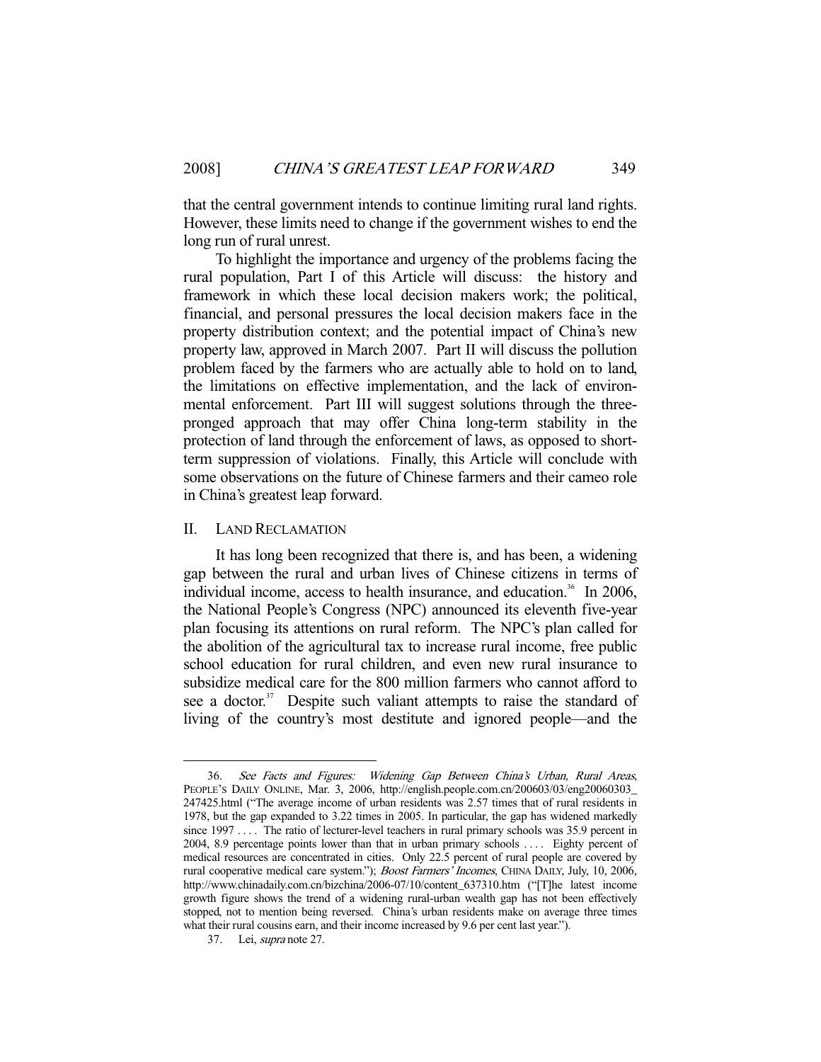that the central government intends to continue limiting rural land rights. However, these limits need to change if the government wishes to end the long run of rural unrest.

To highlight the importance and urgency of the problems facing the rural population, Part I of this Article will discuss: the history and framework in which these local decision makers work; the political, financial, and personal pressures the local decision makers face in the property distribution context; and the potential impact of China's new property law, approved in March 2007. Part II will discuss the pollution problem faced by the farmers who are actually able to hold on to land, the limitations on effective implementation, and the lack of environmental enforcement. Part III will suggest solutions through the three-pronged approach that may offer China long-term stability in the protection of land through the enforcement of laws, as opposed to short-term suppression of violations. Finally, this Article will conclude with some observations on the future of Chinese farmers and their cameo role in China's greatest leap forward.

## II. LAND RECLAMATION

It has long been recognized that there is, and has been, a widening gap between the rural and urban lives of Chinese citizens in terms of individual income, access to health insurance, and education.[36] In 2006, the National People's Congress (NPC) announced its eleventh five-year plan focusing its attentions on rural reform. The NPC's plan called for the abolition of the agricultural tax to increase rural income, free public school education for rural children, and even new rural insurance to subsidize medical care for the 800 million farmers who cannot afford to see a doctor.[37] Despite such valiant attempts to raise the standard of living of the country's most destitute and ignored people—and the

---

36. *See Facts and Figures: Widening Gap Between China's Urban, Rural Areas*, PEOPLE'S DAILY ONLINE, Mar. 3, 2006, http://english.people.com.cn/200603/03/eng20060303_247425.html ("The average income of urban residents was 2.57 times that of rural residents in 1978, but the gap expanded to 3.22 times in 2005. In particular, the gap has widened markedly since 1997 . . . . The ratio of lecturer-level teachers in rural primary schools was 35.9 percent in 2004, 8.9 percentage points lower than that in urban primary schools . . . . Eighty percent of medical resources are concentrated in cities. Only 22.5 percent of rural people are covered by rural cooperative medical care system."); *Boost Farmers' Incomes*, CHINA DAILY, July, 10, 2006, http://www.chinadaily.com.cn/bizchina/2006-07/10/content_637310.htm ("[T]he latest income growth figure shows the trend of a widening rural-urban wealth gap has not been effectively stopped, not to mention being reversed. China's urban residents make on average three times what their rural cousins earn, and their income increased by 9.6 per cent last year.").

37. Lei, *supra* note 27.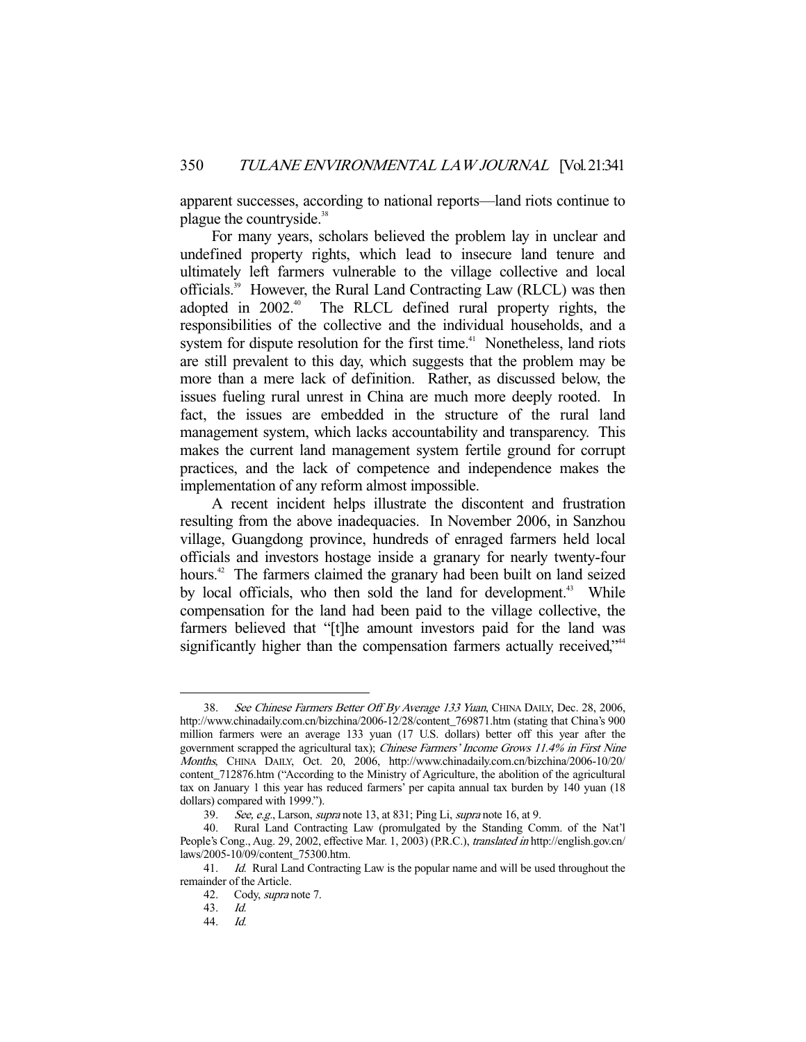apparent successes, according to national reports—land riots continue to plague the countryside.[38]

For many years, scholars believed the problem lay in unclear and undefined property rights, which lead to insecure land tenure and ultimately left farmers vulnerable to the village collective and local officials.[39] However, the Rural Land Contracting Law (RLCL) was then adopted in 2002.[40] The RLCL defined rural property rights, the responsibilities of the collective and the individual households, and a system for dispute resolution for the first time.[41] Nonetheless, land riots are still prevalent to this day, which suggests that the problem may be more than a mere lack of definition. Rather, as discussed below, the issues fueling rural unrest in China are much more deeply rooted. In fact, the issues are embedded in the structure of the rural land management system, which lacks accountability and transparency. This makes the current land management system fertile ground for corrupt practices, and the lack of competence and independence makes the implementation of any reform almost impossible.

A recent incident helps illustrate the discontent and frustration resulting from the above inadequacies. In November 2006, in Sanzhou village, Guangdong province, hundreds of enraged farmers held local officials and investors hostage inside a granary for nearly twenty-four hours.[42] The farmers claimed the granary had been built on land seized by local officials, who then sold the land for development.[43] While compensation for the land had been paid to the village collective, the farmers believed that "[t]he amount investors paid for the land was significantly higher than the compensation farmers actually received,"[44]

---

38. *See Chinese Farmers Better Off By Average 133 Yuan*, CHINA DAILY, Dec. 28, 2006, http://www.chinadaily.com.cn/bizchina/2006-12/28/content_769871.htm (stating that China's 900 million farmers were an average 133 yuan (17 U.S. dollars) better off this year after the government scrapped the agricultural tax); *Chinese Farmers' Income Grows 11.4% in First Nine Months*, CHINA DAILY, Oct. 20, 2006, http://www.chinadaily.com.cn/bizchina/2006-10/20/content_712876.htm ("According to the Ministry of Agriculture, the abolition of the agricultural tax on January 1 this year has reduced farmers' per capita annual tax burden by 140 yuan (18 dollars) compared with 1999.").

39. *See, e.g.*, Larson, *supra* note 13, at 831; Ping Li, *supra* note 16, at 9.

40. Rural Land Contracting Law (promulgated by the Standing Comm. of the Nat'l People's Cong., Aug. 29, 2002, effective Mar. 1, 2003) (P.R.C.), *translated in* http://english.gov.cn/laws/2005-10/09/content_75300.htm.

41. *Id.* Rural Land Contracting Law is the popular name and will be used throughout the remainder of the Article.

42. Cody, *supra* note 7.

43. *Id.*

44. *Id.*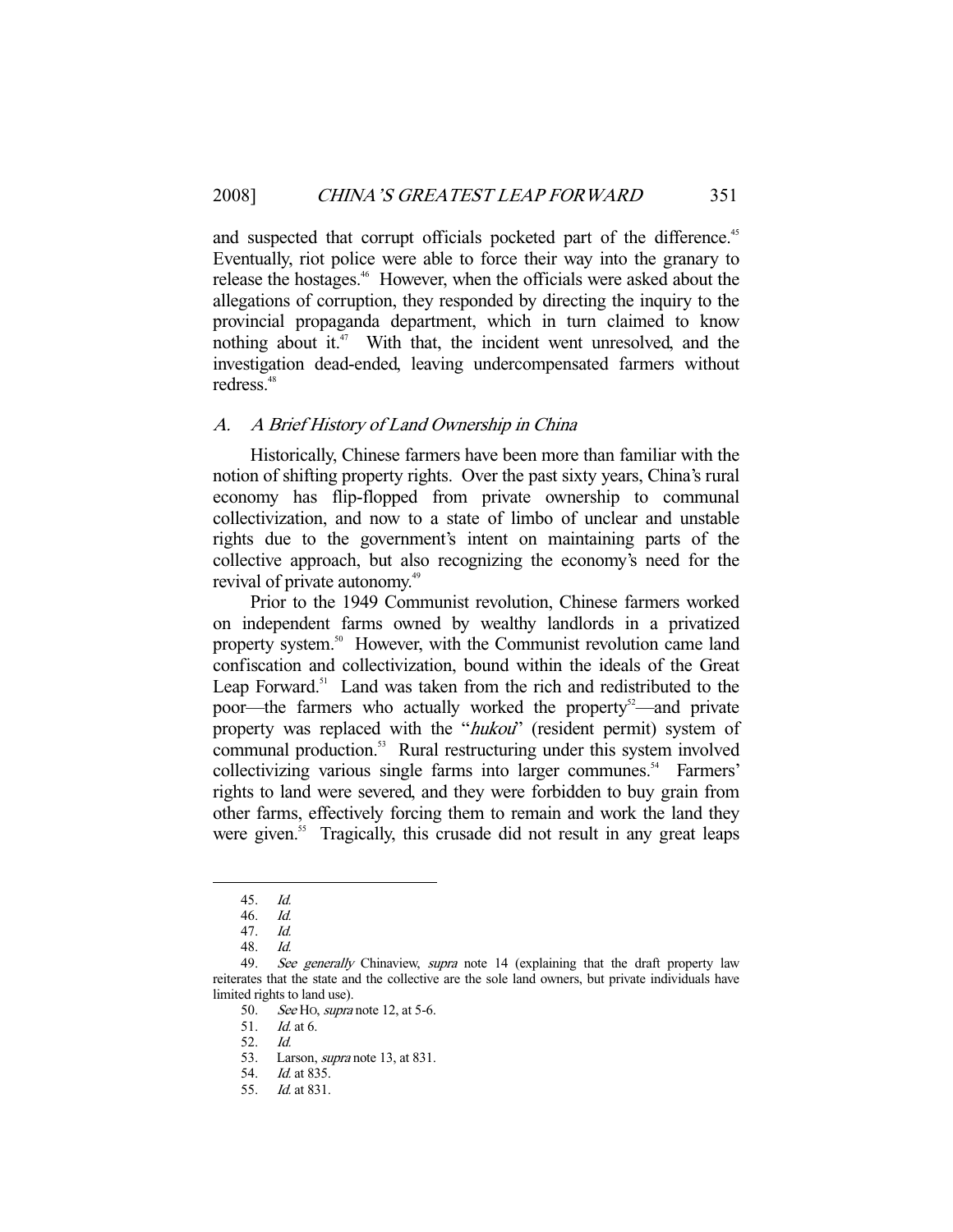and suspected that corrupt officials pocketed part of the difference.[45] Eventually, riot police were able to force their way into the granary to release the hostages.[46] However, when the officials were asked about the allegations of corruption, they responded by directing the inquiry to the provincial propaganda department, which in turn claimed to know nothing about it.[47] With that, the incident went unresolved, and the investigation dead-ended, leaving undercompensated farmers without redress.[48]

### A. *A Brief History of Land Ownership in China*

Historically, Chinese farmers have been more than familiar with the notion of shifting property rights. Over the past sixty years, China's rural economy has flip-flopped from private ownership to communal collectivization, and now to a state of limbo of unclear and unstable rights due to the government's intent on maintaining parts of the collective approach, but also recognizing the economy's need for the revival of private autonomy.[49]

Prior to the 1949 Communist revolution, Chinese farmers worked on independent farms owned by wealthy landlords in a privatized property system.[50] However, with the Communist revolution came land confiscation and collectivization, bound within the ideals of the Great Leap Forward.[51] Land was taken from the rich and redistributed to the poor—the farmers who actually worked the property[52]—and private property was replaced with the "*hukou*" (resident permit) system of communal production.[53] Rural restructuring under this system involved collectivizing various single farms into larger communes.[54] Farmers' rights to land were severed, and they were forbidden to buy grain from other farms, effectively forcing them to remain and work the land they were given.[55] Tragically, this crusade did not result in any great leaps

---

45. *Id.*

46. *Id.*

47. *Id.*

48. *Id.*

49. *See generally* Chinaview, *supra* note 14 (explaining that the draft property law reiterates that the state and the collective are the sole land owners, but private individuals have limited rights to land use).

50. *See* HO, *supra* note 12, at 5-6.

51. *Id.* at 6.

52. *Id.*

53. Larson, *supra* note 13, at 831.

54. *Id.* at 835.

55. *Id.* at 831.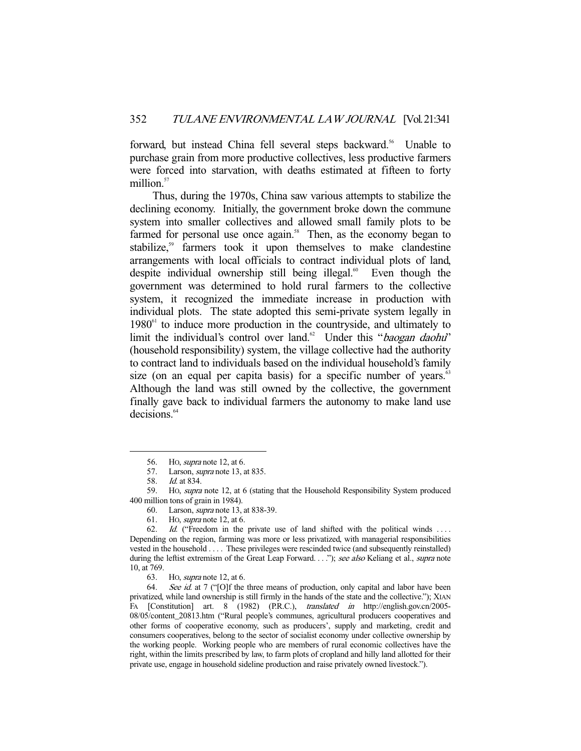forward, but instead China fell several steps backward.[56] Unable to purchase grain from more productive collectives, less productive farmers were forced into starvation, with deaths estimated at fifteen to forty million.[57]

Thus, during the 1970s, China saw various attempts to stabilize the declining economy. Initially, the government broke down the commune system into smaller collectives and allowed small family plots to be farmed for personal use once again.[58] Then, as the economy began to stabilize,[59] farmers took it upon themselves to make clandestine arrangements with local officials to contract individual plots of land, despite individual ownership still being illegal.[60] Even though the government was determined to hold rural farmers to the collective system, it recognized the immediate increase in production with individual plots. The state adopted this semi-private system legally in 1980[61] to induce more production in the countryside, and ultimately to limit the individual's control over land.[62] Under this "*baogan daohu*" (household responsibility) system, the village collective had the authority to contract land to individuals based on the individual household's family size (on an equal per capita basis) for a specific number of years.[63] Although the land was still owned by the collective, the government finally gave back to individual farmers the autonomy to make land use decisions.[64]

---

56. HO, *supra* note 12, at 6.

57. Larson, *supra* note 13, at 835.

58. *Id.* at 834.

59. HO, *supra* note 12, at 6 (stating that the Household Responsibility System produced 400 million tons of grain in 1984).

60. Larson, *supra* note 13, at 838-39.

61. HO, *supra* note 12, at 6.

62. *Id.* ("Freedom in the private use of land shifted with the political winds . . . . Depending on the region, farming was more or less privatized, with managerial responsibilities vested in the household . . . . These privileges were rescinded twice (and subsequently reinstalled) during the leftist extremism of the Great Leap Forward. . . ."); *see also* Keliang et al., *supra* note 10, at 769.

63. HO, *supra* note 12, at 6.

64. *See id.* at 7 ("[O]f the three means of production, only capital and labor have been privatized, while land ownership is still firmly in the hands of the state and the collective."); XIAN FA [Constitution] art. 8 (1982) (P.R.C.), *translated in* http://english.gov.cn/2005-08/05/content_20813.htm ("Rural people's communes, agricultural producers cooperatives and other forms of cooperative economy, such as producers', supply and marketing, credit and consumers cooperatives, belong to the sector of socialist economy under collective ownership by the working people. Working people who are members of rural economic collectives have the right, within the limits prescribed by law, to farm plots of cropland and hilly land allotted for their private use, engage in household sideline production and raise privately owned livestock.").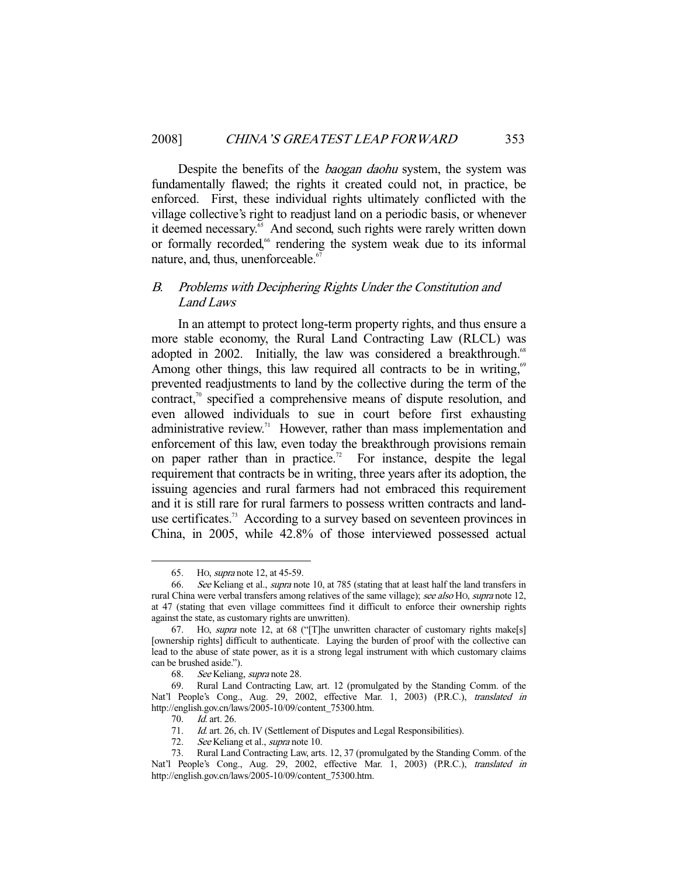Despite the benefits of the *baogan daohu* system, the system was fundamentally flawed; the rights it created could not, in practice, be enforced. First, these individual rights ultimately conflicted with the village collective's right to readjust land on a periodic basis, or whenever it deemed necessary.[65] And second, such rights were rarely written down or formally recorded,[66] rendering the system weak due to its informal nature, and, thus, unenforceable.[67]

## B. *Problems with Deciphering Rights Under the Constitution and Land Laws*

In an attempt to protect long-term property rights, and thus ensure a more stable economy, the Rural Land Contracting Law (RLCL) was adopted in 2002. Initially, the law was considered a breakthrough.[68] Among other things, this law required all contracts to be in writing,[69] prevented readjustments to land by the collective during the term of the contract,[70] specified a comprehensive means of dispute resolution, and even allowed individuals to sue in court before first exhausting administrative review.[71] However, rather than mass implementation and enforcement of this law, even today the breakthrough provisions remain on paper rather than in practice.[72] For instance, despite the legal requirement that contracts be in writing, three years after its adoption, the issuing agencies and rural farmers had not embraced this requirement and it is still rare for rural farmers to possess written contracts and land-use certificates.[73] According to a survey based on seventeen provinces in China, in 2005, while 42.8% of those interviewed possessed actual

---

65. Ho, *supra* note 12, at 45-59.

66. *See* Keliang et al., *supra* note 10, at 785 (stating that at least half the land transfers in rural China were verbal transfers among relatives of the same village); *see also* Ho, *supra* note 12, at 47 (stating that even village committees find it difficult to enforce their ownership rights against the state, as customary rights are unwritten).

67. Ho, *supra* note 12, at 68 ("[T]he unwritten character of customary rights make[s] [ownership rights] difficult to authenticate. Laying the burden of proof with the collective can lead to the abuse of state power, as it is a strong legal instrument with which customary claims can be brushed aside.").

68. *See* Keliang, *supra* note 28.

69. Rural Land Contracting Law, art. 12 (promulgated by the Standing Comm. of the Nat'l People's Cong., Aug. 29, 2002, effective Mar. 1, 2003) (P.R.C.), *translated in* http://english.gov.cn/laws/2005-10/09/content_75300.htm.

70. *Id.* art. 26.

71. *Id.* art. 26, ch. IV (Settlement of Disputes and Legal Responsibilities).

72. *See* Keliang et al., *supra* note 10.

73. Rural Land Contracting Law, arts. 12, 37 (promulgated by the Standing Comm. of the Nat'l People's Cong., Aug. 29, 2002, effective Mar. 1, 2003) (P.R.C.), *translated in* http://english.gov.cn/laws/2005-10/09/content_75300.htm.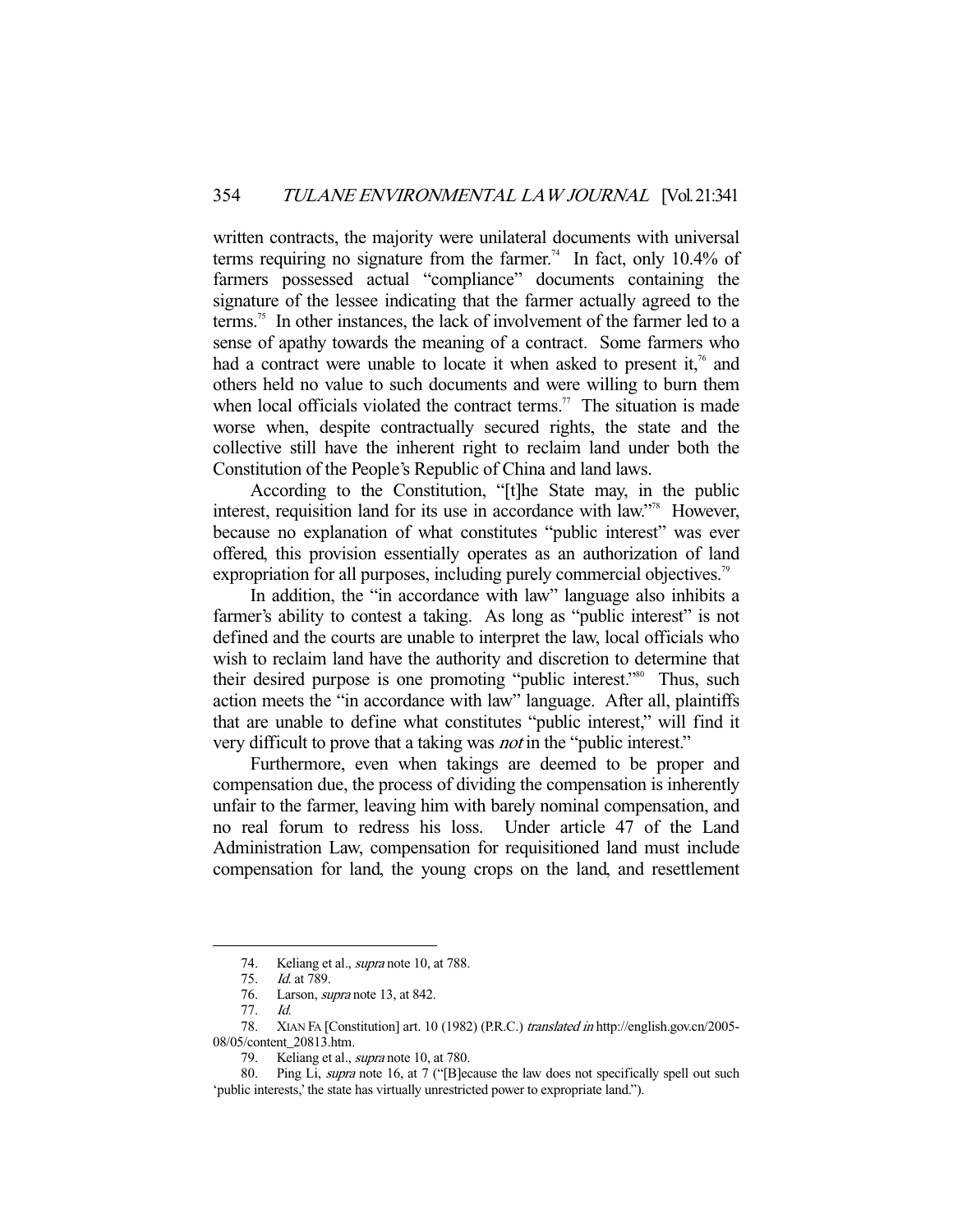written contracts, the majority were unilateral documents with universal terms requiring no signature from the farmer.[74] In fact, only 10.4% of farmers possessed actual "compliance" documents containing the signature of the lessee indicating that the farmer actually agreed to the terms.[75] In other instances, the lack of involvement of the farmer led to a sense of apathy towards the meaning of a contract. Some farmers who had a contract were unable to locate it when asked to present it,[76] and others held no value to such documents and were willing to burn them when local officials violated the contract terms.[77] The situation is made worse when, despite contractually secured rights, the state and the collective still have the inherent right to reclaim land under both the Constitution of the People's Republic of China and land laws.

According to the Constitution, "[t]he State may, in the public interest, requisition land for its use in accordance with law."[78] However, because no explanation of what constitutes "public interest" was ever offered, this provision essentially operates as an authorization of land expropriation for all purposes, including purely commercial objectives.[79]

In addition, the "in accordance with law" language also inhibits a farmer's ability to contest a taking. As long as "public interest" is not defined and the courts are unable to interpret the law, local officials who wish to reclaim land have the authority and discretion to determine that their desired purpose is one promoting "public interest."[80] Thus, such action meets the "in accordance with law" language. After all, plaintiffs that are unable to define what constitutes "public interest," will find it very difficult to prove that a taking was *not* in the "public interest."

Furthermore, even when takings are deemed to be proper and compensation due, the process of dividing the compensation is inherently unfair to the farmer, leaving him with barely nominal compensation, and no real forum to redress his loss. Under article 47 of the Land Administration Law, compensation for requisitioned land must include compensation for land, the young crops on the land, and resettlement

---

74. Keliang et al., *supra* note 10, at 788.

75. *Id.* at 789.

76. Larson, *supra* note 13, at 842.

77. *Id.*

78. XIAN FA [Constitution] art. 10 (1982) (P.R.C.) *translated in* http://english.gov.cn/2005-08/05/content_20813.htm.

79. Keliang et al., *supra* note 10, at 780.

80. Ping Li, *supra* note 16, at 7 ("[B]ecause the law does not specifically spell out such 'public interests,' the state has virtually unrestricted power to expropriate land.").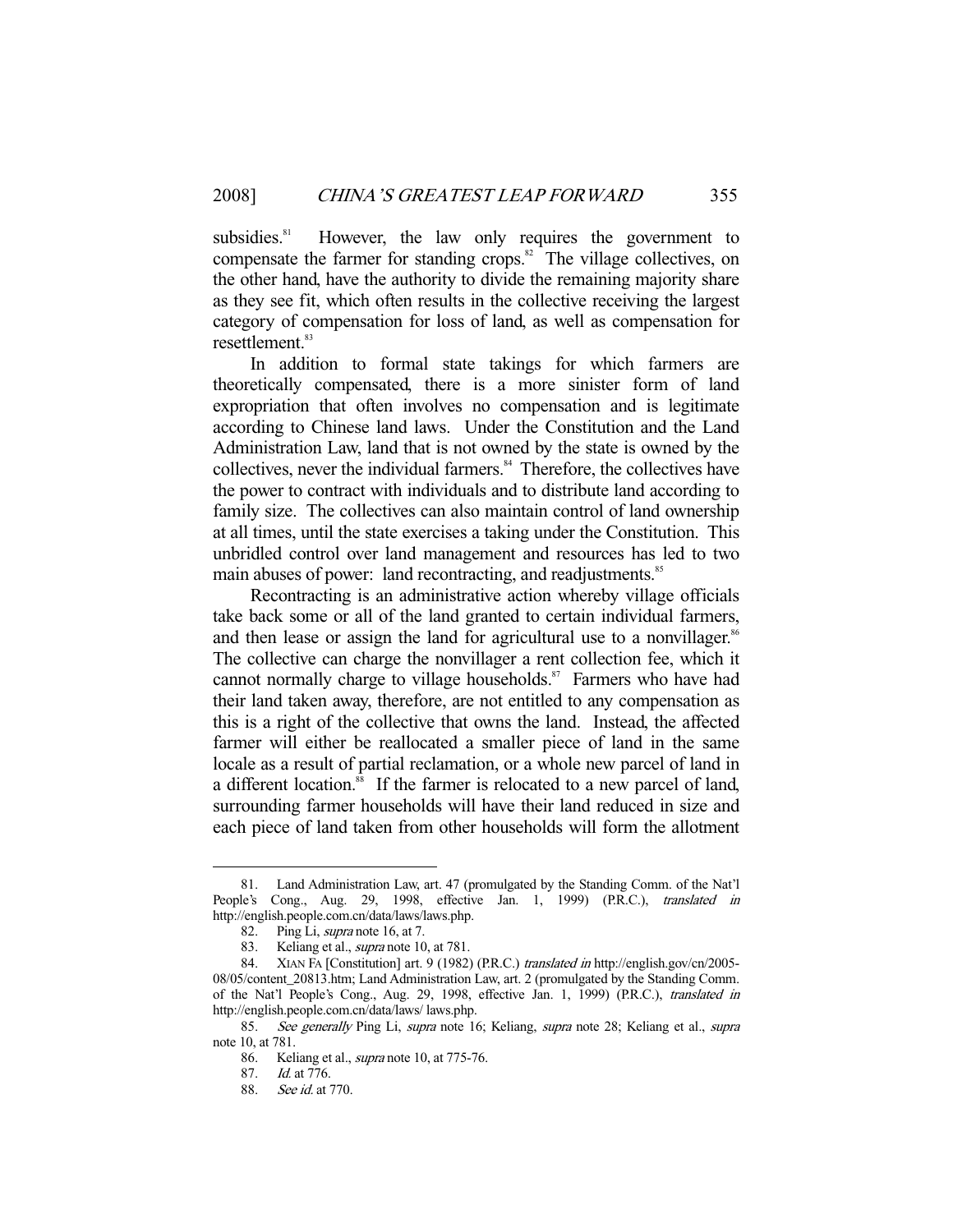subsidies.[81] However, the law only requires the government to compensate the farmer for standing crops.[82] The village collectives, on the other hand, have the authority to divide the remaining majority share as they see fit, which often results in the collective receiving the largest category of compensation for loss of land, as well as compensation for resettlement.[83]

In addition to formal state takings for which farmers are theoretically compensated, there is a more sinister form of land expropriation that often involves no compensation and is legitimate according to Chinese land laws. Under the Constitution and the Land Administration Law, land that is not owned by the state is owned by the collectives, never the individual farmers.[84] Therefore, the collectives have the power to contract with individuals and to distribute land according to family size. The collectives can also maintain control of land ownership at all times, until the state exercises a taking under the Constitution. This unbridled control over land management and resources has led to two main abuses of power: land recontracting, and readjustments.[85]

Recontracting is an administrative action whereby village officials take back some or all of the land granted to certain individual farmers, and then lease or assign the land for agricultural use to a nonvillager.[86] The collective can charge the nonvillager a rent collection fee, which it cannot normally charge to village households.[87] Farmers who have had their land taken away, therefore, are not entitled to any compensation as this is a right of the collective that owns the land. Instead, the affected farmer will either be reallocated a smaller piece of land in the same locale as a result of partial reclamation, or a whole new parcel of land in a different location.[88] If the farmer is relocated to a new parcel of land, surrounding farmer households will have their land reduced in size and each piece of land taken from other households will form the allotment

---

81. Land Administration Law, art. 47 (promulgated by the Standing Comm. of the Nat'l People's Cong., Aug. 29, 1998, effective Jan. 1, 1999) (P.R.C.), *translated in* http://english.people.com.cn/data/laws/laws.php.

82. Ping Li, *supra* note 16, at 7.

83. Keliang et al., *supra* note 10, at 781.

84. XIAN FA [Constitution] art. 9 (1982) (P.R.C.) *translated in* http://english.gov/cn/2005-08/05/content_20813.htm; Land Administration Law, art. 2 (promulgated by the Standing Comm. of the Nat'l People's Cong., Aug. 29, 1998, effective Jan. 1, 1999) (P.R.C.), *translated in* http://english.people.com.cn/data/laws/ laws.php.

85. *See generally* Ping Li, *supra* note 16; Keliang, *supra* note 28; Keliang et al., *supra* note 10, at 781.

86. Keliang et al., *supra* note 10, at 775-76.

87. *Id.* at 776.

88. *See id.* at 770.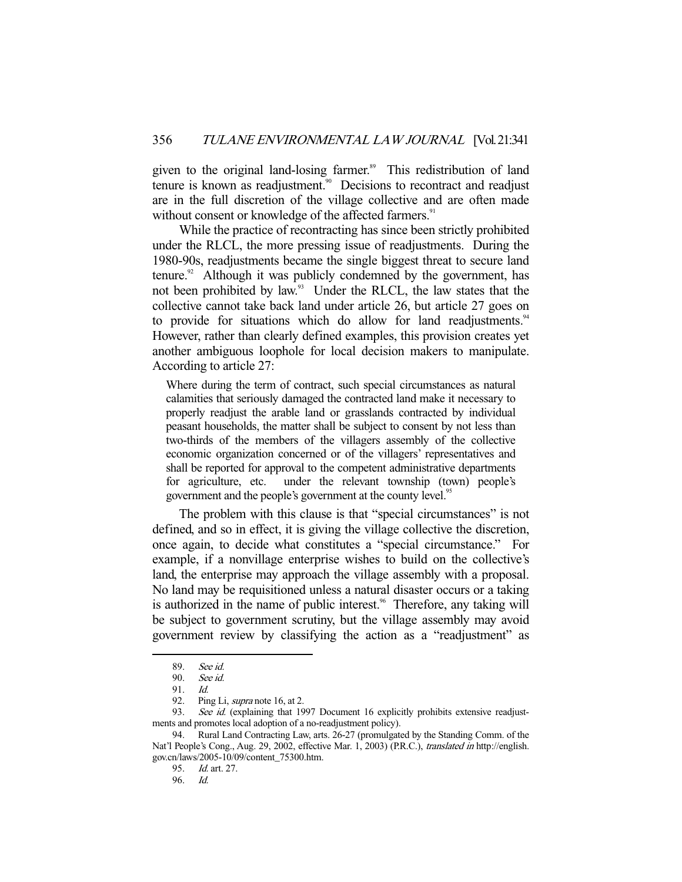given to the original land-losing farmer.[89] This redistribution of land tenure is known as readjustment.[90] Decisions to recontract and readjust are in the full discretion of the village collective and are often made without consent or knowledge of the affected farmers.[91]

While the practice of recontracting has since been strictly prohibited under the RLCL, the more pressing issue of readjustments. During the 1980-90s, readjustments became the single biggest threat to secure land tenure.[92] Although it was publicly condemned by the government, has not been prohibited by law.[93] Under the RLCL, the law states that the collective cannot take back land under article 26, but article 27 goes on to provide for situations which do allow for land readjustments.[94] However, rather than clearly defined examples, this provision creates yet another ambiguous loophole for local decision makers to manipulate. According to article 27:

> Where during the term of contract, such special circumstances as natural calamities that seriously damaged the contracted land make it necessary to properly readjust the arable land or grasslands contracted by individual peasant households, the matter shall be subject to consent by not less than two-thirds of the members of the villagers assembly of the collective economic organization concerned or of the villagers' representatives and shall be reported for approval to the competent administrative departments for agriculture, etc. under the relevant township (town) people's government and the people's government at the county level.[95]

The problem with this clause is that "special circumstances" is not defined, and so in effect, it is giving the village collective the discretion, once again, to decide what constitutes a "special circumstance." For example, if a nonvillage enterprise wishes to build on the collective's land, the enterprise may approach the village assembly with a proposal. No land may be requisitioned unless a natural disaster occurs or a taking is authorized in the name of public interest.[96] Therefore, any taking will be subject to government scrutiny, but the village assembly may avoid government review by classifying the action as a "readjustment" as

---

89. *See id.*

90. *See id.*

91. *Id.*

92. Ping Li, *supra* note 16, at 2.

93. *See id.* (explaining that 1997 Document 16 explicitly prohibits extensive readjustments and promotes local adoption of a no-readjustment policy).

94. Rural Land Contracting Law, arts. 26-27 (promulgated by the Standing Comm. of the Nat'l People's Cong., Aug. 29, 2002, effective Mar. 1, 2003) (P.R.C.), *translated in* http://english.gov.cn/laws/2005-10/09/content_75300.htm.

95. *Id.* art. 27.

96. *Id.*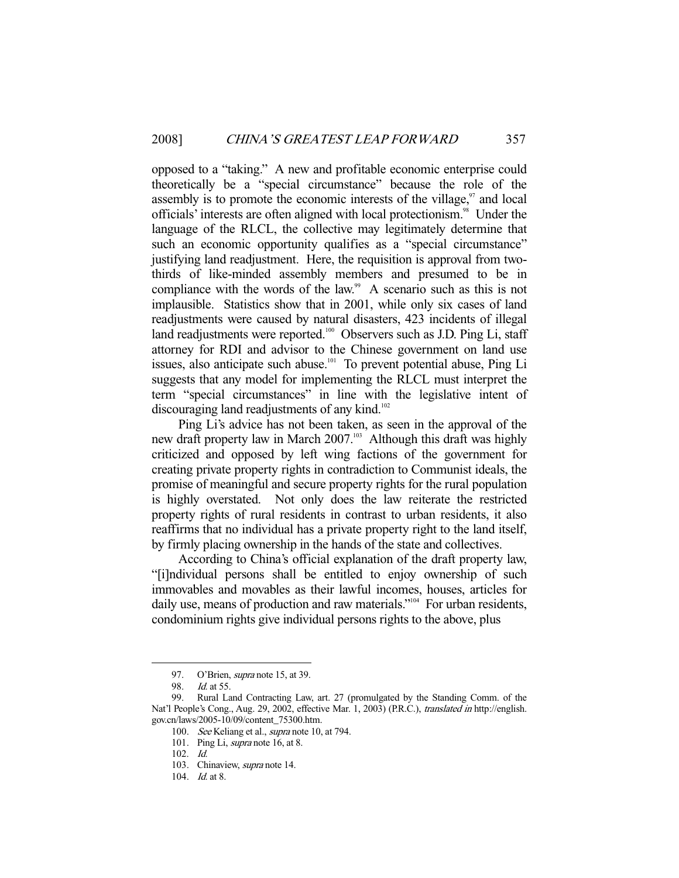opposed to a "taking." A new and profitable economic enterprise could theoretically be a "special circumstance" because the role of the assembly is to promote the economic interests of the village,[97] and local officials' interests are often aligned with local protectionism.[98] Under the language of the RLCL, the collective may legitimately determine that such an economic opportunity qualifies as a "special circumstance" justifying land readjustment. Here, the requisition is approval from two-thirds of like-minded assembly members and presumed to be in compliance with the words of the law.[99] A scenario such as this is not implausible. Statistics show that in 2001, while only six cases of land readjustments were caused by natural disasters, 423 incidents of illegal land readjustments were reported.[100] Observers such as J.D. Ping Li, staff attorney for RDI and advisor to the Chinese government on land use issues, also anticipate such abuse.[101] To prevent potential abuse, Ping Li suggests that any model for implementing the RLCL must interpret the term "special circumstances" in line with the legislative intent of discouraging land readjustments of any kind.[102]

Ping Li's advice has not been taken, as seen in the approval of the new draft property law in March 2007.[103] Although this draft was highly criticized and opposed by left wing factions of the government for creating private property rights in contradiction to Communist ideals, the promise of meaningful and secure property rights for the rural population is highly overstated. Not only does the law reiterate the restricted property rights of rural residents in contrast to urban residents, it also reaffirms that no individual has a private property right to the land itself, by firmly placing ownership in the hands of the state and collectives.

According to China's official explanation of the draft property law, "[i]ndividual persons shall be entitled to enjoy ownership of such immovables and movables as their lawful incomes, houses, articles for daily use, means of production and raw materials."[104] For urban residents, condominium rights give individual persons rights to the above, plus

---

97. O'Brien, *supra* note 15, at 39.

98. *Id.* at 55.

99. Rural Land Contracting Law, art. 27 (promulgated by the Standing Comm. of the Nat'l People's Cong., Aug. 29, 2002, effective Mar. 1, 2003) (P.R.C.), *translated in* http://english.gov.cn/laws/2005-10/09/content_75300.htm.

100. *See* Keliang et al., *supra* note 10, at 794.

101. Ping Li, *supra* note 16, at 8.

102. *Id.*

103. Chinaview, *supra* note 14.

104. *Id.* at 8.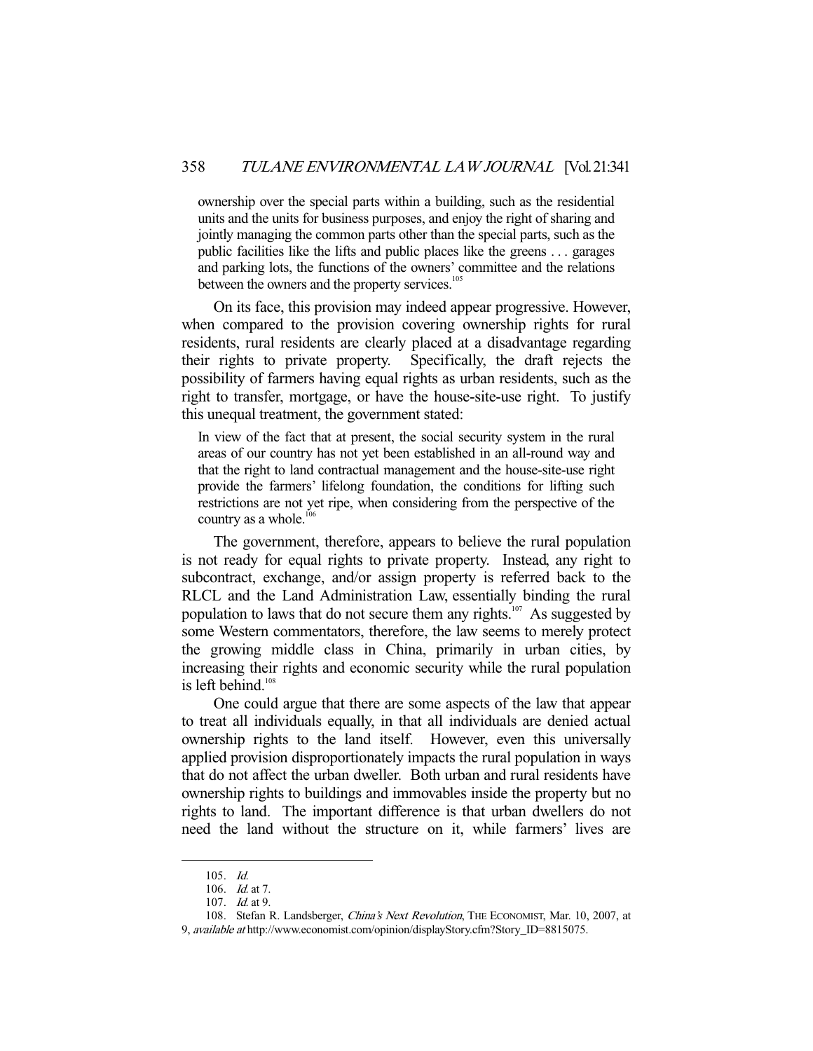> ownership over the special parts within a building, such as the residential units and the units for business purposes, and enjoy the right of sharing and jointly managing the common parts other than the special parts, such as the public facilities like the lifts and public places like the greens . . . garages and parking lots, the functions of the owners' committee and the relations between the owners and the property services.[105]

On its face, this provision may indeed appear progressive. However, when compared to the provision covering ownership rights for rural residents, rural residents are clearly placed at a disadvantage regarding their rights to private property. Specifically, the draft rejects the possibility of farmers having equal rights as urban residents, such as the right to transfer, mortgage, or have the house-site-use right. To justify this unequal treatment, the government stated:

> In view of the fact that at present, the social security system in the rural areas of our country has not yet been established in an all-round way and that the right to land contractual management and the house-site-use right provide the farmers' lifelong foundation, the conditions for lifting such restrictions are not yet ripe, when considering from the perspective of the country as a whole.[106]

The government, therefore, appears to believe the rural population is not ready for equal rights to private property. Instead, any right to subcontract, exchange, and/or assign property is referred back to the RLCL and the Land Administration Law, essentially binding the rural population to laws that do not secure them any rights.[107] As suggested by some Western commentators, therefore, the law seems to merely protect the growing middle class in China, primarily in urban cities, by increasing their rights and economic security while the rural population is left behind.[108]

One could argue that there are some aspects of the law that appear to treat all individuals equally, in that all individuals are denied actual ownership rights to the land itself. However, even this universally applied provision disproportionately impacts the rural population in ways that do not affect the urban dweller. Both urban and rural residents have ownership rights to buildings and immovables inside the property but no rights to land. The important difference is that urban dwellers do not need the land without the structure on it, while farmers' lives are

---

105. *Id.*

106. *Id.* at 7.

107. *Id.* at 9.

108. Stefan R. Landsberger, *China's Next Revolution*, THE ECONOMIST, Mar. 10, 2007, at 9, *available at* http://www.economist.com/opinion/displayStory.cfm?Story_ID=8815075.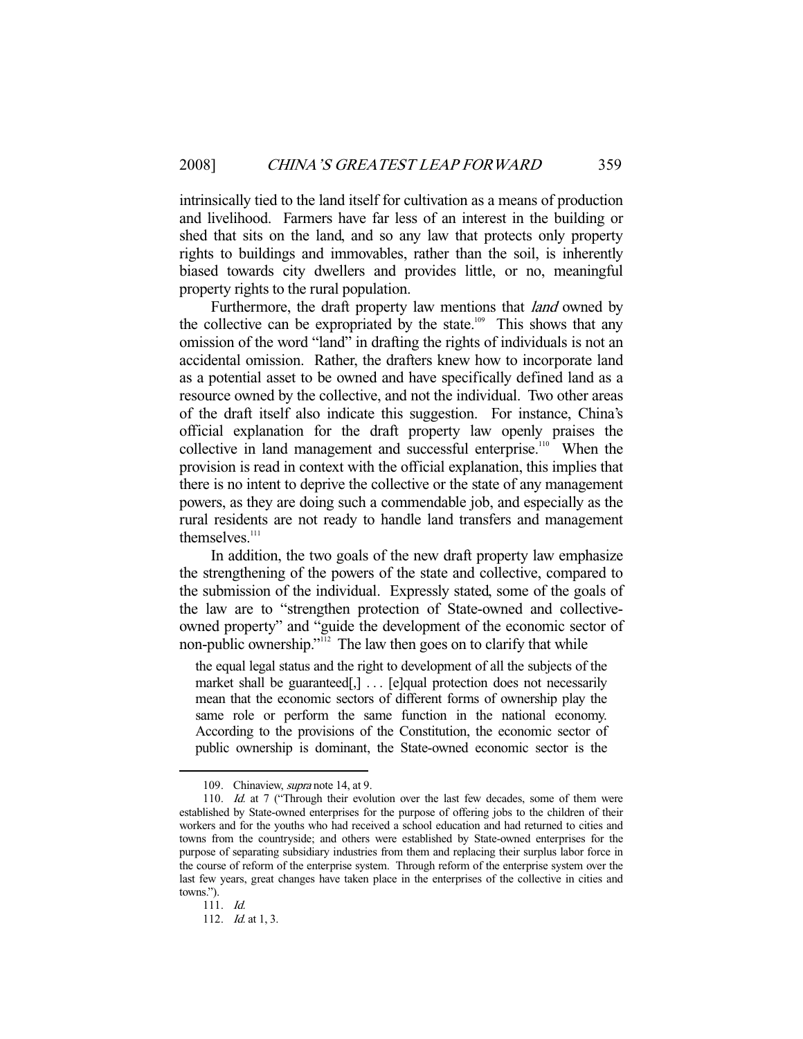intrinsically tied to the land itself for cultivation as a means of production and livelihood. Farmers have far less of an interest in the building or shed that sits on the land, and so any law that protects only property rights to buildings and immovables, rather than the soil, is inherently biased towards city dwellers and provides little, or no, meaningful property rights to the rural population.

Furthermore, the draft property law mentions that *land* owned by the collective can be expropriated by the state.[109] This shows that any omission of the word "land" in drafting the rights of individuals is not an accidental omission. Rather, the drafters knew how to incorporate land as a potential asset to be owned and have specifically defined land as a resource owned by the collective, and not the individual. Two other areas of the draft itself also indicate this suggestion. For instance, China's official explanation for the draft property law openly praises the collective in land management and successful enterprise.[110] When the provision is read in context with the official explanation, this implies that there is no intent to deprive the collective or the state of any management powers, as they are doing such a commendable job, and especially as the rural residents are not ready to handle land transfers and management themselves.[111]

In addition, the two goals of the new draft property law emphasize the strengthening of the powers of the state and collective, compared to the submission of the individual. Expressly stated, some of the goals of the law are to "strengthen protection of State-owned and collective-owned property" and "guide the development of the economic sector of non-public ownership."[112] The law then goes on to clarify that while

> the equal legal status and the right to development of all the subjects of the market shall be guaranteed[,] . . . [e]qual protection does not necessarily mean that the economic sectors of different forms of ownership play the same role or perform the same function in the national economy. According to the provisions of the Constitution, the economic sector of public ownership is dominant, the State-owned economic sector is the

---

109. Chinaview, *supra* note 14, at 9.

110. *Id.* at 7 ("Through their evolution over the last few decades, some of them were established by State-owned enterprises for the purpose of offering jobs to the children of their workers and for the youths who had received a school education and had returned to cities and towns from the countryside; and others were established by State-owned enterprises for the purpose of separating subsidiary industries from them and replacing their surplus labor force in the course of reform of the enterprise system. Through reform of the enterprise system over the last few years, great changes have taken place in the enterprises of the collective in cities and towns.").

111. *Id.*

112. *Id.* at 1, 3.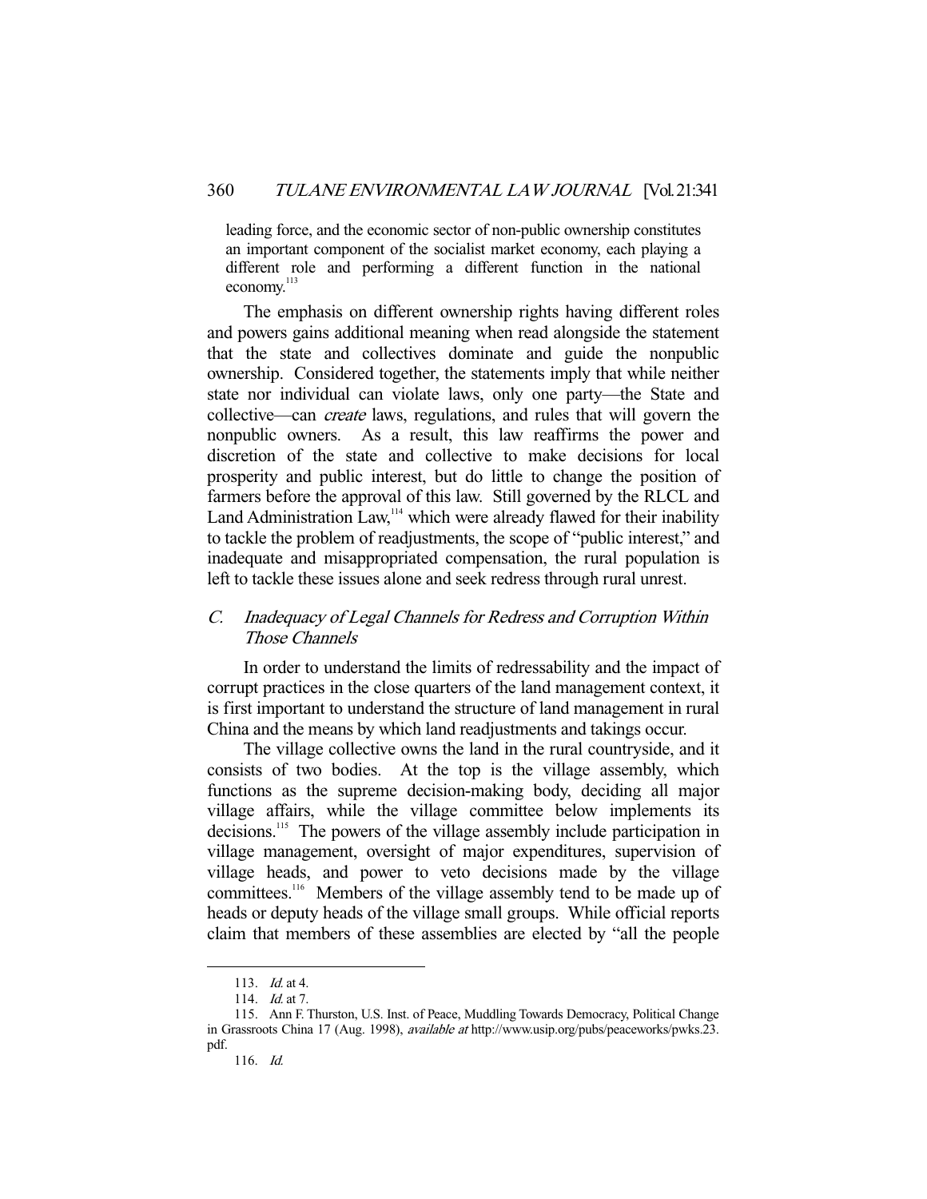> leading force, and the economic sector of non-public ownership constitutes an important component of the socialist market economy, each playing a different role and performing a different function in the national economy.[113]

The emphasis on different ownership rights having different roles and powers gains additional meaning when read alongside the statement that the state and collectives dominate and guide the nonpublic ownership. Considered together, the statements imply that while neither state nor individual can violate laws, only one party—the State and collective—can *create* laws, regulations, and rules that will govern the nonpublic owners. As a result, this law reaffirms the power and discretion of the state and collective to make decisions for local prosperity and public interest, but do little to change the position of farmers before the approval of this law. Still governed by the RLCL and Land Administration Law,[114] which were already flawed for their inability to tackle the problem of readjustments, the scope of "public interest," and inadequate and misappropriated compensation, the rural population is left to tackle these issues alone and seek redress through rural unrest.

### C. *Inadequacy of Legal Channels for Redress and Corruption Within Those Channels*

In order to understand the limits of redressability and the impact of corrupt practices in the close quarters of the land management context, it is first important to understand the structure of land management in rural China and the means by which land readjustments and takings occur.

The village collective owns the land in the rural countryside, and it consists of two bodies. At the top is the village assembly, which functions as the supreme decision-making body, deciding all major village affairs, while the village committee below implements its decisions.[115] The powers of the village assembly include participation in village management, oversight of major expenditures, supervision of village heads, and power to veto decisions made by the village committees.[116] Members of the village assembly tend to be made up of heads or deputy heads of the village small groups. While official reports claim that members of these assemblies are elected by "all the people

---

113. *Id.* at 4.

114. *Id.* at 7.

115. Ann F. Thurston, U.S. Inst. of Peace, Muddling Towards Democracy, Political Change in Grassroots China 17 (Aug. 1998), *available at* http://www.usip.org/pubs/peaceworks/pwks.23.pdf.

116. *Id.*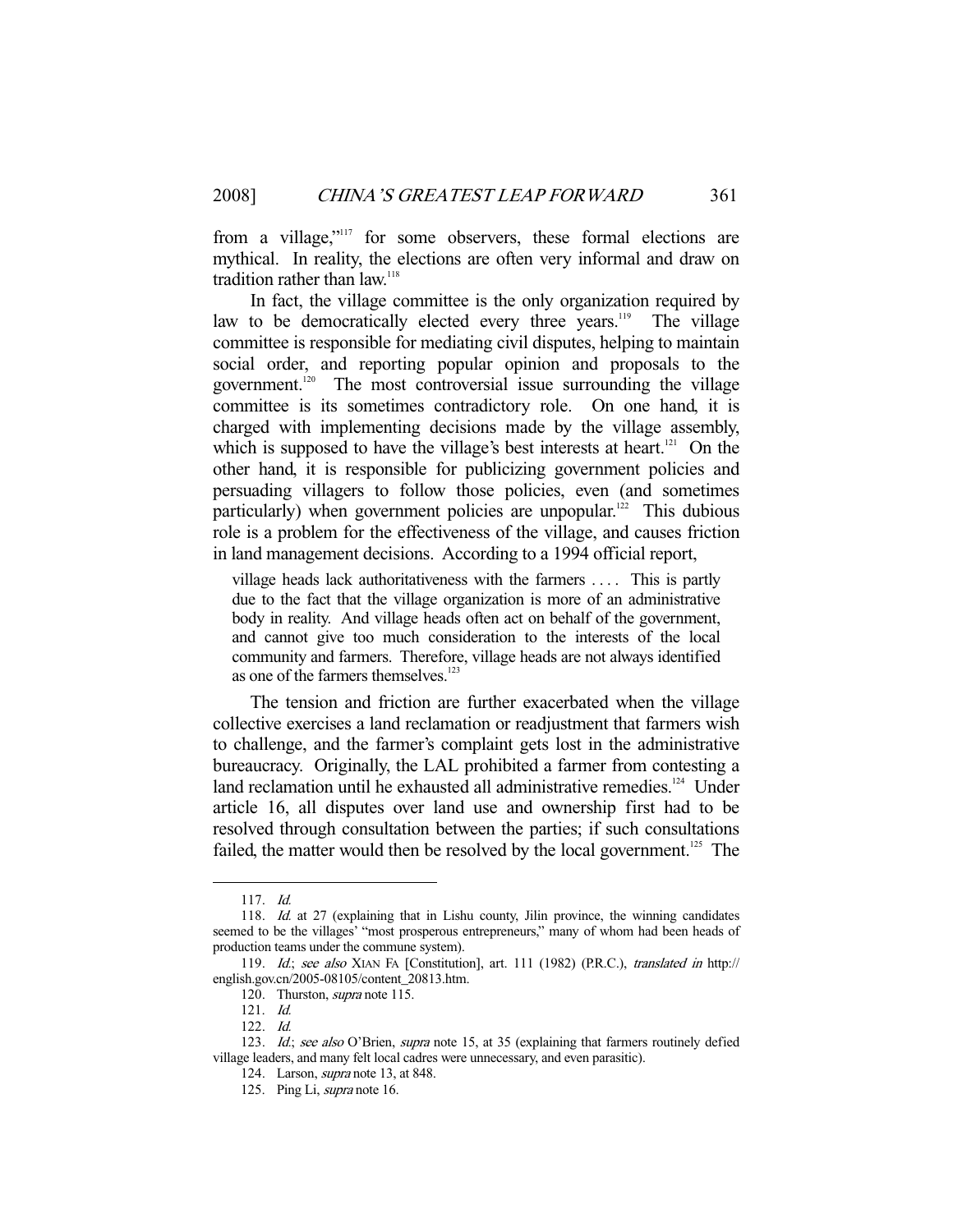from a village,"[117] for some observers, these formal elections are mythical. In reality, the elections are often very informal and draw on tradition rather than law.[118]

In fact, the village committee is the only organization required by law to be democratically elected every three years.[119] The village committee is responsible for mediating civil disputes, helping to maintain social order, and reporting popular opinion and proposals to the government.[120] The most controversial issue surrounding the village committee is its sometimes contradictory role. On one hand, it is charged with implementing decisions made by the village assembly, which is supposed to have the village's best interests at heart.[121] On the other hand, it is responsible for publicizing government policies and persuading villagers to follow those policies, even (and sometimes particularly) when government policies are unpopular.[122] This dubious role is a problem for the effectiveness of the village, and causes friction in land management decisions. According to a 1994 official report,

> village heads lack authoritativeness with the farmers . . . . This is partly due to the fact that the village organization is more of an administrative body in reality. And village heads often act on behalf of the government, and cannot give too much consideration to the interests of the local community and farmers. Therefore, village heads are not always identified as one of the farmers themselves.[123]

The tension and friction are further exacerbated when the village collective exercises a land reclamation or readjustment that farmers wish to challenge, and the farmer's complaint gets lost in the administrative bureaucracy. Originally, the LAL prohibited a farmer from contesting a land reclamation until he exhausted all administrative remedies.[124] Under article 16, all disputes over land use and ownership first had to be resolved through consultation between the parties; if such consultations failed, the matter would then be resolved by the local government.[125] The

---

117. *Id.*

118. *Id.* at 27 (explaining that in Lishu county, Jilin province, the winning candidates seemed to be the villages' "most prosperous entrepreneurs," many of whom had been heads of production teams under the commune system).

119. *Id.*; *see also* XIAN FA [Constitution], art. 111 (1982) (P.R.C.), *translated in* http://english.gov.cn/2005-08105/content_20813.htm.

120. Thurston, *supra* note 115.

121. *Id.*

122. *Id.*

123. *Id.*; *see also* O'Brien, *supra* note 15, at 35 (explaining that farmers routinely defied village leaders, and many felt local cadres were unnecessary, and even parasitic).

124. Larson, *supra* note 13, at 848.

125. Ping Li, *supra* note 16.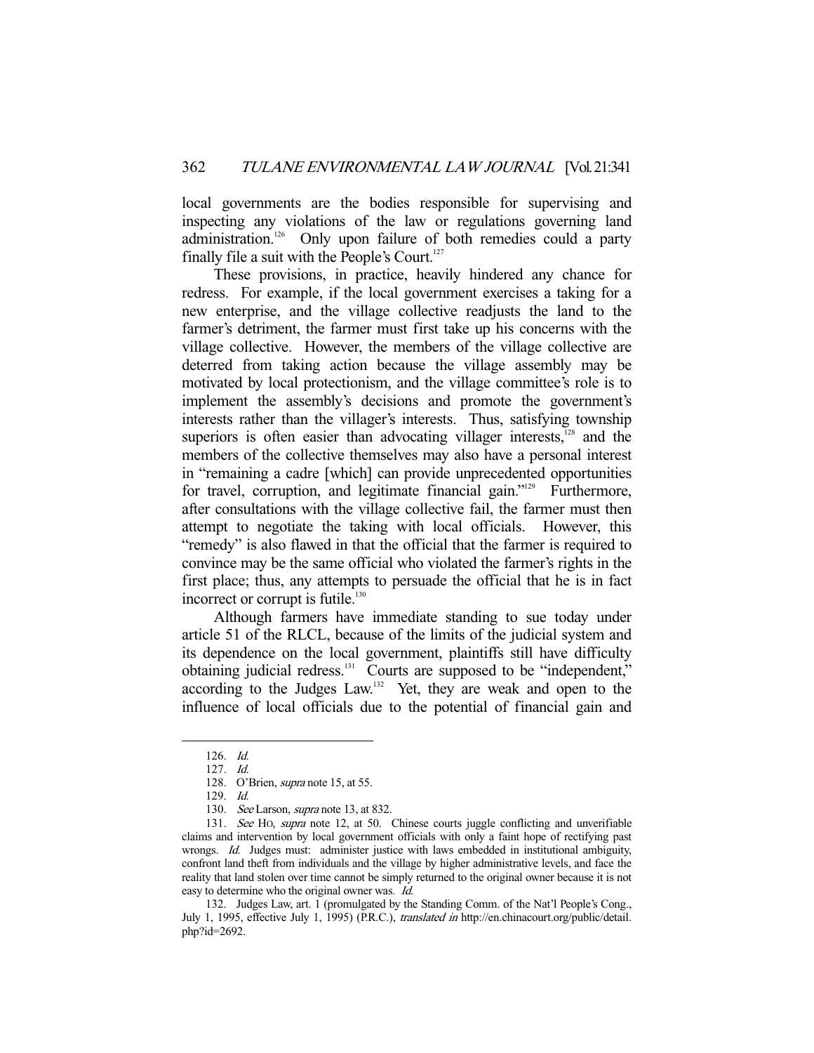local governments are the bodies responsible for supervising and inspecting any violations of the law or regulations governing land administration.[126] Only upon failure of both remedies could a party finally file a suit with the People's Court.[127]

These provisions, in practice, heavily hindered any chance for redress. For example, if the local government exercises a taking for a new enterprise, and the village collective readjusts the land to the farmer's detriment, the farmer must first take up his concerns with the village collective. However, the members of the village collective are deterred from taking action because the village assembly may be motivated by local protectionism, and the village committee's role is to implement the assembly's decisions and promote the government's interests rather than the villager's interests. Thus, satisfying township superiors is often easier than advocating villager interests,[128] and the members of the collective themselves may also have a personal interest in "remaining a cadre [which] can provide unprecedented opportunities for travel, corruption, and legitimate financial gain."[129] Furthermore, after consultations with the village collective fail, the farmer must then attempt to negotiate the taking with local officials. However, this "remedy" is also flawed in that the official that the farmer is required to convince may be the same official who violated the farmer's rights in the first place; thus, any attempts to persuade the official that he is in fact incorrect or corrupt is futile.[130]

Although farmers have immediate standing to sue today under article 51 of the RLCL, because of the limits of the judicial system and its dependence on the local government, plaintiffs still have difficulty obtaining judicial redress.[131] Courts are supposed to be "independent," according to the Judges Law.[132] Yet, they are weak and open to the influence of local officials due to the potential of financial gain and

---

126. *Id.*

127. *Id.*

128. O'Brien, *supra* note 15, at 55.

129. *Id.*

130. *See* Larson, *supra* note 13, at 832.

131. *See* Ho, *supra* note 12, at 50. Chinese courts juggle conflicting and unverifiable claims and intervention by local government officials with only a faint hope of rectifying past wrongs. *Id.* Judges must: administer justice with laws embedded in institutional ambiguity, confront land theft from individuals and the village by higher administrative levels, and face the reality that land stolen over time cannot be simply returned to the original owner because it is not easy to determine who the original owner was. *Id.*

132. Judges Law, art. 1 (promulgated by the Standing Comm. of the Nat'l People's Cong., July 1, 1995, effective July 1, 1995) (P.R.C.), *translated in* http://en.chinacourt.org/public/detail.php?id=2692.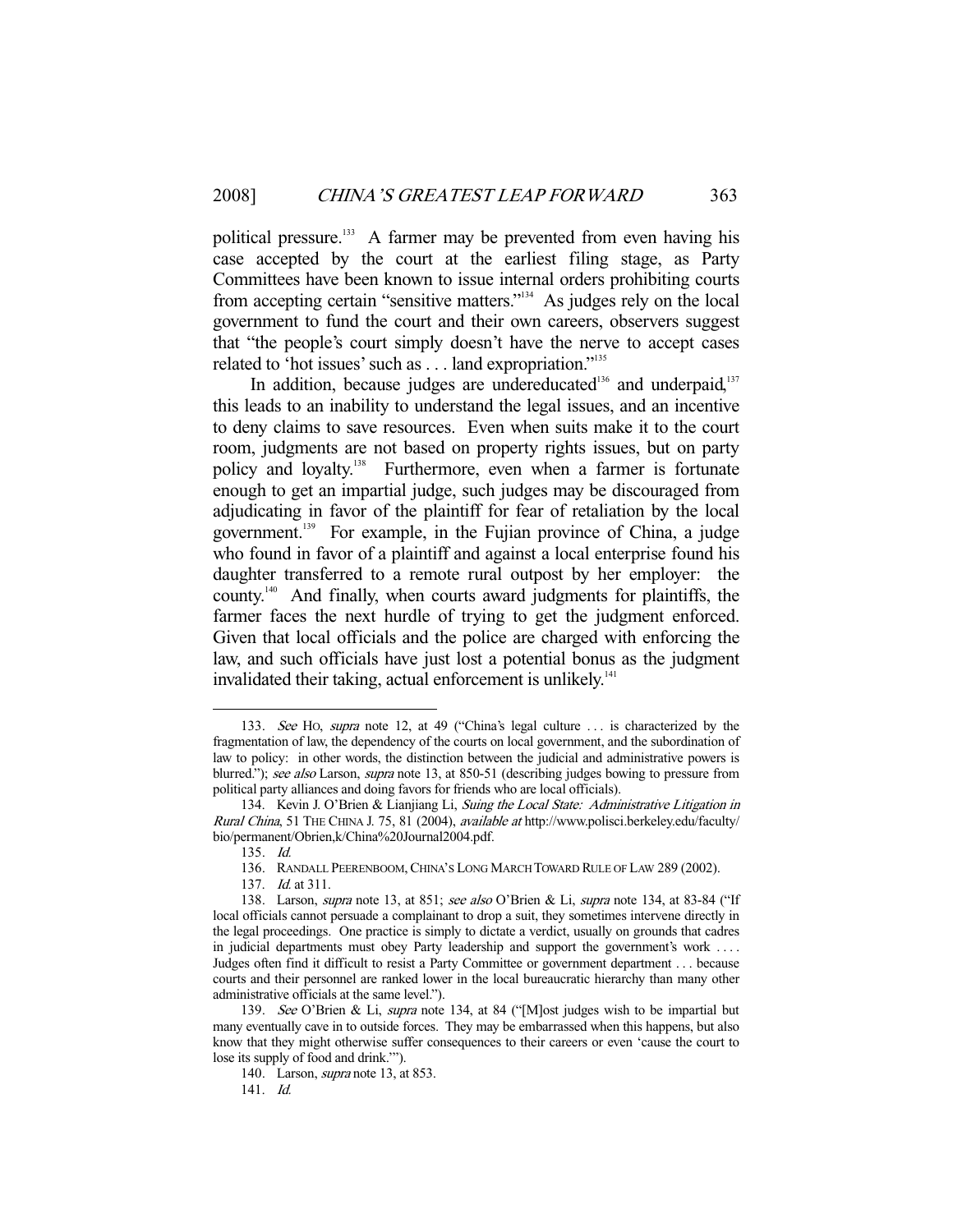political pressure.[133] A farmer may be prevented from even having his case accepted by the court at the earliest filing stage, as Party Committees have been known to issue internal orders prohibiting courts from accepting certain "sensitive matters."[134] As judges rely on the local government to fund the court and their own careers, observers suggest that "the people's court simply doesn't have the nerve to accept cases related to 'hot issues' such as . . . land expropriation."[135]

In addition, because judges are undereducated[136] and underpaid,[137] this leads to an inability to understand the legal issues, and an incentive to deny claims to save resources. Even when suits make it to the court room, judgments are not based on property rights issues, but on party policy and loyalty.[138] Furthermore, even when a farmer is fortunate enough to get an impartial judge, such judges may be discouraged from adjudicating in favor of the plaintiff for fear of retaliation by the local government.[139] For example, in the Fujian province of China, a judge who found in favor of a plaintiff and against a local enterprise found his daughter transferred to a remote rural outpost by her employer: the county.[140] And finally, when courts award judgments for plaintiffs, the farmer faces the next hurdle of trying to get the judgment enforced. Given that local officials and the police are charged with enforcing the law, and such officials have just lost a potential bonus as the judgment invalidated their taking, actual enforcement is unlikely.[141]

---

133. *See* HO, *supra* note 12, at 49 ("China's legal culture . . . is characterized by the fragmentation of law, the dependency of the courts on local government, and the subordination of law to policy: in other words, the distinction between the judicial and administrative powers is blurred."); *see also* Larson, *supra* note 13, at 850-51 (describing judges bowing to pressure from political party alliances and doing favors for friends who are local officials).

134. Kevin J. O'Brien & Lianjiang Li, *Suing the Local State: Administrative Litigation in Rural China*, 51 THE CHINA J. 75, 81 (2004), *available at* http://www.polisci.berkeley.edu/faculty/bio/permanent/Obrien,k/China%20Journal2004.pdf.

135. *Id.*

136. RANDALL PEERENBOOM, CHINA'S LONG MARCH TOWARD RULE OF LAW 289 (2002).

137. *Id.* at 311.

138. Larson, *supra* note 13, at 851; *see also* O'Brien & Li, *supra* note 134, at 83-84 ("If local officials cannot persuade a complainant to drop a suit, they sometimes intervene directly in the legal proceedings. One practice is simply to dictate a verdict, usually on grounds that cadres in judicial departments must obey Party leadership and support the government's work . . . . Judges often find it difficult to resist a Party Committee or government department . . . because courts and their personnel are ranked lower in the local bureaucratic hierarchy than many other administrative officials at the same level.").

139. *See* O'Brien & Li, *supra* note 134, at 84 ("[M]ost judges wish to be impartial but many eventually cave in to outside forces. They may be embarrassed when this happens, but also know that they might otherwise suffer consequences to their careers or even 'cause the court to lose its supply of food and drink.'").

140. Larson, *supra* note 13, at 853.

141. *Id.*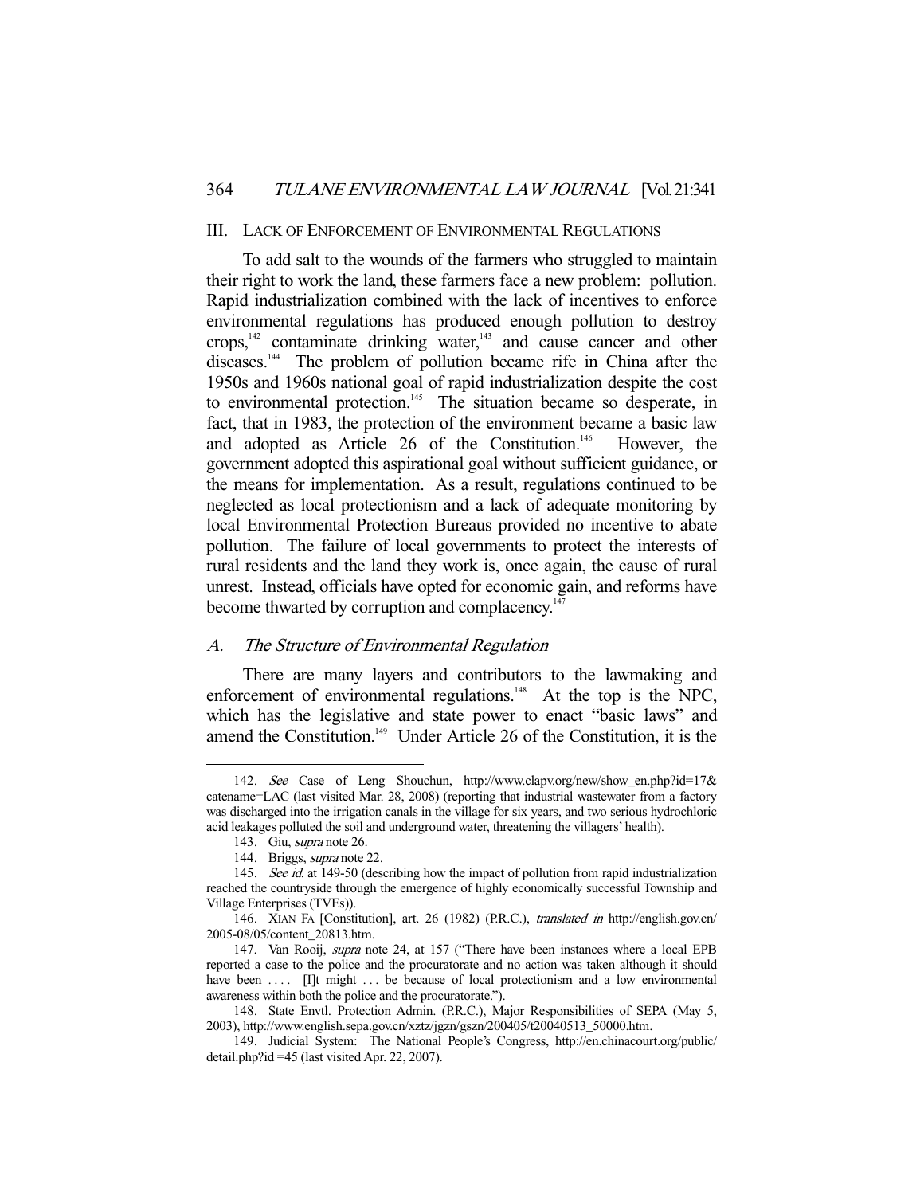## III. LACK OF ENFORCEMENT OF ENVIRONMENTAL REGULATIONS

To add salt to the wounds of the farmers who struggled to maintain their right to work the land, these farmers face a new problem: pollution. Rapid industrialization combined with the lack of incentives to enforce environmental regulations has produced enough pollution to destroy crops,[142] contaminate drinking water,[143] and cause cancer and other diseases.[144] The problem of pollution became rife in China after the 1950s and 1960s national goal of rapid industrialization despite the cost to environmental protection.[145] The situation became so desperate, in fact, that in 1983, the protection of the environment became a basic law and adopted as Article 26 of the Constitution.[146] However, the government adopted this aspirational goal without sufficient guidance, or the means for implementation. As a result, regulations continued to be neglected as local protectionism and a lack of adequate monitoring by local Environmental Protection Bureaus provided no incentive to abate pollution. The failure of local governments to protect the interests of rural residents and the land they work is, once again, the cause of rural unrest. Instead, officials have opted for economic gain, and reforms have become thwarted by corruption and complacency.[147]

### A. *The Structure of Environmental Regulation*

There are many layers and contributors to the lawmaking and enforcement of environmental regulations.[148] At the top is the NPC, which has the legislative and state power to enact "basic laws" and amend the Constitution.[149] Under Article 26 of the Constitution, it is the

---

142. *See* Case of Leng Shouchun, http://www.clapv.org/new/show_en.php?id=17&catename=LAC (last visited Mar. 28, 2008) (reporting that industrial wastewater from a factory was discharged into the irrigation canals in the village for six years, and two serious hydrochloric acid leakages polluted the soil and underground water, threatening the villagers' health).

143. Giu, *supra* note 26.

144. Briggs, *supra* note 22.

145. *See id.* at 149-50 (describing how the impact of pollution from rapid industrialization reached the countryside through the emergence of highly economically successful Township and Village Enterprises (TVEs)).

146. XIAN FA [Constitution], art. 26 (1982) (P.R.C.), *translated in* http://english.gov.cn/2005-08/05/content_20813.htm.

147. Van Rooij, *supra* note 24, at 157 ("There have been instances where a local EPB reported a case to the police and the procuratorate and no action was taken although it should have been . . . . [I]t might . . . be because of local protectionism and a low environmental awareness within both the police and the procuratorate.").

148. State Envtl. Protection Admin. (P.R.C.), Major Responsibilities of SEPA (May 5, 2003), http://www.english.sepa.gov.cn/xztz/jgzn/gszn/200405/t20040513_50000.htm.

149. Judicial System: The National People's Congress, http://en.chinacourt.org/public/detail.php?id =45 (last visited Apr. 22, 2007).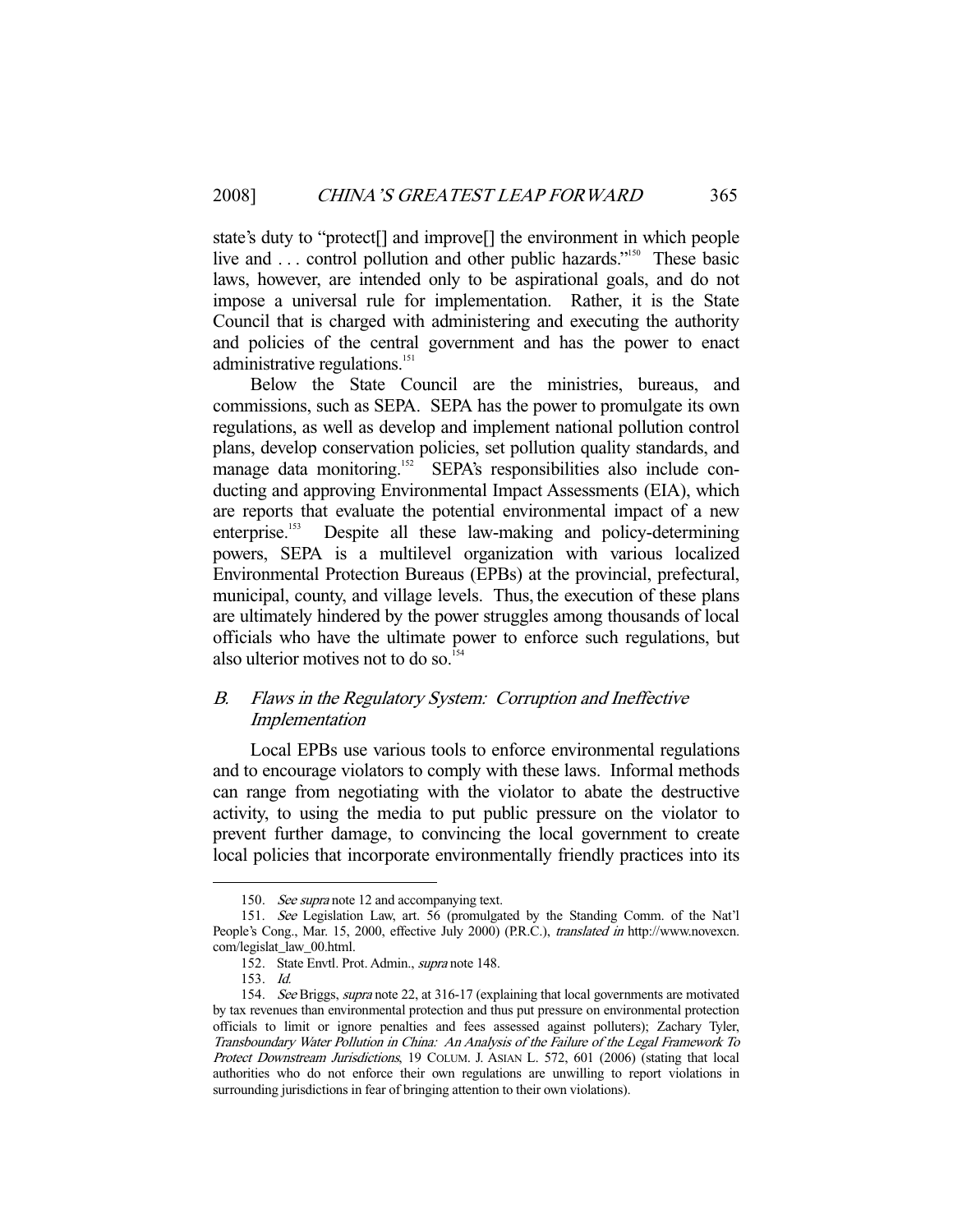state's duty to "protect[] and improve[] the environment in which people live and . . . control pollution and other public hazards."[150] These basic laws, however, are intended only to be aspirational goals, and do not impose a universal rule for implementation. Rather, it is the State Council that is charged with administering and executing the authority and policies of the central government and has the power to enact administrative regulations.[151]

Below the State Council are the ministries, bureaus, and commissions, such as SEPA. SEPA has the power to promulgate its own regulations, as well as develop and implement national pollution control plans, develop conservation policies, set pollution quality standards, and manage data monitoring.[152] SEPA's responsibilities also include conducting and approving Environmental Impact Assessments (EIA), which are reports that evaluate the potential environmental impact of a new enterprise.[153] Despite all these law-making and policy-determining powers, SEPA is a multilevel organization with various localized Environmental Protection Bureaus (EPBs) at the provincial, prefectural, municipal, county, and village levels. Thus, the execution of these plans are ultimately hindered by the power struggles among thousands of local officials who have the ultimate power to enforce such regulations, but also ulterior motives not to do so.[154]

### *B. Flaws in the Regulatory System: Corruption and Ineffective Implementation*

Local EPBs use various tools to enforce environmental regulations and to encourage violators to comply with these laws. Informal methods can range from negotiating with the violator to abate the destructive activity, to using the media to put public pressure on the violator to prevent further damage, to convincing the local government to create local policies that incorporate environmentally friendly practices into its

---

150. *See supra* note 12 and accompanying text.

151. *See* Legislation Law, art. 56 (promulgated by the Standing Comm. of the Nat'l People's Cong., Mar. 15, 2000, effective July 2000) (P.R.C.), *translated in* http://www.novexcn.com/legislat_law_00.html.

152. State Envtl. Prot. Admin., *supra* note 148.

153. *Id.*

154. *See* Briggs, *supra* note 22, at 316-17 (explaining that local governments are motivated by tax revenues than environmental protection and thus put pressure on environmental protection officials to limit or ignore penalties and fees assessed against polluters); Zachary Tyler, *Transboundary Water Pollution in China: An Analysis of the Failure of the Legal Framework To Protect Downstream Jurisdictions*, 19 COLUM. J. ASIAN L. 572, 601 (2006) (stating that local authorities who do not enforce their own regulations are unwilling to report violations in surrounding jurisdictions in fear of bringing attention to their own violations).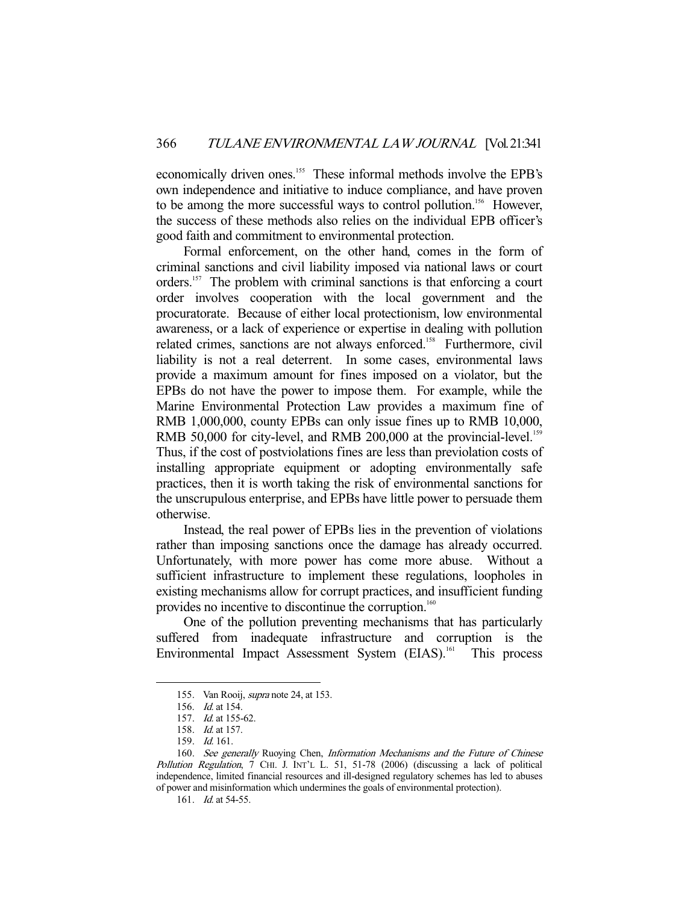economically driven ones.[155] These informal methods involve the EPB's own independence and initiative to induce compliance, and have proven to be among the more successful ways to control pollution.[156] However, the success of these methods also relies on the individual EPB officer's good faith and commitment to environmental protection.

Formal enforcement, on the other hand, comes in the form of criminal sanctions and civil liability imposed via national laws or court orders.[157] The problem with criminal sanctions is that enforcing a court order involves cooperation with the local government and the procuratorate. Because of either local protectionism, low environmental awareness, or a lack of experience or expertise in dealing with pollution related crimes, sanctions are not always enforced.[158] Furthermore, civil liability is not a real deterrent. In some cases, environmental laws provide a maximum amount for fines imposed on a violator, but the EPBs do not have the power to impose them. For example, while the Marine Environmental Protection Law provides a maximum fine of RMB 1,000,000, county EPBs can only issue fines up to RMB 10,000, RMB 50,000 for city-level, and RMB 200,000 at the provincial-level.[159] Thus, if the cost of postviolations fines are less than previolation costs of installing appropriate equipment or adopting environmentally safe practices, then it is worth taking the risk of environmental sanctions for the unscrupulous enterprise, and EPBs have little power to persuade them otherwise.

Instead, the real power of EPBs lies in the prevention of violations rather than imposing sanctions once the damage has already occurred. Unfortunately, with more power has come more abuse. Without a sufficient infrastructure to implement these regulations, loopholes in existing mechanisms allow for corrupt practices, and insufficient funding provides no incentive to discontinue the corruption.[160]

One of the pollution preventing mechanisms that has particularly suffered from inadequate infrastructure and corruption is the Environmental Impact Assessment System (EIAS).[161] This process

---

155. Van Rooij, *supra* note 24, at 153.

156. *Id.* at 154.

157. *Id.* at 155-62.

158. *Id.* at 157.

159. *Id.* 161.

160. *See generally* Ruoying Chen, *Information Mechanisms and the Future of Chinese Pollution Regulation*, 7 CHI. J. INT'L L. 51, 51-78 (2006) (discussing a lack of political independence, limited financial resources and ill-designed regulatory schemes has led to abuses of power and misinformation which undermines the goals of environmental protection).

161. *Id.* at 54-55.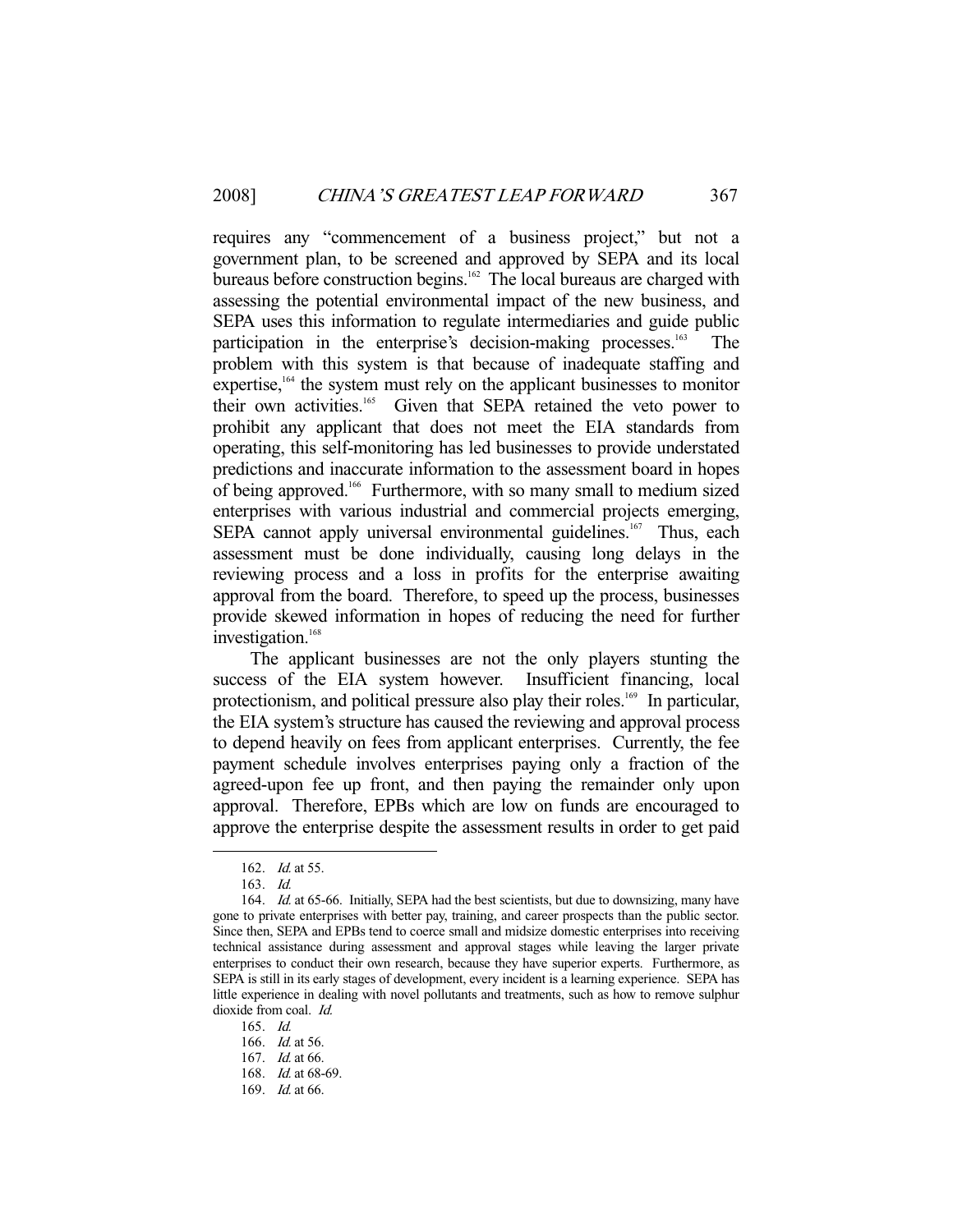requires any "commencement of a business project," but not a government plan, to be screened and approved by SEPA and its local bureaus before construction begins.[162] The local bureaus are charged with assessing the potential environmental impact of the new business, and SEPA uses this information to regulate intermediaries and guide public participation in the enterprise's decision-making processes.[163] The problem with this system is that because of inadequate staffing and expertise,[164] the system must rely on the applicant businesses to monitor their own activities.[165] Given that SEPA retained the veto power to prohibit any applicant that does not meet the EIA standards from operating, this self-monitoring has led businesses to provide understated predictions and inaccurate information to the assessment board in hopes of being approved.[166] Furthermore, with so many small to medium sized enterprises with various industrial and commercial projects emerging, SEPA cannot apply universal environmental guidelines.[167] Thus, each assessment must be done individually, causing long delays in the reviewing process and a loss in profits for the enterprise awaiting approval from the board. Therefore, to speed up the process, businesses provide skewed information in hopes of reducing the need for further investigation.[168]

The applicant businesses are not the only players stunting the success of the EIA system however. Insufficient financing, local protectionism, and political pressure also play their roles.[169] In particular, the EIA system's structure has caused the reviewing and approval process to depend heavily on fees from applicant enterprises. Currently, the fee payment schedule involves enterprises paying only a fraction of the agreed-upon fee up front, and then paying the remainder only upon approval. Therefore, EPBs which are low on funds are encouraged to approve the enterprise despite the assessment results in order to get paid

---

162. *Id.* at 55.

163. *Id.*

164. *Id.* at 65-66. Initially, SEPA had the best scientists, but due to downsizing, many have gone to private enterprises with better pay, training, and career prospects than the public sector. Since then, SEPA and EPBs tend to coerce small and midsize domestic enterprises into receiving technical assistance during assessment and approval stages while leaving the larger private enterprises to conduct their own research, because they have superior experts. Furthermore, as SEPA is still in its early stages of development, every incident is a learning experience. SEPA has little experience in dealing with novel pollutants and treatments, such as how to remove sulphur dioxide from coal. *Id.*

165. *Id.*

166. *Id.* at 56.

167. *Id.* at 66.

168. *Id.* at 68-69.

169. *Id.* at 66.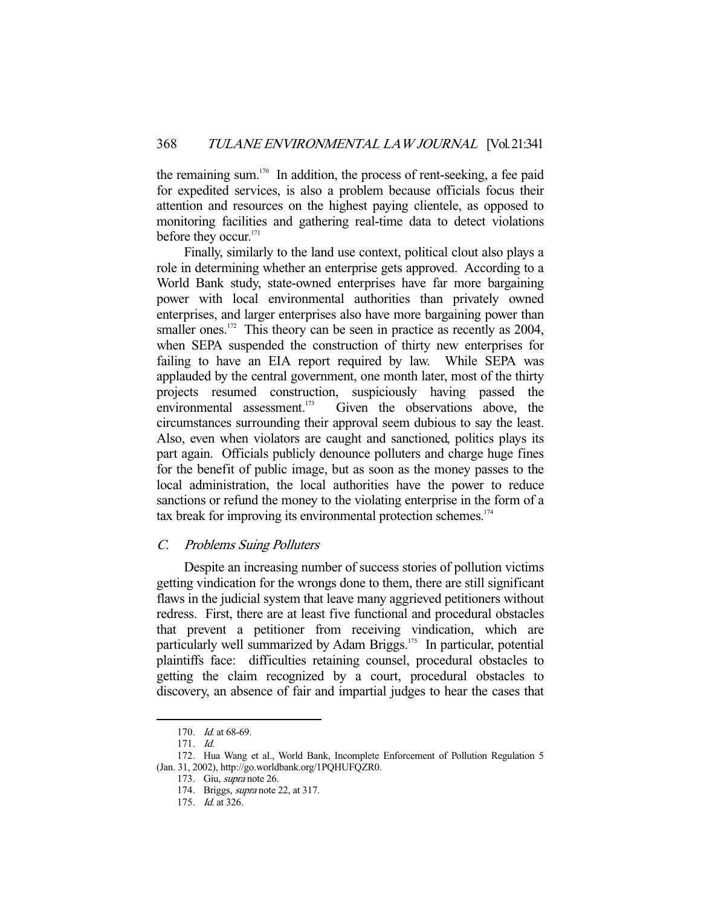the remaining sum.[170] In addition, the process of rent-seeking, a fee paid for expedited services, is also a problem because officials focus their attention and resources on the highest paying clientele, as opposed to monitoring facilities and gathering real-time data to detect violations before they occur.[171]

Finally, similarly to the land use context, political clout also plays a role in determining whether an enterprise gets approved. According to a World Bank study, state-owned enterprises have far more bargaining power with local environmental authorities than privately owned enterprises, and larger enterprises also have more bargaining power than smaller ones.[172] This theory can be seen in practice as recently as 2004, when SEPA suspended the construction of thirty new enterprises for failing to have an EIA report required by law. While SEPA was applauded by the central government, one month later, most of the thirty projects resumed construction, suspiciously having passed the environmental assessment.[173] Given the observations above, the circumstances surrounding their approval seem dubious to say the least. Also, even when violators are caught and sanctioned, politics plays its part again. Officials publicly denounce polluters and charge huge fines for the benefit of public image, but as soon as the money passes to the local administration, the local authorities have the power to reduce sanctions or refund the money to the violating enterprise in the form of a tax break for improving its environmental protection schemes.[174]

### *C. Problems Suing Polluters*

Despite an increasing number of success stories of pollution victims getting vindication for the wrongs done to them, there are still significant flaws in the judicial system that leave many aggrieved petitioners without redress. First, there are at least five functional and procedural obstacles that prevent a petitioner from receiving vindication, which are particularly well summarized by Adam Briggs.[175] In particular, potential plaintiffs face: difficulties retaining counsel, procedural obstacles to getting the claim recognized by a court, procedural obstacles to discovery, an absence of fair and impartial judges to hear the cases that

---

170. *Id.* at 68-69.

171. *Id.*

172. Hua Wang et al., World Bank, Incomplete Enforcement of Pollution Regulation 5 (Jan. 31, 2002), http://go.worldbank.org/1PQHUFQZR0.

173. Giu, *supra* note 26.

174. Briggs, *supra* note 22, at 317.

175. *Id.* at 326.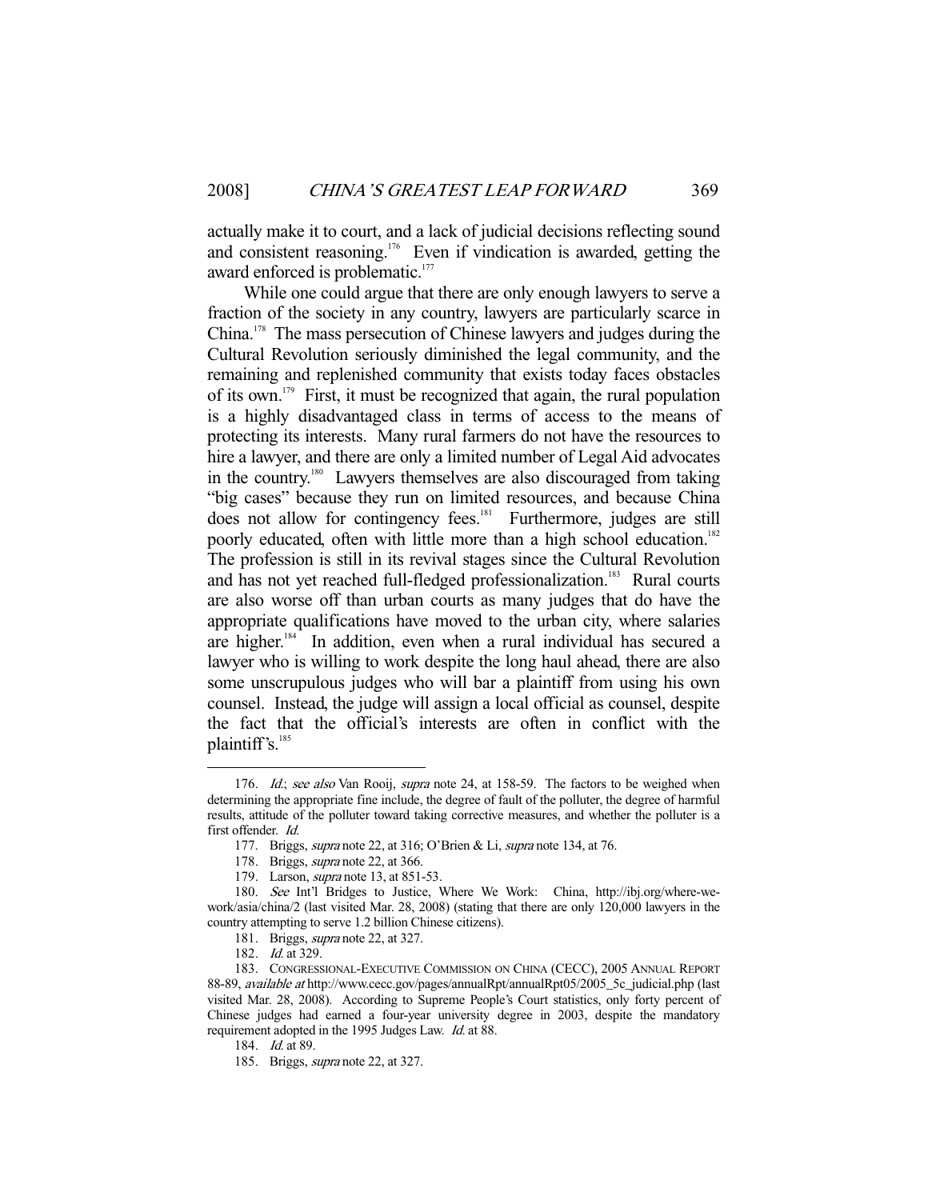actually make it to court, and a lack of judicial decisions reflecting sound and consistent reasoning.[176] Even if vindication is awarded, getting the award enforced is problematic.[177]

While one could argue that there are only enough lawyers to serve a fraction of the society in any country, lawyers are particularly scarce in China.[178] The mass persecution of Chinese lawyers and judges during the Cultural Revolution seriously diminished the legal community, and the remaining and replenished community that exists today faces obstacles of its own.[179] First, it must be recognized that again, the rural population is a highly disadvantaged class in terms of access to the means of protecting its interests. Many rural farmers do not have the resources to hire a lawyer, and there are only a limited number of Legal Aid advocates in the country.[180] Lawyers themselves are also discouraged from taking "big cases" because they run on limited resources, and because China does not allow for contingency fees.[181] Furthermore, judges are still poorly educated, often with little more than a high school education.[182] The profession is still in its revival stages since the Cultural Revolution and has not yet reached full-fledged professionalization.[183] Rural courts are also worse off than urban courts as many judges that do have the appropriate qualifications have moved to the urban city, where salaries are higher.[184] In addition, even when a rural individual has secured a lawyer who is willing to work despite the long haul ahead, there are also some unscrupulous judges who will bar a plaintiff from using his own counsel. Instead, the judge will assign a local official as counsel, despite the fact that the official's interests are often in conflict with the plaintiff's.[185]

---

176. *Id.*; *see also* Van Rooij, *supra* note 24, at 158-59. The factors to be weighed when determining the appropriate fine include, the degree of fault of the polluter, the degree of harmful results, attitude of the polluter toward taking corrective measures, and whether the polluter is a first offender. *Id.*

177. Briggs, *supra* note 22, at 316; O'Brien & Li, *supra* note 134, at 76.

178. Briggs, *supra* note 22, at 366.

179. Larson, *supra* note 13, at 851-53.

180. *See* Int'l Bridges to Justice, Where We Work: China, http://ibj.org/where-we-work/asia/china/2 (last visited Mar. 28, 2008) (stating that there are only 120,000 lawyers in the country attempting to serve 1.2 billion Chinese citizens).

181. Briggs, *supra* note 22, at 327.

182. *Id.* at 329.

183. CONGRESSIONAL-EXECUTIVE COMMISSION ON CHINA (CECC), 2005 ANNUAL REPORT 88-89, *available at* http://www.cecc.gov/pages/annualRpt/annualRpt05/2005_5c_judicial.php (last visited Mar. 28, 2008). According to Supreme People's Court statistics, only forty percent of Chinese judges had earned a four-year university degree in 2003, despite the mandatory requirement adopted in the 1995 Judges Law. *Id.* at 88.

184. *Id.* at 89.

185. Briggs, *supra* note 22, at 327.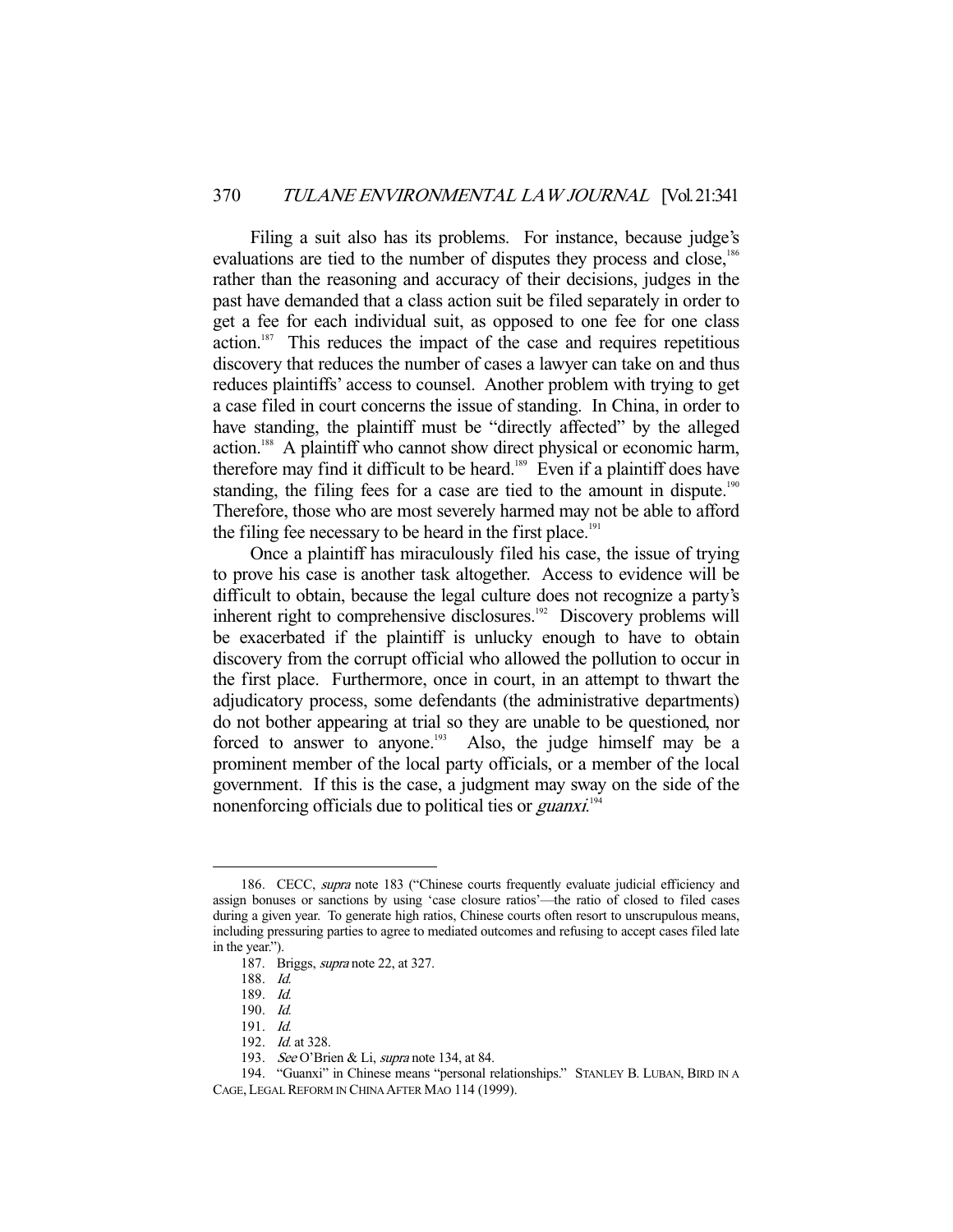Filing a suit also has its problems. For instance, because judge's evaluations are tied to the number of disputes they process and close,[186] rather than the reasoning and accuracy of their decisions, judges in the past have demanded that a class action suit be filed separately in order to get a fee for each individual suit, as opposed to one fee for one class action.[187] This reduces the impact of the case and requires repetitious discovery that reduces the number of cases a lawyer can take on and thus reduces plaintiffs' access to counsel. Another problem with trying to get a case filed in court concerns the issue of standing. In China, in order to have standing, the plaintiff must be "directly affected" by the alleged action.[188] A plaintiff who cannot show direct physical or economic harm, therefore may find it difficult to be heard.[189] Even if a plaintiff does have standing, the filing fees for a case are tied to the amount in dispute.[190] Therefore, those who are most severely harmed may not be able to afford the filing fee necessary to be heard in the first place.[191]

Once a plaintiff has miraculously filed his case, the issue of trying to prove his case is another task altogether. Access to evidence will be difficult to obtain, because the legal culture does not recognize a party's inherent right to comprehensive disclosures.[192] Discovery problems will be exacerbated if the plaintiff is unlucky enough to have to obtain discovery from the corrupt official who allowed the pollution to occur in the first place. Furthermore, once in court, in an attempt to thwart the adjudicatory process, some defendants (the administrative departments) do not bother appearing at trial so they are unable to be questioned, nor forced to answer to anyone.[193] Also, the judge himself may be a prominent member of the local party officials, or a member of the local government. If this is the case, a judgment may sway on the side of the nonenforcing officials due to political ties or *guanxi*.[194]

---

186. CECC, *supra* note 183 ("Chinese courts frequently evaluate judicial efficiency and assign bonuses or sanctions by using 'case closure ratios'—the ratio of closed to filed cases during a given year. To generate high ratios, Chinese courts often resort to unscrupulous means, including pressuring parties to agree to mediated outcomes and refusing to accept cases filed late in the year.").

187. Briggs, *supra* note 22, at 327.

188. *Id.*

189. *Id.*

190. *Id.*

191. *Id.*

192. *Id.* at 328.

193. *See* O'Brien & Li, *supra* note 134, at 84.

194. "Guanxi" in Chinese means "personal relationships." STANLEY B. LUBAN, BIRD IN A CAGE, LEGAL REFORM IN CHINA AFTER MAO 114 (1999).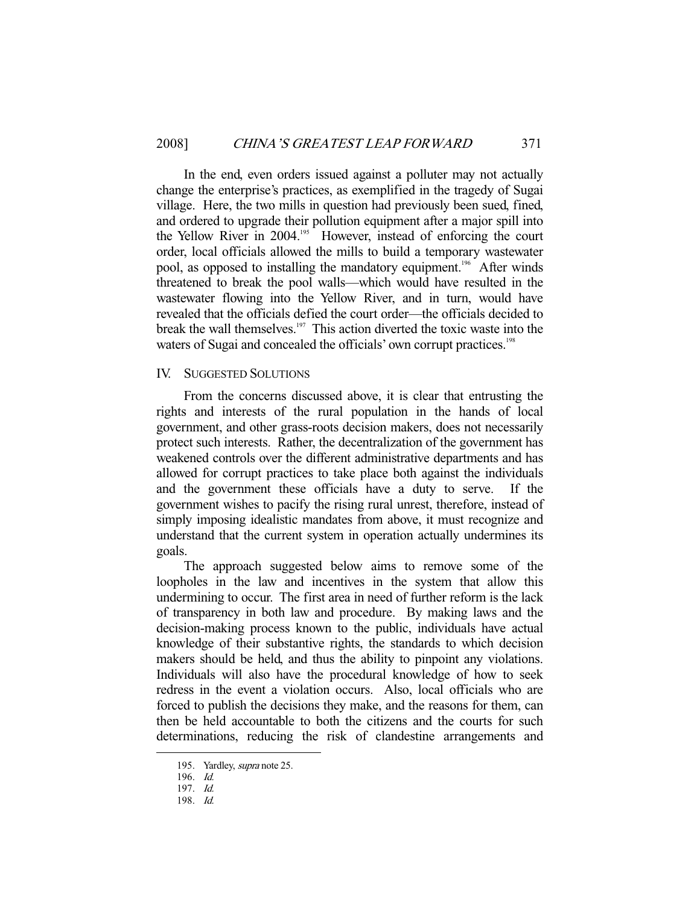In the end, even orders issued against a polluter may not actually change the enterprise's practices, as exemplified in the tragedy of Sugai village. Here, the two mills in question had previously been sued, fined, and ordered to upgrade their pollution equipment after a major spill into the Yellow River in 2004.[195] However, instead of enforcing the court order, local officials allowed the mills to build a temporary wastewater pool, as opposed to installing the mandatory equipment.[196] After winds threatened to break the pool walls—which would have resulted in the wastewater flowing into the Yellow River, and in turn, would have revealed that the officials defied the court order—the officials decided to break the wall themselves.[197] This action diverted the toxic waste into the waters of Sugai and concealed the officials' own corrupt practices.[198]

## IV. SUGGESTED SOLUTIONS

From the concerns discussed above, it is clear that entrusting the rights and interests of the rural population in the hands of local government, and other grass-roots decision makers, does not necessarily protect such interests. Rather, the decentralization of the government has weakened controls over the different administrative departments and has allowed for corrupt practices to take place both against the individuals and the government these officials have a duty to serve. If the government wishes to pacify the rising rural unrest, therefore, instead of simply imposing idealistic mandates from above, it must recognize and understand that the current system in operation actually undermines its goals.

The approach suggested below aims to remove some of the loopholes in the law and incentives in the system that allow this undermining to occur. The first area in need of further reform is the lack of transparency in both law and procedure. By making laws and the decision-making process known to the public, individuals have actual knowledge of their substantive rights, the standards to which decision makers should be held, and thus the ability to pinpoint any violations. Individuals will also have the procedural knowledge of how to seek redress in the event a violation occurs. Also, local officials who are forced to publish the decisions they make, and the reasons for them, can then be held accountable to both the citizens and the courts for such determinations, reducing the risk of clandestine arrangements and

---

195. Yardley, *supra* note 25.

196. *Id.*

197. *Id.*

198. *Id.*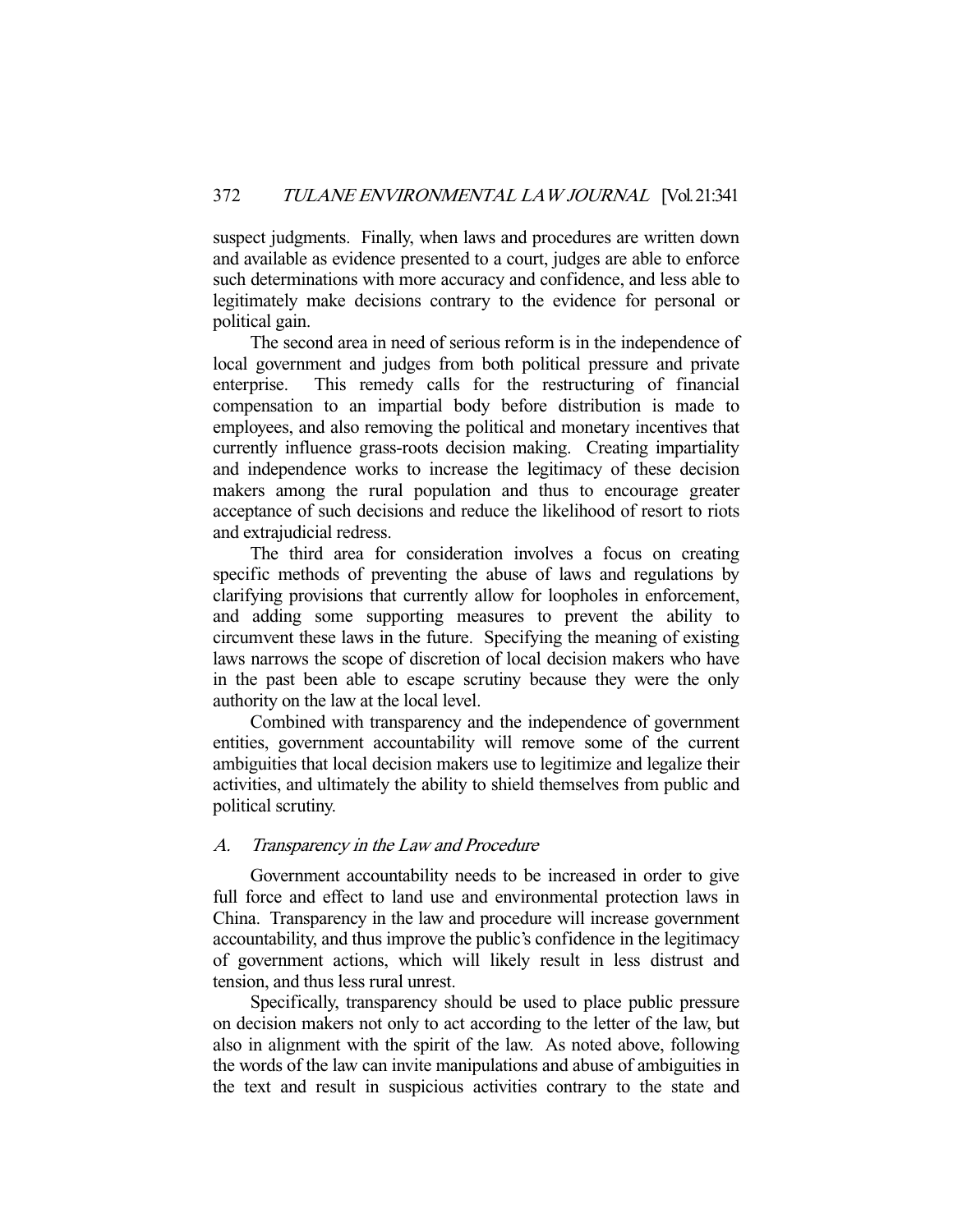suspect judgments. Finally, when laws and procedures are written down and available as evidence presented to a court, judges are able to enforce such determinations with more accuracy and confidence, and less able to legitimately make decisions contrary to the evidence for personal or political gain.

The second area in need of serious reform is in the independence of local government and judges from both political pressure and private enterprise. This remedy calls for the restructuring of financial compensation to an impartial body before distribution is made to employees, and also removing the political and monetary incentives that currently influence grass-roots decision making. Creating impartiality and independence works to increase the legitimacy of these decision makers among the rural population and thus to encourage greater acceptance of such decisions and reduce the likelihood of resort to riots and extrajudicial redress.

The third area for consideration involves a focus on creating specific methods of preventing the abuse of laws and regulations by clarifying provisions that currently allow for loopholes in enforcement, and adding some supporting measures to prevent the ability to circumvent these laws in the future. Specifying the meaning of existing laws narrows the scope of discretion of local decision makers who have in the past been able to escape scrutiny because they were the only authority on the law at the local level.

Combined with transparency and the independence of government entities, government accountability will remove some of the current ambiguities that local decision makers use to legitimize and legalize their activities, and ultimately the ability to shield themselves from public and political scrutiny.

### *A. Transparency in the Law and Procedure*

Government accountability needs to be increased in order to give full force and effect to land use and environmental protection laws in China. Transparency in the law and procedure will increase government accountability, and thus improve the public's confidence in the legitimacy of government actions, which will likely result in less distrust and tension, and thus less rural unrest.

Specifically, transparency should be used to place public pressure on decision makers not only to act according to the letter of the law, but also in alignment with the spirit of the law. As noted above, following the words of the law can invite manipulations and abuse of ambiguities in the text and result in suspicious activities contrary to the state and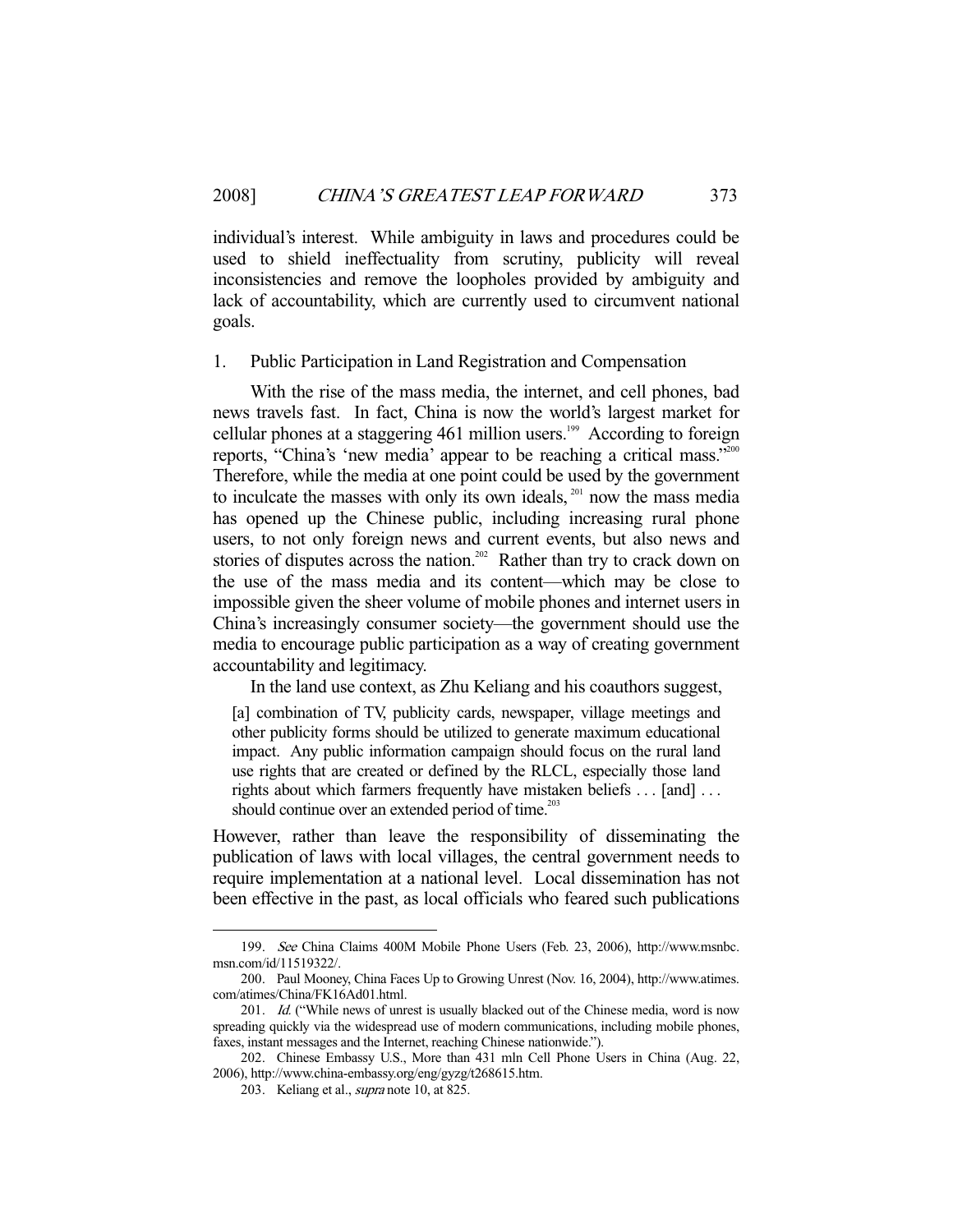individual's interest. While ambiguity in laws and procedures could be used to shield ineffectuality from scrutiny, publicity will reveal inconsistencies and remove the loopholes provided by ambiguity and lack of accountability, which are currently used to circumvent national goals.

### 1. Public Participation in Land Registration and Compensation

With the rise of the mass media, the internet, and cell phones, bad news travels fast. In fact, China is now the world's largest market for cellular phones at a staggering 461 million users.[199] According to foreign reports, "China's 'new media' appear to be reaching a critical mass."[200] Therefore, while the media at one point could be used by the government to inculcate the masses with only its own ideals,[201] now the mass media has opened up the Chinese public, including increasing rural phone users, to not only foreign news and current events, but also news and stories of disputes across the nation.[202] Rather than try to crack down on the use of the mass media and its content—which may be close to impossible given the sheer volume of mobile phones and internet users in China's increasingly consumer society—the government should use the media to encourage public participation as a way of creating government accountability and legitimacy.

In the land use context, as Zhu Keliang and his coauthors suggest,

> [a] combination of TV, publicity cards, newspaper, village meetings and other publicity forms should be utilized to generate maximum educational impact. Any public information campaign should focus on the rural land use rights that are created or defined by the RLCL, especially those land rights about which farmers frequently have mistaken beliefs . . . [and] . . . should continue over an extended period of time.[203]

However, rather than leave the responsibility of disseminating the publication of laws with local villages, the central government needs to require implementation at a national level. Local dissemination has not been effective in the past, as local officials who feared such publications

---

199. *See* China Claims 400M Mobile Phone Users (Feb. 23, 2006), http://www.msnbc.msn.com/id/11519322/.

200. Paul Mooney, China Faces Up to Growing Unrest (Nov. 16, 2004), http://www.atimes.com/atimes/China/FK16Ad01.html.

201. *Id.* ("While news of unrest is usually blacked out of the Chinese media, word is now spreading quickly via the widespread use of modern communications, including mobile phones, faxes, instant messages and the Internet, reaching Chinese nationwide.").

202. Chinese Embassy U.S., More than 431 mln Cell Phone Users in China (Aug. 22, 2006), http://www.china-embassy.org/eng/gyzg/t268615.htm.

203. Keliang et al., *supra* note 10, at 825.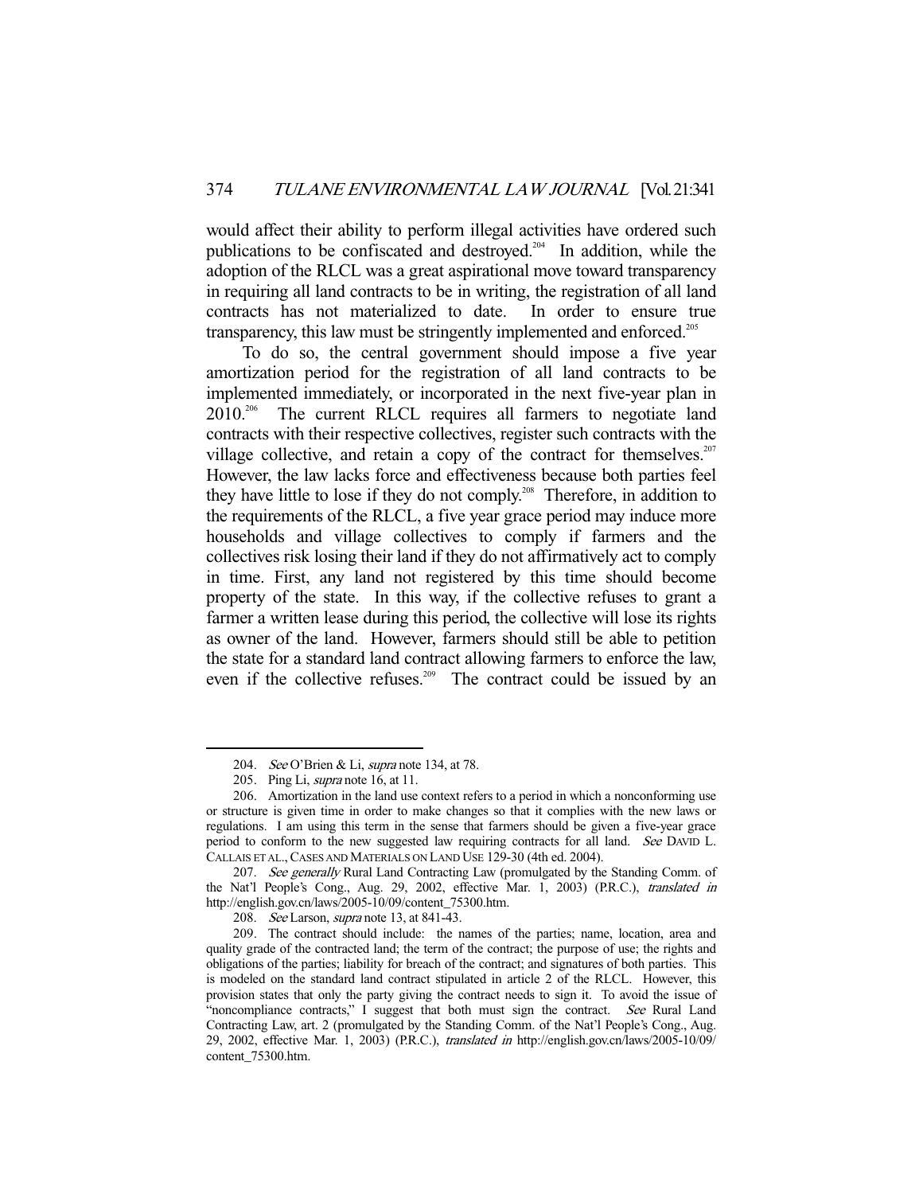would affect their ability to perform illegal activities have ordered such publications to be confiscated and destroyed.[204] In addition, while the adoption of the RLCL was a great aspirational move toward transparency in requiring all land contracts to be in writing, the registration of all land contracts has not materialized to date. In order to ensure true transparency, this law must be stringently implemented and enforced.[205]

To do so, the central government should impose a five year amortization period for the registration of all land contracts to be implemented immediately, or incorporated in the next five-year plan in 2010.[206] The current RLCL requires all farmers to negotiate land contracts with their respective collectives, register such contracts with the village collective, and retain a copy of the contract for themselves.[207] However, the law lacks force and effectiveness because both parties feel they have little to lose if they do not comply.[208] Therefore, in addition to the requirements of the RLCL, a five year grace period may induce more households and village collectives to comply if farmers and the collectives risk losing their land if they do not affirmatively act to comply in time. First, any land not registered by this time should become property of the state. In this way, if the collective refuses to grant a farmer a written lease during this period, the collective will lose its rights as owner of the land. However, farmers should still be able to petition the state for a standard land contract allowing farmers to enforce the law, even if the collective refuses.[209] The contract could be issued by an

---

204. *See* O'Brien & Li, *supra* note 134, at 78.

205. Ping Li, *supra* note 16, at 11.

206. Amortization in the land use context refers to a period in which a nonconforming use or structure is given time in order to make changes so that it complies with the new laws or regulations. I am using this term in the sense that farmers should be given a five-year grace period to conform to the new suggested law requiring contracts for all land. *See* DAVID L. CALLAIS ET AL., CASES AND MATERIALS ON LAND USE 129-30 (4th ed. 2004).

207. *See generally* Rural Land Contracting Law (promulgated by the Standing Comm. of the Nat'l People's Cong., Aug. 29, 2002, effective Mar. 1, 2003) (P.R.C.), *translated in* http://english.gov.cn/laws/2005-10/09/content_75300.htm.

208. *See* Larson, *supra* note 13, at 841-43.

209. The contract should include: the names of the parties; name, location, area and quality grade of the contracted land; the term of the contract; the purpose of use; the rights and obligations of the parties; liability for breach of the contract; and signatures of both parties. This is modeled on the standard land contract stipulated in article 2 of the RLCL. However, this provision states that only the party giving the contract needs to sign it. To avoid the issue of "noncompliance contracts," I suggest that both must sign the contract. *See* Rural Land Contracting Law, art. 2 (promulgated by the Standing Comm. of the Nat'l People's Cong., Aug. 29, 2002, effective Mar. 1, 2003) (P.R.C.), *translated in* http://english.gov.cn/laws/2005-10/09/content_75300.htm.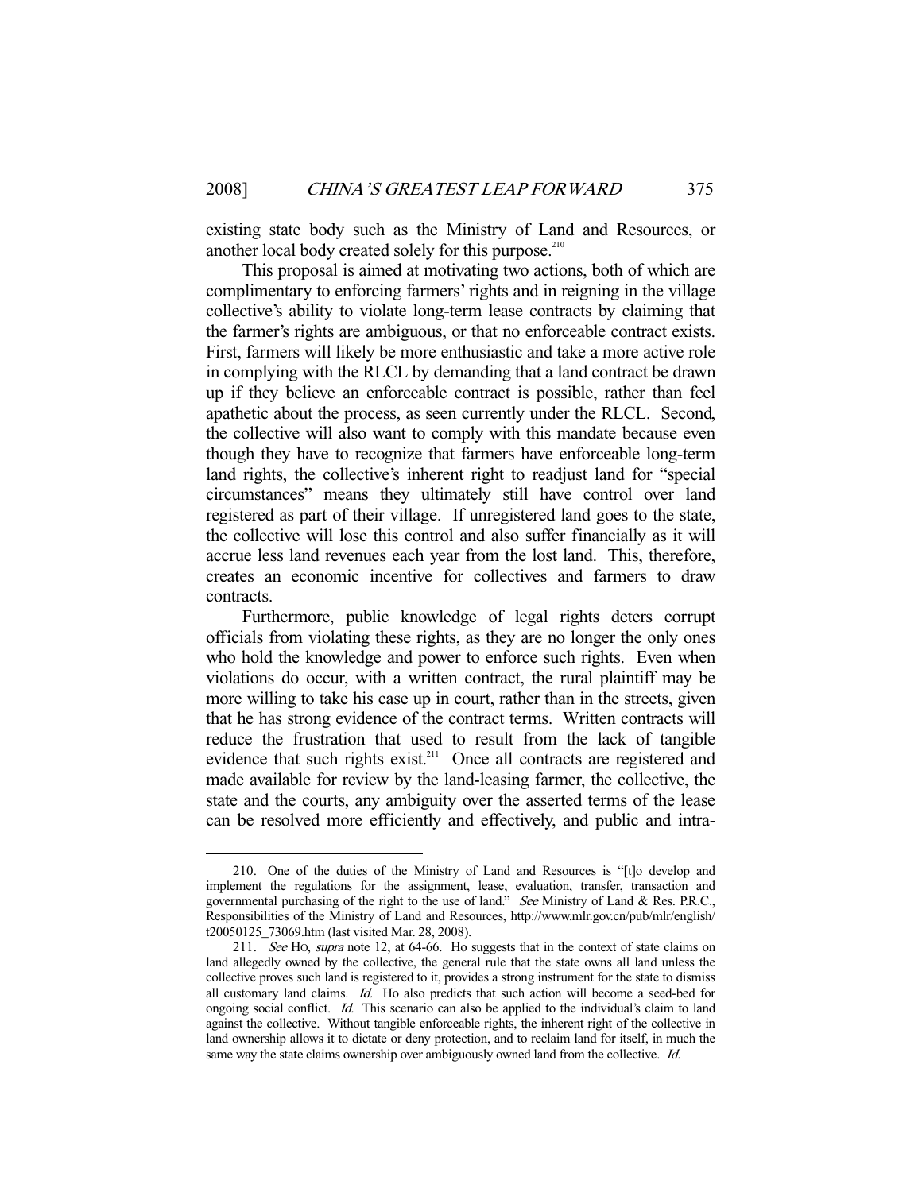existing state body such as the Ministry of Land and Resources, or another local body created solely for this purpose.[210]

This proposal is aimed at motivating two actions, both of which are complimentary to enforcing farmers' rights and in reigning in the village collective's ability to violate long-term lease contracts by claiming that the farmer's rights are ambiguous, or that no enforceable contract exists. First, farmers will likely be more enthusiastic and take a more active role in complying with the RLCL by demanding that a land contract be drawn up if they believe an enforceable contract is possible, rather than feel apathetic about the process, as seen currently under the RLCL. Second, the collective will also want to comply with this mandate because even though they have to recognize that farmers have enforceable long-term land rights, the collective's inherent right to readjust land for "special circumstances" means they ultimately still have control over land registered as part of their village. If unregistered land goes to the state, the collective will lose this control and also suffer financially as it will accrue less land revenues each year from the lost land. This, therefore, creates an economic incentive for collectives and farmers to draw contracts.

Furthermore, public knowledge of legal rights deters corrupt officials from violating these rights, as they are no longer the only ones who hold the knowledge and power to enforce such rights. Even when violations do occur, with a written contract, the rural plaintiff may be more willing to take his case up in court, rather than in the streets, given that he has strong evidence of the contract terms. Written contracts will reduce the frustration that used to result from the lack of tangible evidence that such rights exist.[211] Once all contracts are registered and made available for review by the land-leasing farmer, the collective, the state and the courts, any ambiguity over the asserted terms of the lease can be resolved more efficiently and effectively, and public and intra-

---

210. One of the duties of the Ministry of Land and Resources is "[t]o develop and implement the regulations for the assignment, lease, evaluation, transfer, transaction and governmental purchasing of the right to the use of land." *See* Ministry of Land & Res. P.R.C., Responsibilities of the Ministry of Land and Resources, http://www.mlr.gov.cn/pub/mlr/english/t20050125_73069.htm (last visited Mar. 28, 2008).

211. *See* HO, *supra* note 12, at 64-66. Ho suggests that in the context of state claims on land allegedly owned by the collective, the general rule that the state owns all land unless the collective proves such land is registered to it, provides a strong instrument for the state to dismiss all customary land claims. *Id.* Ho also predicts that such action will become a seed-bed for ongoing social conflict. *Id.* This scenario can also be applied to the individual's claim to land against the collective. Without tangible enforceable rights, the inherent right of the collective in land ownership allows it to dictate or deny protection, and to reclaim land for itself, in much the same way the state claims ownership over ambiguously owned land from the collective. *Id.*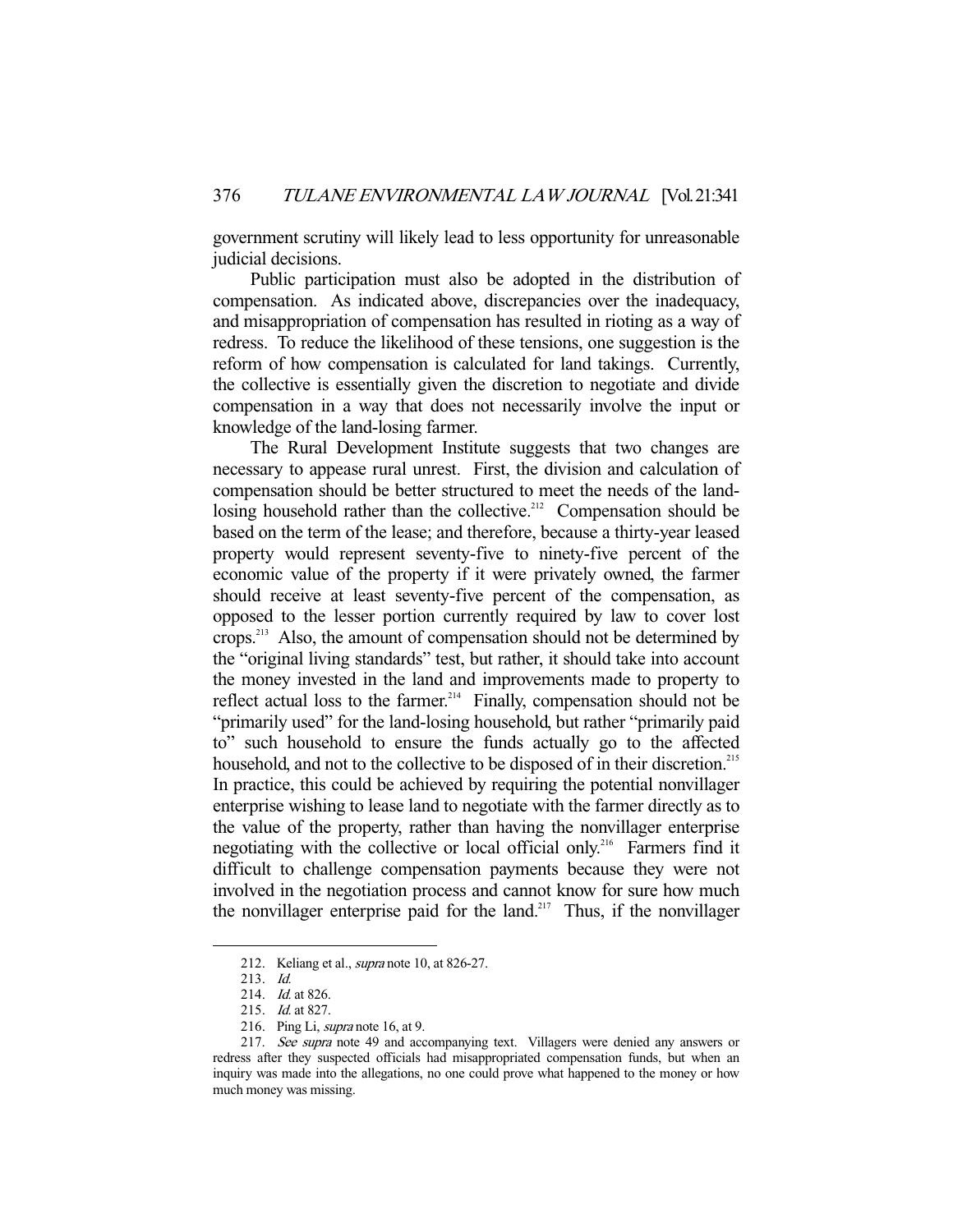government scrutiny will likely lead to less opportunity for unreasonable judicial decisions.

Public participation must also be adopted in the distribution of compensation. As indicated above, discrepancies over the inadequacy, and misappropriation of compensation has resulted in rioting as a way of redress. To reduce the likelihood of these tensions, one suggestion is the reform of how compensation is calculated for land takings. Currently, the collective is essentially given the discretion to negotiate and divide compensation in a way that does not necessarily involve the input or knowledge of the land-losing farmer.

The Rural Development Institute suggests that two changes are necessary to appease rural unrest. First, the division and calculation of compensation should be better structured to meet the needs of the land-losing household rather than the collective.[212] Compensation should be based on the term of the lease; and therefore, because a thirty-year leased property would represent seventy-five to ninety-five percent of the economic value of the property if it were privately owned, the farmer should receive at least seventy-five percent of the compensation, as opposed to the lesser portion currently required by law to cover lost crops.[213] Also, the amount of compensation should not be determined by the "original living standards" test, but rather, it should take into account the money invested in the land and improvements made to property to reflect actual loss to the farmer.[214] Finally, compensation should not be "primarily used" for the land-losing household, but rather "primarily paid to" such household to ensure the funds actually go to the affected household, and not to the collective to be disposed of in their discretion.[215] In practice, this could be achieved by requiring the potential nonvillager enterprise wishing to lease land to negotiate with the farmer directly as to the value of the property, rather than having the nonvillager enterprise negotiating with the collective or local official only.[216] Farmers find it difficult to challenge compensation payments because they were not involved in the negotiation process and cannot know for sure how much the nonvillager enterprise paid for the land.[217] Thus, if the nonvillager

---

212. Keliang et al., *supra* note 10, at 826-27.

213. *Id.*

214. *Id.* at 826.

215. *Id.* at 827.

216. Ping Li, *supra* note 16, at 9.

217. *See supra* note 49 and accompanying text. Villagers were denied any answers or redress after they suspected officials had misappropriated compensation funds, but when an inquiry was made into the allegations, no one could prove what happened to the money or how much money was missing.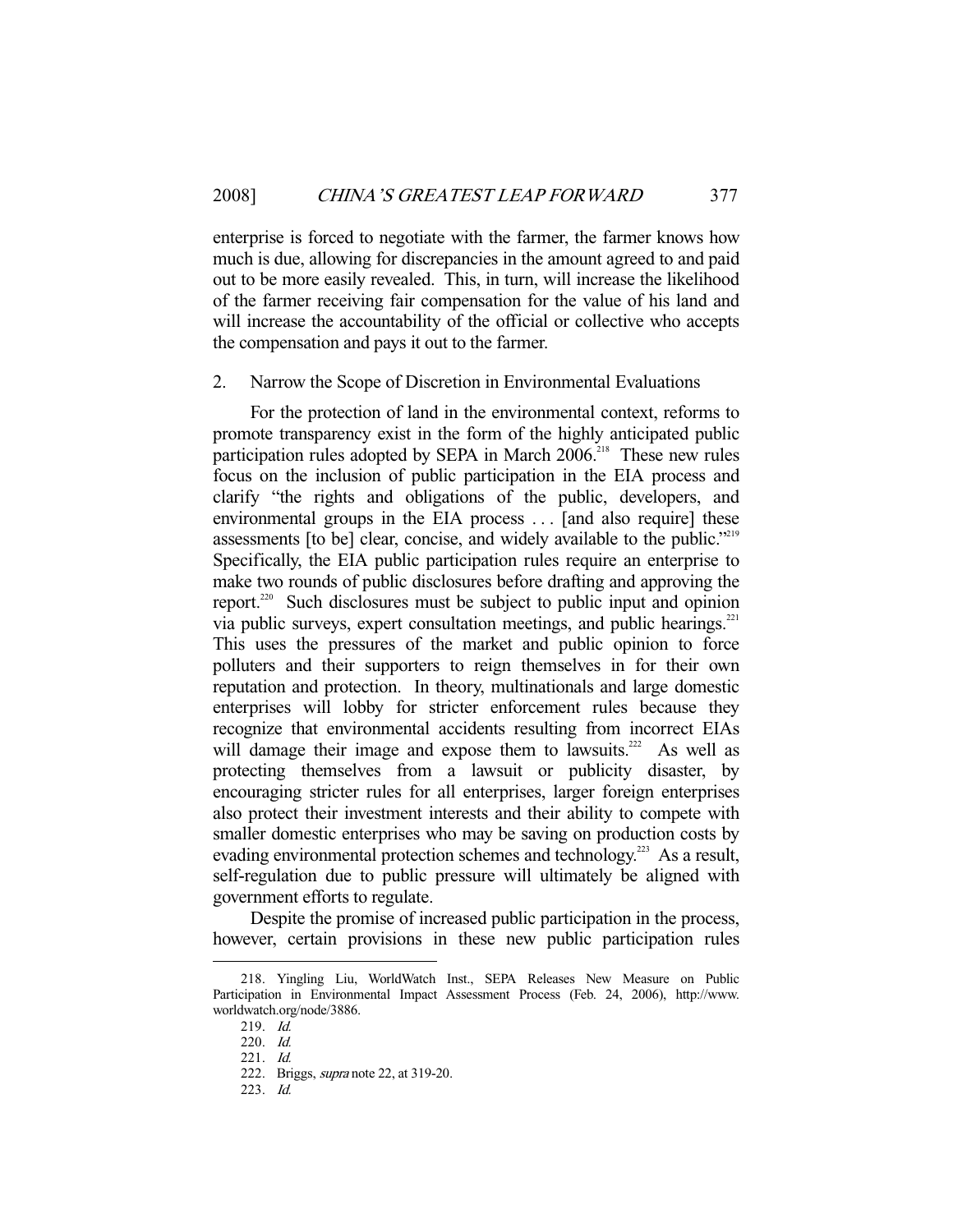enterprise is forced to negotiate with the farmer, the farmer knows how much is due, allowing for discrepancies in the amount agreed to and paid out to be more easily revealed. This, in turn, will increase the likelihood of the farmer receiving fair compensation for the value of his land and will increase the accountability of the official or collective who accepts the compensation and pays it out to the farmer.

### 2. Narrow the Scope of Discretion in Environmental Evaluations

For the protection of land in the environmental context, reforms to promote transparency exist in the form of the highly anticipated public participation rules adopted by SEPA in March 2006.[218] These new rules focus on the inclusion of public participation in the EIA process and clarify "the rights and obligations of the public, developers, and environmental groups in the EIA process . . . [and also require] these assessments [to be] clear, concise, and widely available to the public."[219] Specifically, the EIA public participation rules require an enterprise to make two rounds of public disclosures before drafting and approving the report.[220] Such disclosures must be subject to public input and opinion via public surveys, expert consultation meetings, and public hearings.[221] This uses the pressures of the market and public opinion to force polluters and their supporters to reign themselves in for their own reputation and protection. In theory, multinationals and large domestic enterprises will lobby for stricter enforcement rules because they recognize that environmental accidents resulting from incorrect EIAs will damage their image and expose them to lawsuits.[222] As well as protecting themselves from a lawsuit or publicity disaster, by encouraging stricter rules for all enterprises, larger foreign enterprises also protect their investment interests and their ability to compete with smaller domestic enterprises who may be saving on production costs by evading environmental protection schemes and technology.[223] As a result, self-regulation due to public pressure will ultimately be aligned with government efforts to regulate.

Despite the promise of increased public participation in the process, however, certain provisions in these new public participation rules

---

218. Yingling Liu, WorldWatch Inst., SEPA Releases New Measure on Public Participation in Environmental Impact Assessment Process (Feb. 24, 2006), http://www.worldwatch.org/node/3886.

219. *Id.*

220. *Id.*

221. *Id.*

222. Briggs, *supra* note 22, at 319-20.

223. *Id.*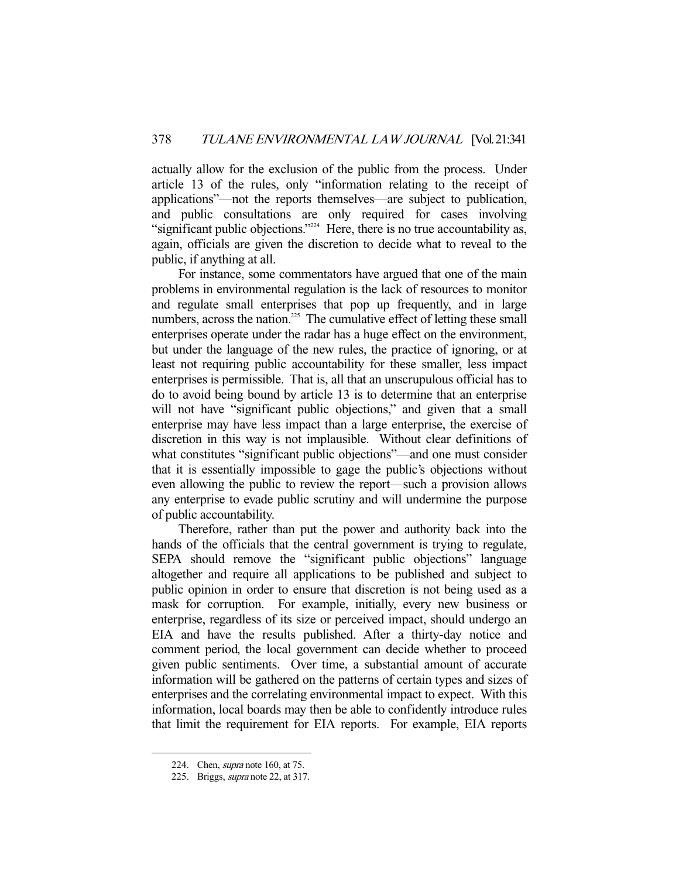actually allow for the exclusion of the public from the process. Under article 13 of the rules, only "information relating to the receipt of applications"—not the reports themselves—are subject to publication, and public consultations are only required for cases involving "significant public objections."[224] Here, there is no true accountability as, again, officials are given the discretion to decide what to reveal to the public, if anything at all.

For instance, some commentators have argued that one of the main problems in environmental regulation is the lack of resources to monitor and regulate small enterprises that pop up frequently, and in large numbers, across the nation.[225] The cumulative effect of letting these small enterprises operate under the radar has a huge effect on the environment, but under the language of the new rules, the practice of ignoring, or at least not requiring public accountability for these smaller, less impact enterprises is permissible. That is, all that an unscrupulous official has to do to avoid being bound by article 13 is to determine that an enterprise will not have "significant public objections," and given that a small enterprise may have less impact than a large enterprise, the exercise of discretion in this way is not implausible. Without clear definitions of what constitutes "significant public objections"—and one must consider that it is essentially impossible to gage the public's objections without even allowing the public to review the report—such a provision allows any enterprise to evade public scrutiny and will undermine the purpose of public accountability.

Therefore, rather than put the power and authority back into the hands of the officials that the central government is trying to regulate, SEPA should remove the "significant public objections" language altogether and require all applications to be published and subject to public opinion in order to ensure that discretion is not being used as a mask for corruption. For example, initially, every new business or enterprise, regardless of its size or perceived impact, should undergo an EIA and have the results published. After a thirty-day notice and comment period, the local government can decide whether to proceed given public sentiments. Over time, a substantial amount of accurate information will be gathered on the patterns of certain types and sizes of enterprises and the correlating environmental impact to expect. With this information, local boards may then be able to confidently introduce rules that limit the requirement for EIA reports. For example, EIA reports

---

224. Chen, *supra* note 160, at 75.

225. Briggs, *supra* note 22, at 317.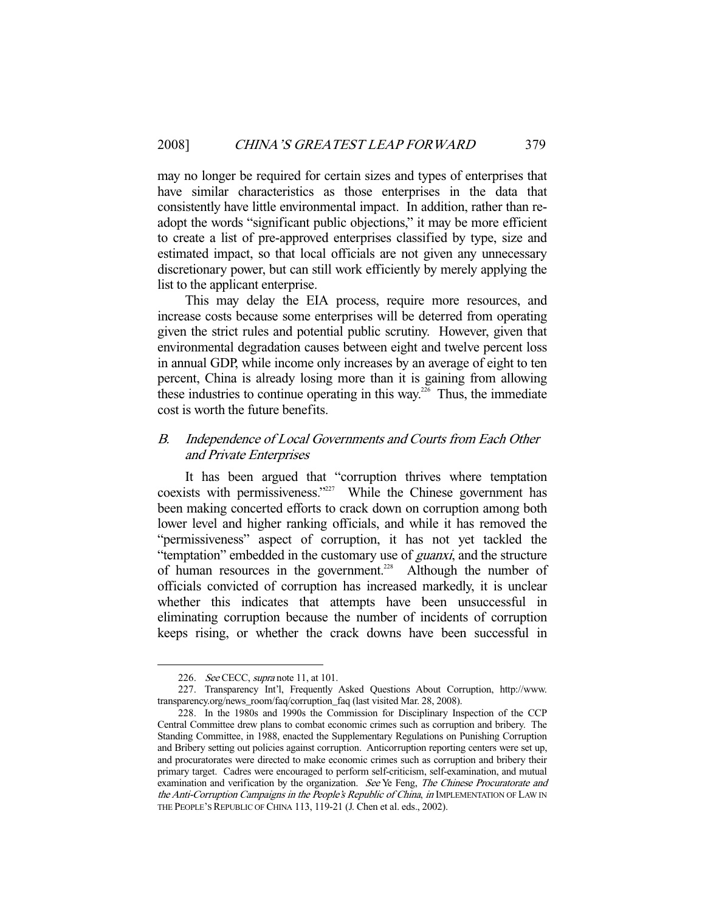may no longer be required for certain sizes and types of enterprises that have similar characteristics as those enterprises in the data that consistently have little environmental impact. In addition, rather than re-adopt the words "significant public objections," it may be more efficient to create a list of pre-approved enterprises classified by type, size and estimated impact, so that local officials are not given any unnecessary discretionary power, but can still work efficiently by merely applying the list to the applicant enterprise.

This may delay the EIA process, require more resources, and increase costs because some enterprises will be deterred from operating given the strict rules and potential public scrutiny. However, given that environmental degradation causes between eight and twelve percent loss in annual GDP, while income only increases by an average of eight to ten percent, China is already losing more than it is gaining from allowing these industries to continue operating in this way.[226] Thus, the immediate cost is worth the future benefits.

### *B. Independence of Local Governments and Courts from Each Other and Private Enterprises*

It has been argued that "corruption thrives where temptation coexists with permissiveness."[227] While the Chinese government has been making concerted efforts to crack down on corruption among both lower level and higher ranking officials, and while it has removed the "permissiveness" aspect of corruption, it has not yet tackled the "temptation" embedded in the customary use of *guanxi*, and the structure of human resources in the government.[228] Although the number of officials convicted of corruption has increased markedly, it is unclear whether this indicates that attempts have been unsuccessful in eliminating corruption because the number of incidents of corruption keeps rising, or whether the crack downs have been successful in

---

226. *See* CECC, *supra* note 11, at 101.

227. Transparency Int'l, Frequently Asked Questions About Corruption, http://www.transparency.org/news_room/faq/corruption_faq (last visited Mar. 28, 2008).

228. In the 1980s and 1990s the Commission for Disciplinary Inspection of the CCP Central Committee drew plans to combat economic crimes such as corruption and bribery. The Standing Committee, in 1988, enacted the Supplementary Regulations on Punishing Corruption and Bribery setting out policies against corruption. Anticorruption reporting centers were set up, and procuratorates were directed to make economic crimes such as corruption and bribery their primary target. Cadres were encouraged to perform self-criticism, self-examination, and mutual examination and verification by the organization. *See* Ye Feng, *The Chinese Procuratorate and the Anti-Corruption Campaigns in the People's Republic of China*, *in* IMPLEMENTATION OF LAW IN THE PEOPLE'S REPUBLIC OF CHINA 113, 119-21 (J. Chen et al. eds., 2002).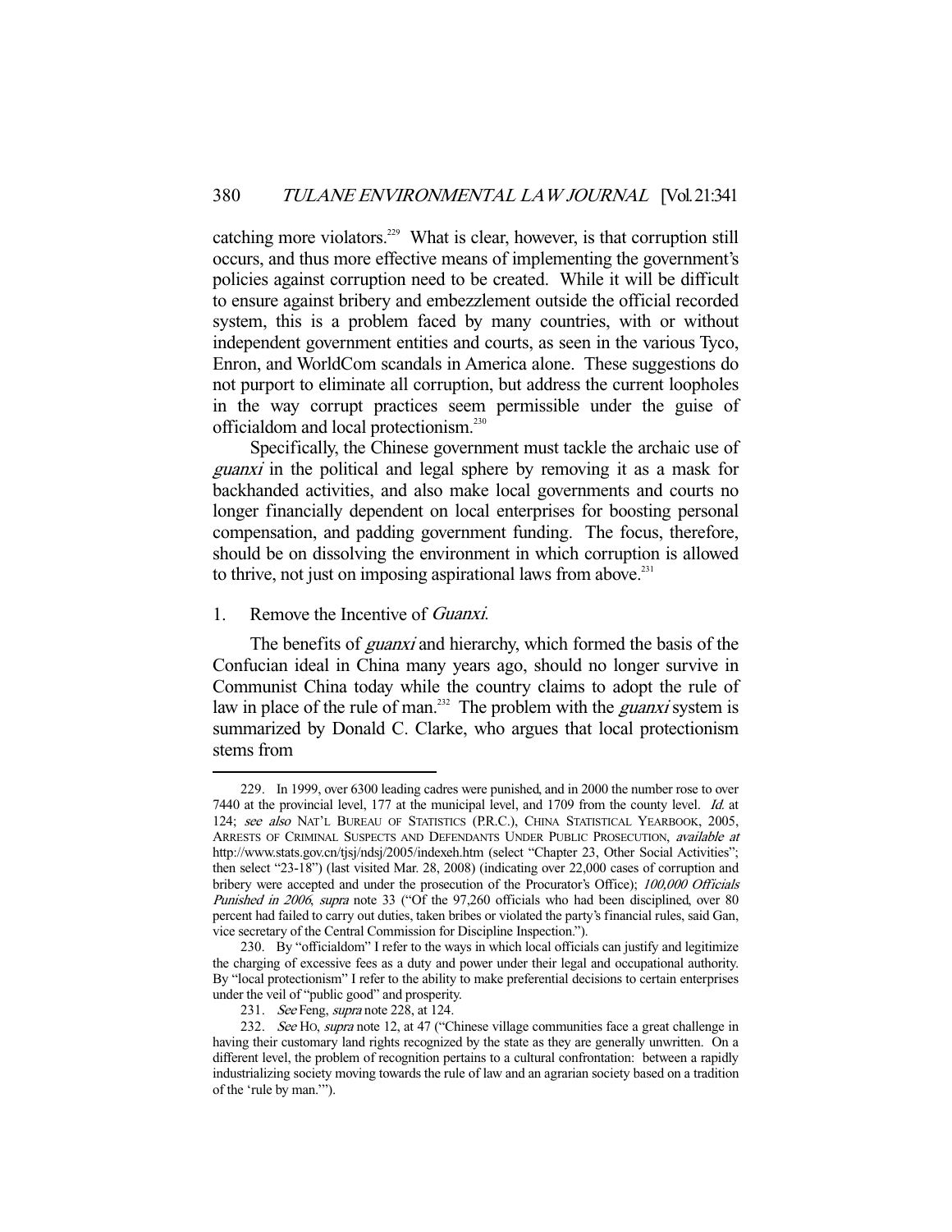catching more violators.[229] What is clear, however, is that corruption still occurs, and thus more effective means of implementing the government's policies against corruption need to be created. While it will be difficult to ensure against bribery and embezzlement outside the official recorded system, this is a problem faced by many countries, with or without independent government entities and courts, as seen in the various Tyco, Enron, and WorldCom scandals in America alone. These suggestions do not purport to eliminate all corruption, but address the current loopholes in the way corrupt practices seem permissible under the guise of officialdom and local protectionism.[230]

Specifically, the Chinese government must tackle the archaic use of *guanxi* in the political and legal sphere by removing it as a mask for backhanded activities, and also make local governments and courts no longer financially dependent on local enterprises for boosting personal compensation, and padding government funding. The focus, therefore, should be on dissolving the environment in which corruption is allowed to thrive, not just on imposing aspirational laws from above.[231]

1. Remove the Incentive of *Guanxi*.

The benefits of *guanxi* and hierarchy, which formed the basis of the Confucian ideal in China many years ago, should no longer survive in Communist China today while the country claims to adopt the rule of law in place of the rule of man.[232] The problem with the *guanxi* system is summarized by Donald C. Clarke, who argues that local protectionism stems from

---

229. In 1999, over 6300 leading cadres were punished, and in 2000 the number rose to over 7440 at the provincial level, 177 at the municipal level, and 1709 from the county level. *Id.* at 124; *see also* NAT'L BUREAU OF STATISTICS (P.R.C.), CHINA STATISTICAL YEARBOOK, 2005, ARRESTS OF CRIMINAL SUSPECTS AND DEFENDANTS UNDER PUBLIC PROSECUTION, *available at* http://www.stats.gov.cn/tjsj/ndsj/2005/indexeh.htm (select "Chapter 23, Other Social Activities"; then select "23-18") (last visited Mar. 28, 2008) (indicating over 22,000 cases of corruption and bribery were accepted and under the prosecution of the Procurator's Office); *100,000 Officials Punished in 2006*, *supra* note 33 ("Of the 97,260 officials who had been disciplined, over 80 percent had failed to carry out duties, taken bribes or violated the party's financial rules, said Gan, vice secretary of the Central Commission for Discipline Inspection.").

230. By "officialdom" I refer to the ways in which local officials can justify and legitimize the charging of excessive fees as a duty and power under their legal and occupational authority. By "local protectionism" I refer to the ability to make preferential decisions to certain enterprises under the veil of "public good" and prosperity.

231. *See* Feng, *supra* note 228, at 124.

232. *See* HO, *supra* note 12, at 47 ("Chinese village communities face a great challenge in having their customary land rights recognized by the state as they are generally unwritten. On a different level, the problem of recognition pertains to a cultural confrontation: between a rapidly industrializing society moving towards the rule of law and an agrarian society based on a tradition of the 'rule by man.'").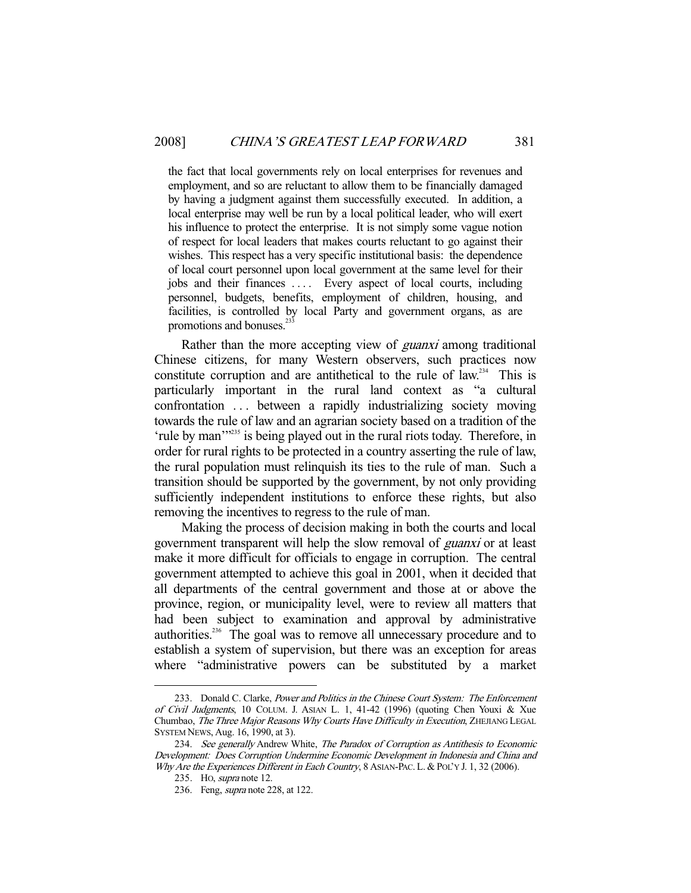the fact that local governments rely on local enterprises for revenues and employment, and so are reluctant to allow them to be financially damaged by having a judgment against them successfully executed. In addition, a local enterprise may well be run by a local political leader, who will exert his influence to protect the enterprise. It is not simply some vague notion of respect for local leaders that makes courts reluctant to go against their wishes. This respect has a very specific institutional basis: the dependence of local court personnel upon local government at the same level for their jobs and their finances .... Every aspect of local courts, including personnel, budgets, benefits, employment of children, housing, and facilities, is controlled by local Party and government organs, as are promotions and bonuses.[233]

Rather than the more accepting view of *guanxi* among traditional Chinese citizens, for many Western observers, such practices now constitute corruption and are antithetical to the rule of law.[234] This is particularly important in the rural land context as "a cultural confrontation ... between a rapidly industrializing society moving towards the rule of law and an agrarian society based on a tradition of the 'rule by man'"[235] is being played out in the rural riots today. Therefore, in order for rural rights to be protected in a country asserting the rule of law, the rural population must relinquish its ties to the rule of man. Such a transition should be supported by the government, by not only providing sufficiently independent institutions to enforce these rights, but also removing the incentives to regress to the rule of man.

Making the process of decision making in both the courts and local government transparent will help the slow removal of *guanxi* or at least make it more difficult for officials to engage in corruption. The central government attempted to achieve this goal in 2001, when it decided that all departments of the central government and those at or above the province, region, or municipality level, were to review all matters that had been subject to examination and approval by administrative authorities.[236] The goal was to remove all unnecessary procedure and to establish a system of supervision, but there was an exception for areas where "administrative powers can be substituted by a market

---

233. Donald C. Clarke, *Power and Politics in the Chinese Court System: The Enforcement of Civil Judgments*, 10 COLUM. J. ASIAN L. 1, 41-42 (1996) (quoting Chen Youxi & Xue Chumbao, *The Three Major Reasons Why Courts Have Difficulty in Execution*, ZHEJIANG LEGAL SYSTEM NEWS, Aug. 16, 1990, at 3).

234. *See generally* Andrew White, *The Paradox of Corruption as Antithesis to Economic Development: Does Corruption Undermine Economic Development in Indonesia and China and Why Are the Experiences Different in Each Country*, 8 ASIAN-PAC. L. & POL'Y J. 1, 32 (2006).

235. HO, *supra* note 12.

236. Feng, *supra* note 228, at 122.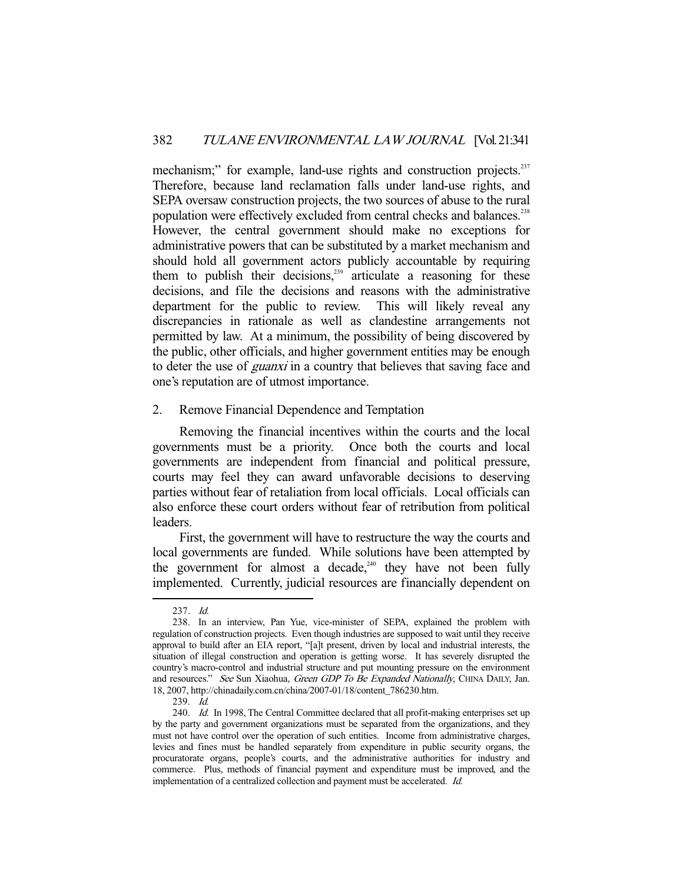mechanism;" for example, land-use rights and construction projects.[237] Therefore, because land reclamation falls under land-use rights, and SEPA oversaw construction projects, the two sources of abuse to the rural population were effectively excluded from central checks and balances.[238] However, the central government should make no exceptions for administrative powers that can be substituted by a market mechanism and should hold all government actors publicly accountable by requiring them to publish their decisions,[239] articulate a reasoning for these decisions, and file the decisions and reasons with the administrative department for the public to review. This will likely reveal any discrepancies in rationale as well as clandestine arrangements not permitted by law. At a minimum, the possibility of being discovered by the public, other officials, and higher government entities may be enough to deter the use of *guanxi* in a country that believes that saving face and one's reputation are of utmost importance.

### 2. Remove Financial Dependence and Temptation

Removing the financial incentives within the courts and the local governments must be a priority. Once both the courts and local governments are independent from financial and political pressure, courts may feel they can award unfavorable decisions to deserving parties without fear of retaliation from local officials. Local officials can also enforce these court orders without fear of retribution from political leaders.

First, the government will have to restructure the way the courts and local governments are funded. While solutions have been attempted by the government for almost a decade,[240] they have not been fully implemented. Currently, judicial resources are financially dependent on

---

237. *Id.*

238. In an interview, Pan Yue, vice-minister of SEPA, explained the problem with regulation of construction projects. Even though industries are supposed to wait until they receive approval to build after an EIA report, "[a]t present, driven by local and industrial interests, the situation of illegal construction and operation is getting worse. It has severely disrupted the country's macro-control and industrial structure and put mounting pressure on the environment and resources." *See* Sun Xiaohua, *Green GDP To Be Expanded Nationally*, CHINA DAILY, Jan. 18, 2007, http://chinadaily.com.cn/china/2007-01/18/content_786230.htm.

239. *Id.*

240. *Id.* In 1998, The Central Committee declared that all profit-making enterprises set up by the party and government organizations must be separated from the organizations, and they must not have control over the operation of such entities. Income from administrative charges, levies and fines must be handled separately from expenditure in public security organs, the procuratorate organs, people's courts, and the administrative authorities for industry and commerce. Plus, methods of financial payment and expenditure must be improved, and the implementation of a centralized collection and payment must be accelerated. *Id.*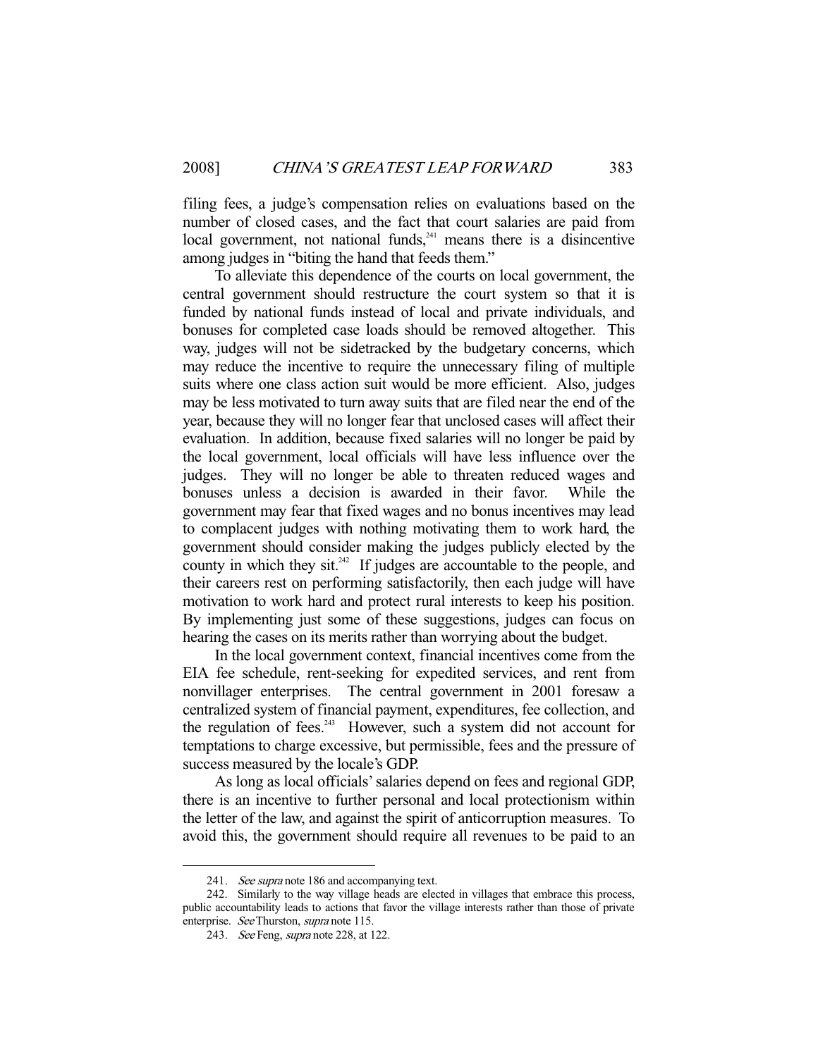filing fees, a judge's compensation relies on evaluations based on the number of closed cases, and the fact that court salaries are paid from local government, not national funds,[241] means there is a disincentive among judges in "biting the hand that feeds them."

To alleviate this dependence of the courts on local government, the central government should restructure the court system so that it is funded by national funds instead of local and private individuals, and bonuses for completed case loads should be removed altogether. This way, judges will not be sidetracked by the budgetary concerns, which may reduce the incentive to require the unnecessary filing of multiple suits where one class action suit would be more efficient. Also, judges may be less motivated to turn away suits that are filed near the end of the year, because they will no longer fear that unclosed cases will affect their evaluation. In addition, because fixed salaries will no longer be paid by the local government, local officials will have less influence over the judges. They will no longer be able to threaten reduced wages and bonuses unless a decision is awarded in their favor. While the government may fear that fixed wages and no bonus incentives may lead to complacent judges with nothing motivating them to work hard, the government should consider making the judges publicly elected by the county in which they sit.[242] If judges are accountable to the people, and their careers rest on performing satisfactorily, then each judge will have motivation to work hard and protect rural interests to keep his position. By implementing just some of these suggestions, judges can focus on hearing the cases on its merits rather than worrying about the budget.

In the local government context, financial incentives come from the EIA fee schedule, rent-seeking for expedited services, and rent from nonvillager enterprises. The central government in 2001 foresaw a centralized system of financial payment, expenditures, fee collection, and the regulation of fees.[243] However, such a system did not account for temptations to charge excessive, but permissible, fees and the pressure of success measured by the locale's GDP.

As long as local officials' salaries depend on fees and regional GDP, there is an incentive to further personal and local protectionism within the letter of the law, and against the spirit of anticorruption measures. To avoid this, the government should require all revenues to be paid to an

---

241. *See supra* note 186 and accompanying text.

242. Similarly to the way village heads are elected in villages that embrace this process, public accountability leads to actions that favor the village interests rather than those of private enterprise. *See* Thurston, *supra* note 115.

243. *See* Feng, *supra* note 228, at 122.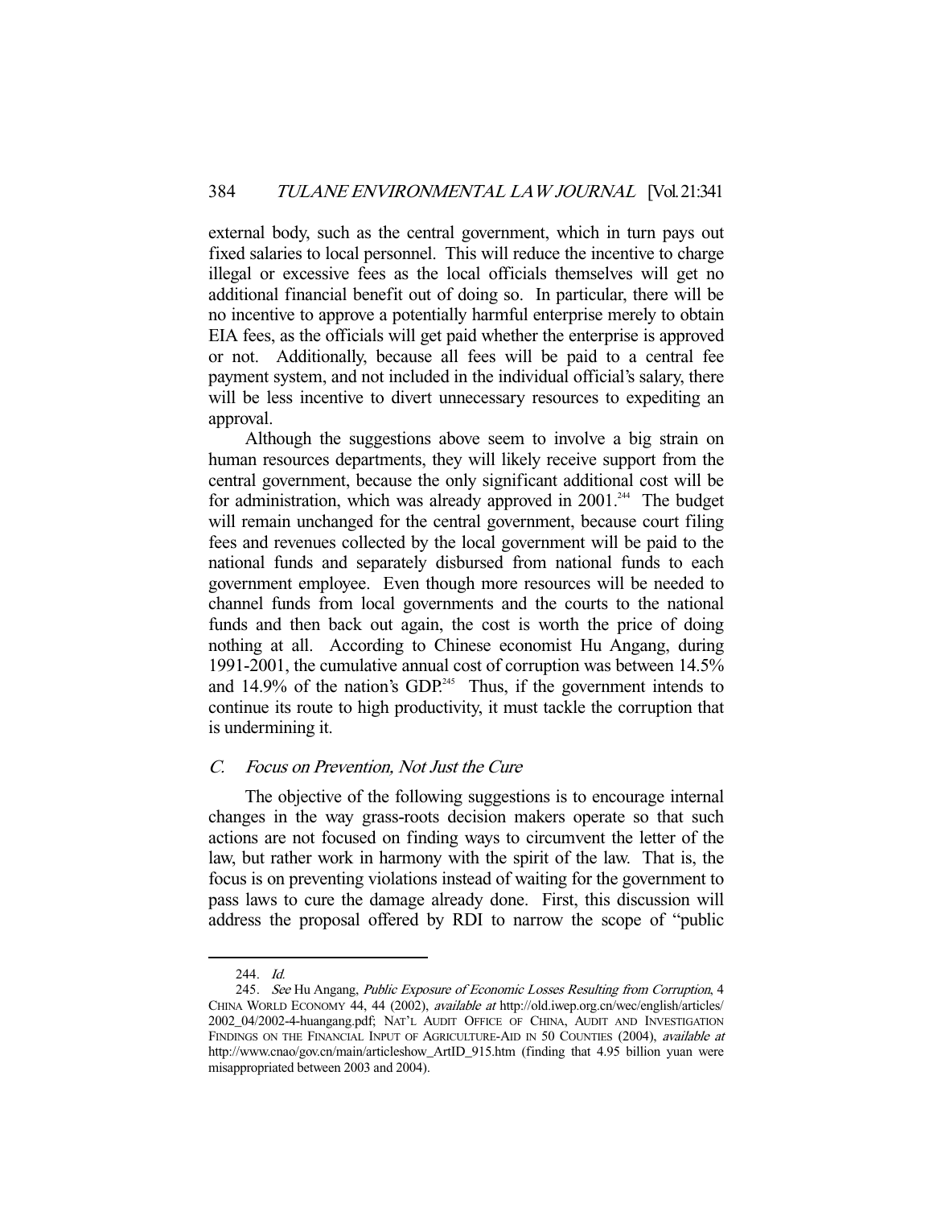external body, such as the central government, which in turn pays out fixed salaries to local personnel. This will reduce the incentive to charge illegal or excessive fees as the local officials themselves will get no additional financial benefit out of doing so. In particular, there will be no incentive to approve a potentially harmful enterprise merely to obtain EIA fees, as the officials will get paid whether the enterprise is approved or not. Additionally, because all fees will be paid to a central fee payment system, and not included in the individual official's salary, there will be less incentive to divert unnecessary resources to expediting an approval.

Although the suggestions above seem to involve a big strain on human resources departments, they will likely receive support from the central government, because the only significant additional cost will be for administration, which was already approved in 2001.[244] The budget will remain unchanged for the central government, because court filing fees and revenues collected by the local government will be paid to the national funds and separately disbursed from national funds to each government employee. Even though more resources will be needed to channel funds from local governments and the courts to the national funds and then back out again, the cost is worth the price of doing nothing at all. According to Chinese economist Hu Angang, during 1991-2001, the cumulative annual cost of corruption was between 14.5% and 14.9% of the nation's GDP.[245] Thus, if the government intends to continue its route to high productivity, it must tackle the corruption that is undermining it.

### *C. Focus on Prevention, Not Just the Cure*

The objective of the following suggestions is to encourage internal changes in the way grass-roots decision makers operate so that such actions are not focused on finding ways to circumvent the letter of the law, but rather work in harmony with the spirit of the law. That is, the focus is on preventing violations instead of waiting for the government to pass laws to cure the damage already done. First, this discussion will address the proposal offered by RDI to narrow the scope of "public

---

244. *Id.*

245. *See* Hu Angang, *Public Exposure of Economic Losses Resulting from Corruption*, 4 CHINA WORLD ECONOMY 44, 44 (2002), *available at* http://old.iwep.org.cn/wec/english/articles/2002_04/2002-4-huangang.pdf; NAT'L AUDIT OFFICE OF CHINA, AUDIT AND INVESTIGATION FINDINGS ON THE FINANCIAL INPUT OF AGRICULTURE-AID IN 50 COUNTIES (2004), *available at* http://www.cnao/gov.cn/main/articleshow_ArtID_915.htm (finding that 4.95 billion yuan were misappropriated between 2003 and 2004).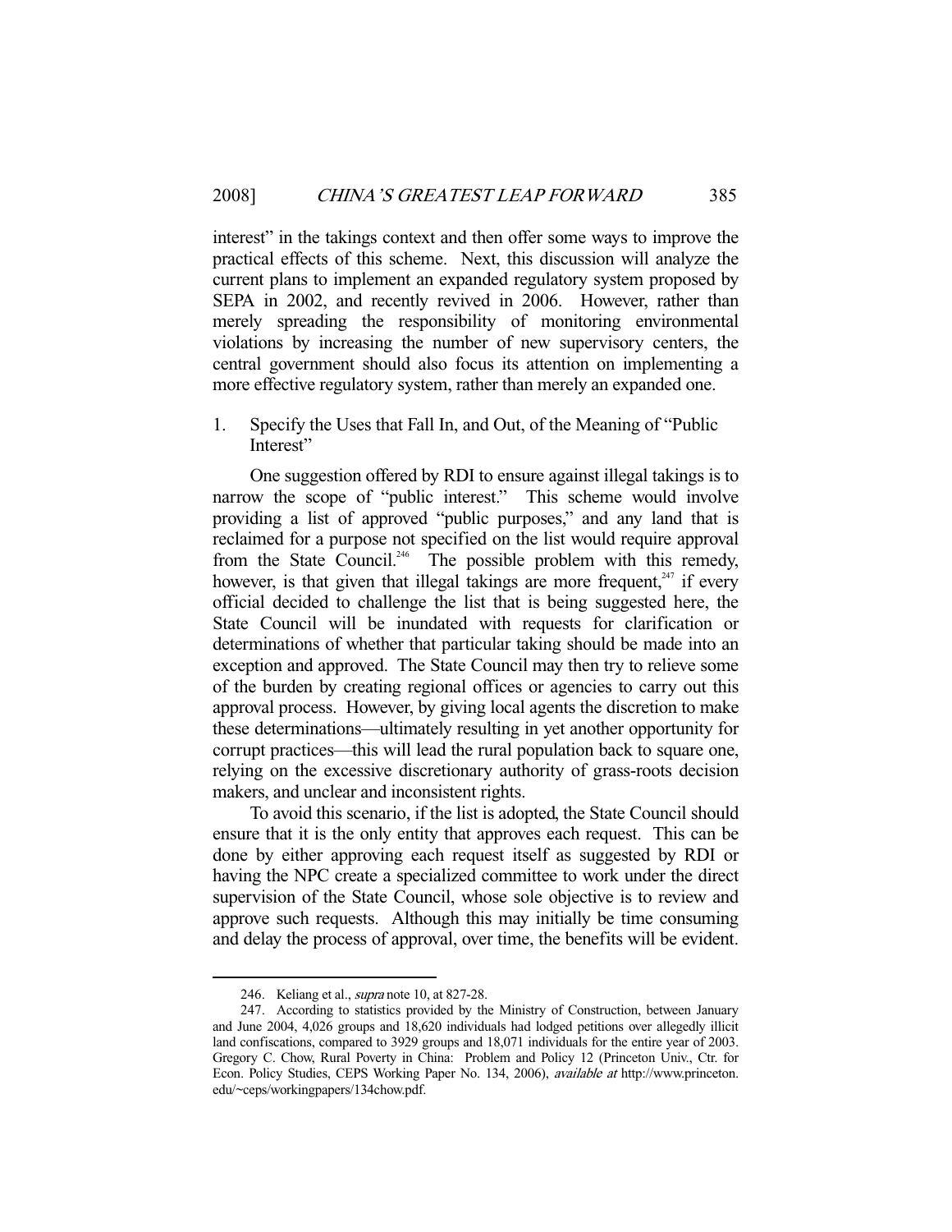interest" in the takings context and then offer some ways to improve the practical effects of this scheme. Next, this discussion will analyze the current plans to implement an expanded regulatory system proposed by SEPA in 2002, and recently revived in 2006. However, rather than merely spreading the responsibility of monitoring environmental violations by increasing the number of new supervisory centers, the central government should also focus its attention on implementing a more effective regulatory system, rather than merely an expanded one.

1. Specify the Uses that Fall In, and Out, of the Meaning of "Public Interest"

One suggestion offered by RDI to ensure against illegal takings is to narrow the scope of "public interest." This scheme would involve providing a list of approved "public purposes," and any land that is reclaimed for a purpose not specified on the list would require approval from the State Council.[246] The possible problem with this remedy, however, is that given that illegal takings are more frequent,[247] if every official decided to challenge the list that is being suggested here, the State Council will be inundated with requests for clarification or determinations of whether that particular taking should be made into an exception and approved. The State Council may then try to relieve some of the burden by creating regional offices or agencies to carry out this approval process. However, by giving local agents the discretion to make these determinations—ultimately resulting in yet another opportunity for corrupt practices—this will lead the rural population back to square one, relying on the excessive discretionary authority of grass-roots decision makers, and unclear and inconsistent rights.

To avoid this scenario, if the list is adopted, the State Council should ensure that it is the only entity that approves each request. This can be done by either approving each request itself as suggested by RDI or having the NPC create a specialized committee to work under the direct supervision of the State Council, whose sole objective is to review and approve such requests. Although this may initially be time consuming and delay the process of approval, over time, the benefits will be evident.

---

246. Keliang et al., *supra* note 10, at 827-28.

247. According to statistics provided by the Ministry of Construction, between January and June 2004, 4,026 groups and 18,620 individuals had lodged petitions over allegedly illicit land confiscations, compared to 3929 groups and 18,071 individuals for the entire year of 2003. Gregory C. Chow, Rural Poverty in China: Problem and Policy 12 (Princeton Univ., Ctr. for Econ. Policy Studies, CEPS Working Paper No. 134, 2006), *available at* http://www.princeton.edu/~ceps/workingpapers/134chow.pdf.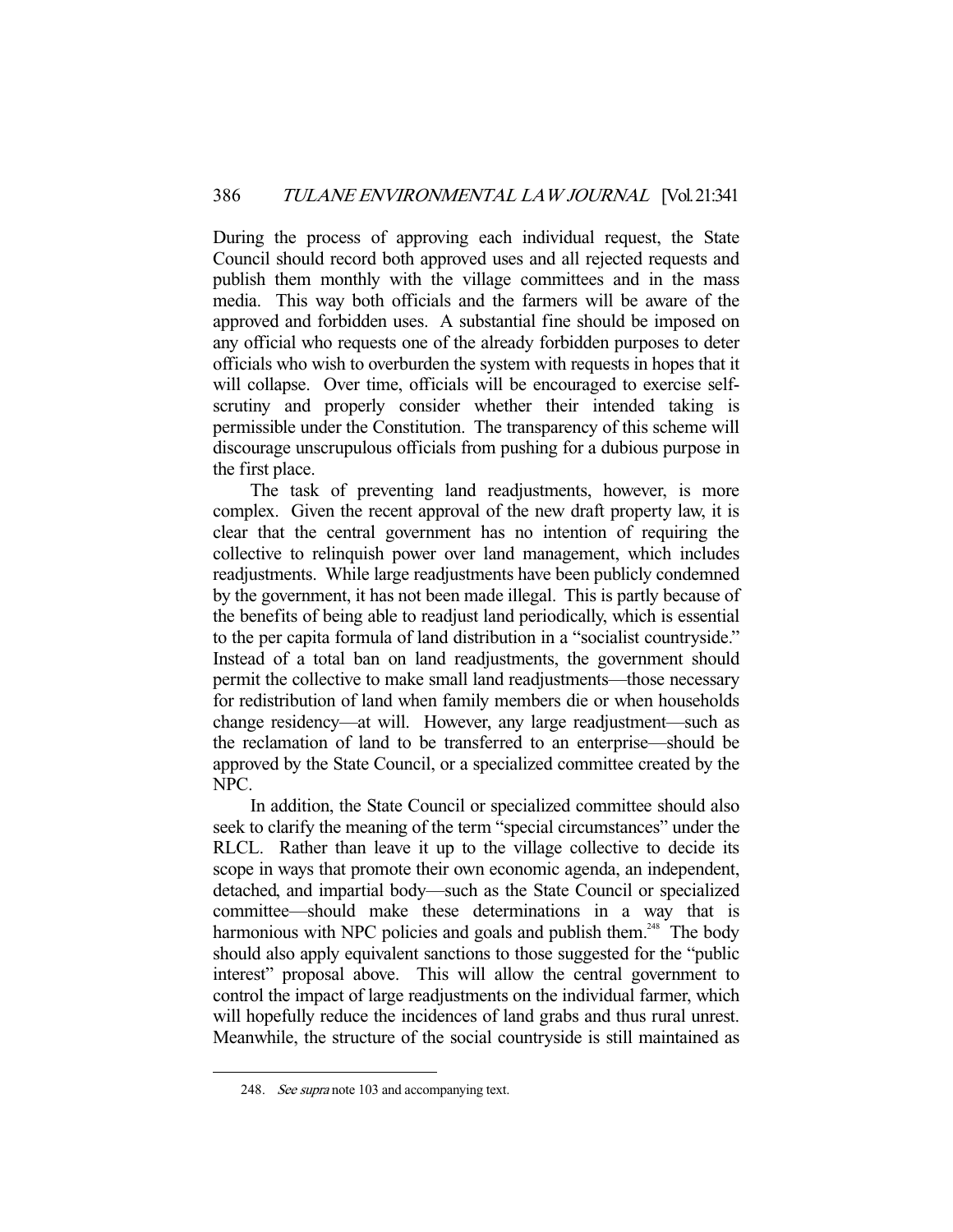During the process of approving each individual request, the State Council should record both approved uses and all rejected requests and publish them monthly with the village committees and in the mass media. This way both officials and the farmers will be aware of the approved and forbidden uses. A substantial fine should be imposed on any official who requests one of the already forbidden purposes to deter officials who wish to overburden the system with requests in hopes that it will collapse. Over time, officials will be encouraged to exercise self-scrutiny and properly consider whether their intended taking is permissible under the Constitution. The transparency of this scheme will discourage unscrupulous officials from pushing for a dubious purpose in the first place.

The task of preventing land readjustments, however, is more complex. Given the recent approval of the new draft property law, it is clear that the central government has no intention of requiring the collective to relinquish power over land management, which includes readjustments. While large readjustments have been publicly condemned by the government, it has not been made illegal. This is partly because of the benefits of being able to readjust land periodically, which is essential to the per capita formula of land distribution in a "socialist countryside." Instead of a total ban on land readjustments, the government should permit the collective to make small land readjustments—those necessary for redistribution of land when family members die or when households change residency—at will. However, any large readjustment—such as the reclamation of land to be transferred to an enterprise—should be approved by the State Council, or a specialized committee created by the NPC.

In addition, the State Council or specialized committee should also seek to clarify the meaning of the term "special circumstances" under the RLCL. Rather than leave it up to the village collective to decide its scope in ways that promote their own economic agenda, an independent, detached, and impartial body—such as the State Council or specialized committee—should make these determinations in a way that is harmonious with NPC policies and goals and publish them.[248] The body should also apply equivalent sanctions to those suggested for the "public interest" proposal above. This will allow the central government to control the impact of large readjustments on the individual farmer, which will hopefully reduce the incidences of land grabs and thus rural unrest. Meanwhile, the structure of the social countryside is still maintained as

248. *See supra* note 103 and accompanying text.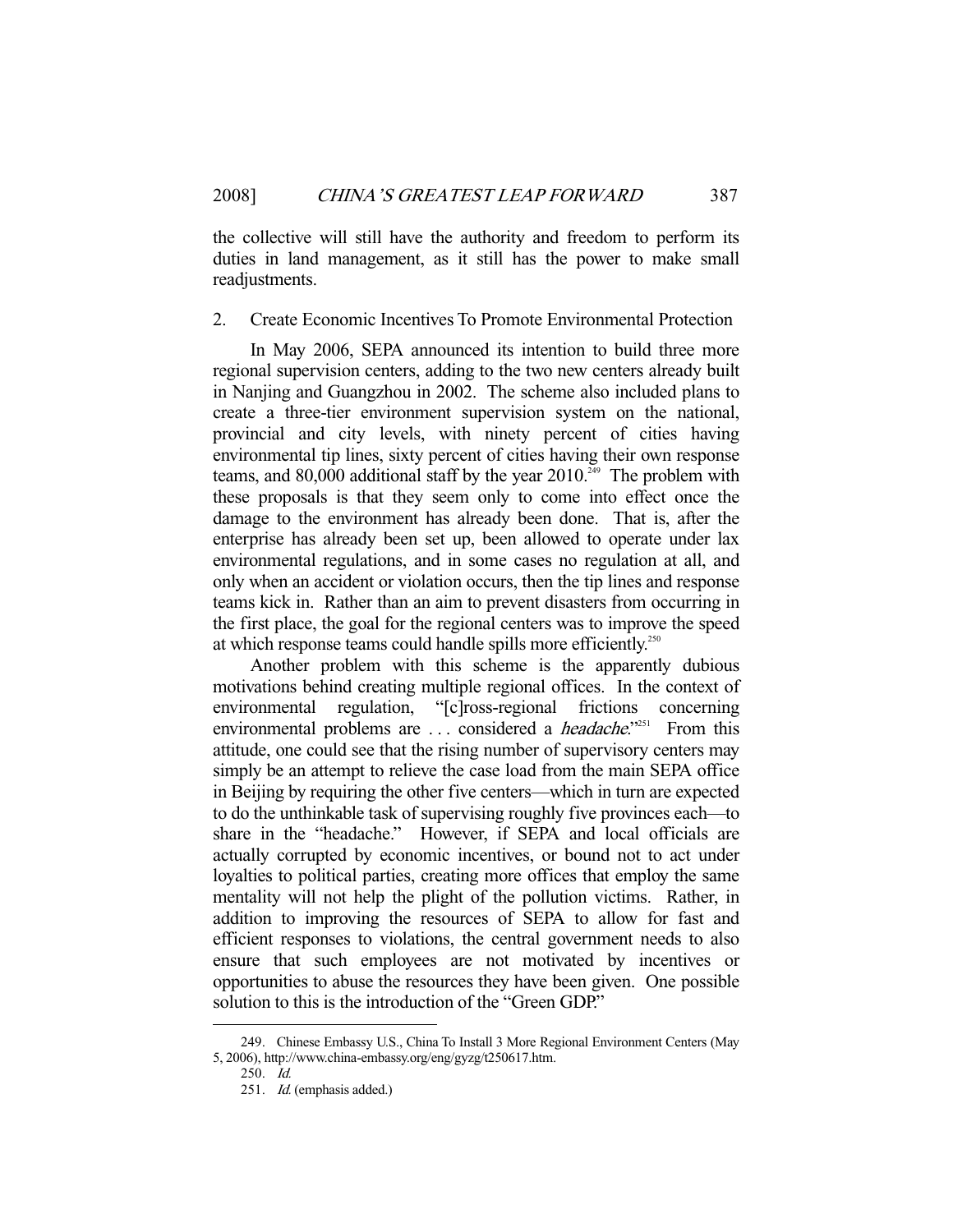the collective will still have the authority and freedom to perform its duties in land management, as it still has the power to make small readjustments.

### 2. Create Economic Incentives To Promote Environmental Protection

In May 2006, SEPA announced its intention to build three more regional supervision centers, adding to the two new centers already built in Nanjing and Guangzhou in 2002. The scheme also included plans to create a three-tier environment supervision system on the national, provincial and city levels, with ninety percent of cities having environmental tip lines, sixty percent of cities having their own response teams, and 80,000 additional staff by the year 2010.[249] The problem with these proposals is that they seem only to come into effect once the damage to the environment has already been done. That is, after the enterprise has already been set up, been allowed to operate under lax environmental regulations, and in some cases no regulation at all, and only when an accident or violation occurs, then the tip lines and response teams kick in. Rather than an aim to prevent disasters from occurring in the first place, the goal for the regional centers was to improve the speed at which response teams could handle spills more efficiently.[250]

Another problem with this scheme is the apparently dubious motivations behind creating multiple regional offices. In the context of environmental regulation, "[c]ross-regional frictions concerning environmental problems are . . . considered a *headache*."[251] From this attitude, one could see that the rising number of supervisory centers may simply be an attempt to relieve the case load from the main SEPA office in Beijing by requiring the other five centers—which in turn are expected to do the unthinkable task of supervising roughly five provinces each—to share in the "headache." However, if SEPA and local officials are actually corrupted by economic incentives, or bound not to act under loyalties to political parties, creating more offices that employ the same mentality will not help the plight of the pollution victims. Rather, in addition to improving the resources of SEPA to allow for fast and efficient responses to violations, the central government needs to also ensure that such employees are not motivated by incentives or opportunities to abuse the resources they have been given. One possible solution to this is the introduction of the "Green GDP."

---

249. Chinese Embassy U.S., China To Install 3 More Regional Environment Centers (May 5, 2006), http://www.china-embassy.org/eng/gyzg/t250617.htm.

250. *Id.*

251. *Id.* (emphasis added.)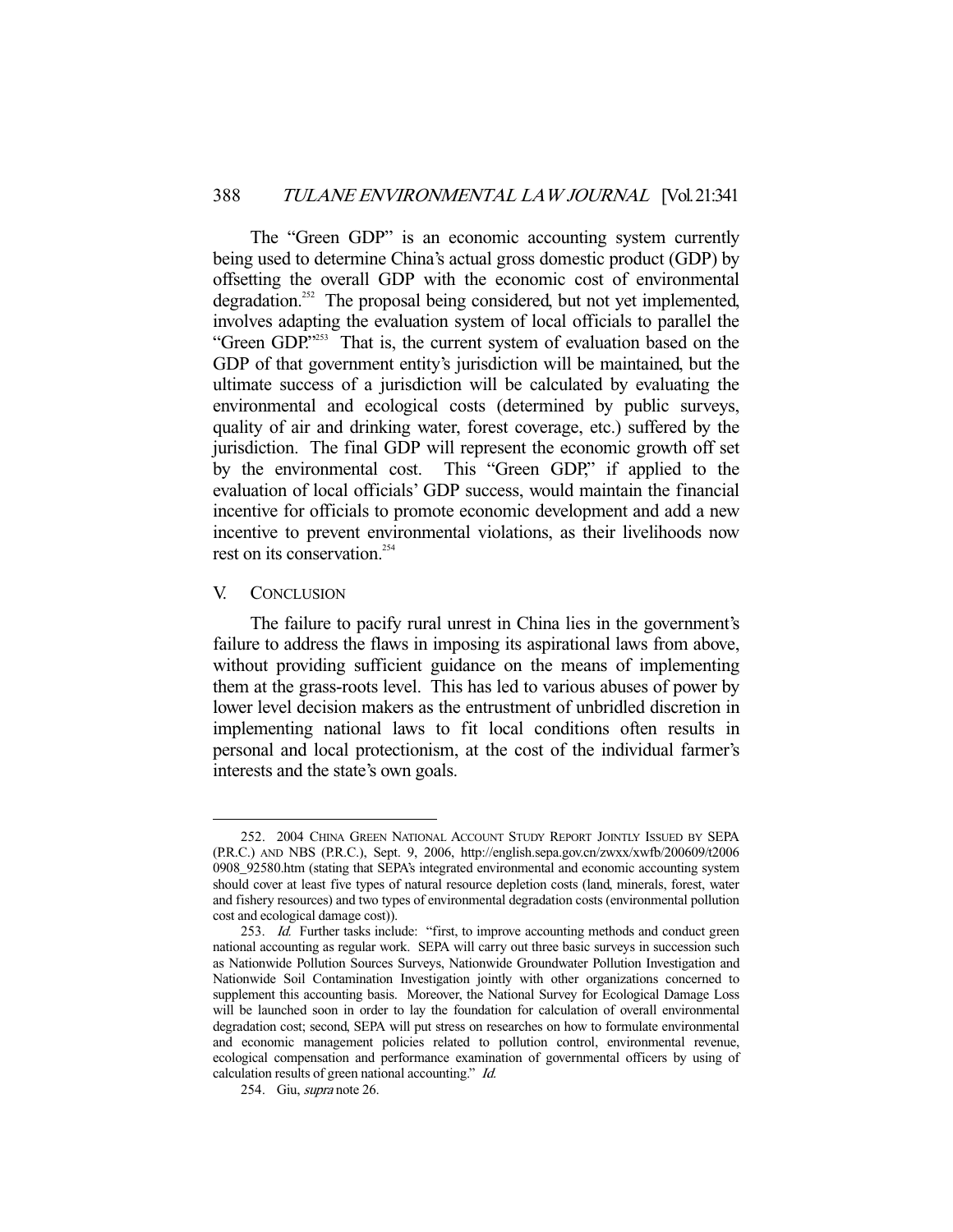The "Green GDP" is an economic accounting system currently being used to determine China's actual gross domestic product (GDP) by offsetting the overall GDP with the economic cost of environmental degradation.[252] The proposal being considered, but not yet implemented, involves adapting the evaluation system of local officials to parallel the "Green GDP."[253] That is, the current system of evaluation based on the GDP of that government entity's jurisdiction will be maintained, but the ultimate success of a jurisdiction will be calculated by evaluating the environmental and ecological costs (determined by public surveys, quality of air and drinking water, forest coverage, etc.) suffered by the jurisdiction. The final GDP will represent the economic growth off set by the environmental cost. This "Green GDP," if applied to the evaluation of local officials' GDP success, would maintain the financial incentive for officials to promote economic development and add a new incentive to prevent environmental violations, as their livelihoods now rest on its conservation.[254]

## V. CONCLUSION

The failure to pacify rural unrest in China lies in the government's failure to address the flaws in imposing its aspirational laws from above, without providing sufficient guidance on the means of implementing them at the grass-roots level. This has led to various abuses of power by lower level decision makers as the entrustment of unbridled discretion in implementing national laws to fit local conditions often results in personal and local protectionism, at the cost of the individual farmer's interests and the state's own goals.

---

252. 2004 CHINA GREEN NATIONAL ACCOUNT STUDY REPORT JOINTLY ISSUED BY SEPA (P.R.C.) AND NBS (P.R.C.), Sept. 9, 2006, http://english.sepa.gov.cn/zwxx/xwfb/200609/t20060908_92580.htm (stating that SEPA's integrated environmental and economic accounting system should cover at least five types of natural resource depletion costs (land, minerals, forest, water and fishery resources) and two types of environmental degradation costs (environmental pollution cost and ecological damage cost)).

253. *Id.* Further tasks include: "first, to improve accounting methods and conduct green national accounting as regular work. SEPA will carry out three basic surveys in succession such as Nationwide Pollution Sources Surveys, Nationwide Groundwater Pollution Investigation and Nationwide Soil Contamination Investigation jointly with other organizations concerned to supplement this accounting basis. Moreover, the National Survey for Ecological Damage Loss will be launched soon in order to lay the foundation for calculation of overall environmental degradation cost; second, SEPA will put stress on researches on how to formulate environmental and economic management policies related to pollution control, environmental revenue, ecological compensation and performance examination of governmental officers by using of calculation results of green national accounting." *Id.*

254. Giu, *supra* note 26.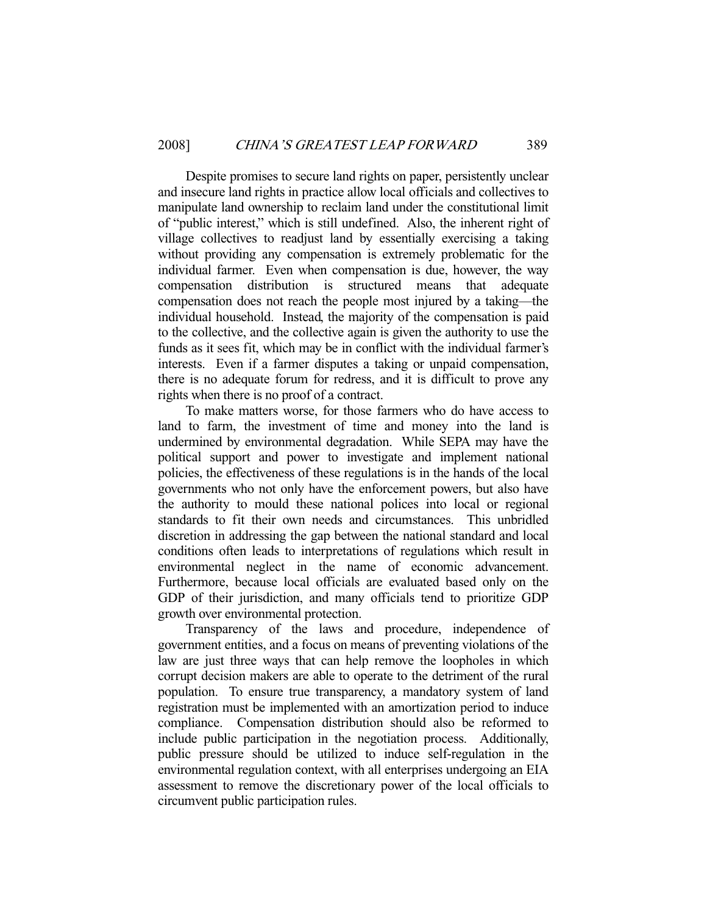Despite promises to secure land rights on paper, persistently unclear and insecure land rights in practice allow local officials and collectives to manipulate land ownership to reclaim land under the constitutional limit of "public interest," which is still undefined. Also, the inherent right of village collectives to readjust land by essentially exercising a taking without providing any compensation is extremely problematic for the individual farmer. Even when compensation is due, however, the way compensation distribution is structured means that adequate compensation does not reach the people most injured by a taking—the individual household. Instead, the majority of the compensation is paid to the collective, and the collective again is given the authority to use the funds as it sees fit, which may be in conflict with the individual farmer's interests. Even if a farmer disputes a taking or unpaid compensation, there is no adequate forum for redress, and it is difficult to prove any rights when there is no proof of a contract.

To make matters worse, for those farmers who do have access to land to farm, the investment of time and money into the land is undermined by environmental degradation. While SEPA may have the political support and power to investigate and implement national policies, the effectiveness of these regulations is in the hands of the local governments who not only have the enforcement powers, but also have the authority to mould these national polices into local or regional standards to fit their own needs and circumstances. This unbridled discretion in addressing the gap between the national standard and local conditions often leads to interpretations of regulations which result in environmental neglect in the name of economic advancement. Furthermore, because local officials are evaluated based only on the GDP of their jurisdiction, and many officials tend to prioritize GDP growth over environmental protection.

Transparency of the laws and procedure, independence of government entities, and a focus on means of preventing violations of the law are just three ways that can help remove the loopholes in which corrupt decision makers are able to operate to the detriment of the rural population. To ensure true transparency, a mandatory system of land registration must be implemented with an amortization period to induce compliance. Compensation distribution should also be reformed to include public participation in the negotiation process. Additionally, public pressure should be utilized to induce self-regulation in the environmental regulation context, with all enterprises undergoing an EIA assessment to remove the discretionary power of the local officials to circumvent public participation rules.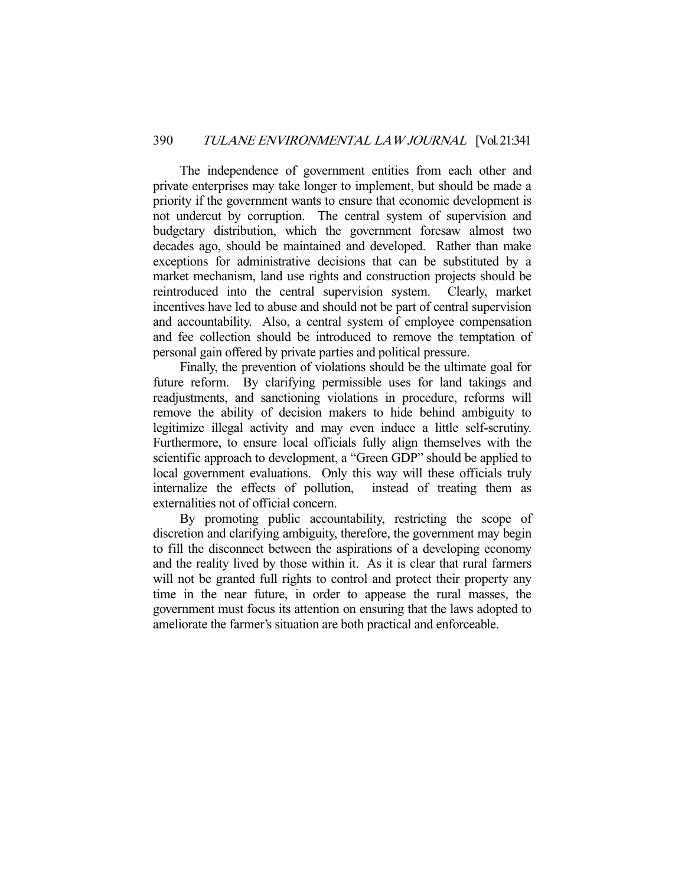The independence of government entities from each other and private enterprises may take longer to implement, but should be made a priority if the government wants to ensure that economic development is not undercut by corruption. The central system of supervision and budgetary distribution, which the government foresaw almost two decades ago, should be maintained and developed. Rather than make exceptions for administrative decisions that can be substituted by a market mechanism, land use rights and construction projects should be reintroduced into the central supervision system. Clearly, market incentives have led to abuse and should not be part of central supervision and accountability. Also, a central system of employee compensation and fee collection should be introduced to remove the temptation of personal gain offered by private parties and political pressure.

Finally, the prevention of violations should be the ultimate goal for future reform. By clarifying permissible uses for land takings and readjustments, and sanctioning violations in procedure, reforms will remove the ability of decision makers to hide behind ambiguity to legitimize illegal activity and may even induce a little self-scrutiny. Furthermore, to ensure local officials fully align themselves with the scientific approach to development, a "Green GDP" should be applied to local government evaluations. Only this way will these officials truly internalize the effects of pollution, instead of treating them as externalities not of official concern.

By promoting public accountability, restricting the scope of discretion and clarifying ambiguity, therefore, the government may begin to fill the disconnect between the aspirations of a developing economy and the reality lived by those within it. As it is clear that rural farmers will not be granted full rights to control and protect their property any time in the near future, in order to appease the rural masses, the government must focus its attention on ensuring that the laws adopted to ameliorate the farmer's situation are both practical and enforceable.